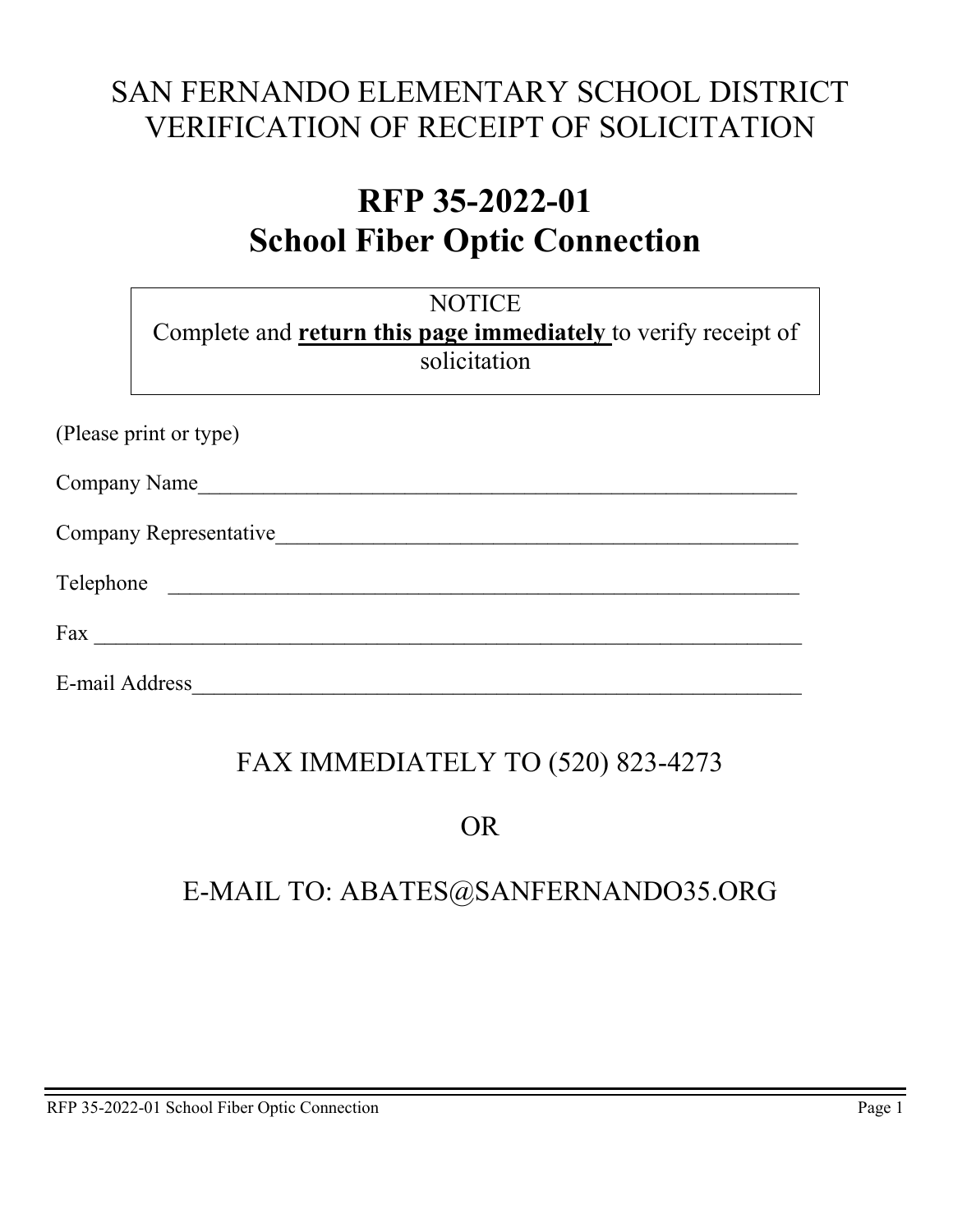# SAN FERNANDO ELEMENTARY SCHOOL DISTRICT
# VERIFICATION OF RECEIPT OF SOLICITATION

# RFP 35-2022-01
# School Fiber Optic Connection

NOTICE
Complete and **return this page immediately** to verify receipt of solicitation

(Please print or type)

Company Name\_\_\_\_\_\_\_\_\_\_\_\_\_\_\_\_\_\_\_\_\_\_\_\_\_\_\_\_\_\_\_\_\_\_\_\_\_\_\_\_\_\_\_\_\_\_\_\_\_\_\_\_\_\_\_\_

Company Representative\_\_\_\_\_\_\_\_\_\_\_\_\_\_\_\_\_\_\_\_\_\_\_\_\_\_\_\_\_\_\_\_\_\_\_\_\_\_\_\_\_\_\_\_\_\_\_\_\_\_

Telephone \_\_\_\_\_\_\_\_\_\_\_\_\_\_\_\_\_\_\_\_\_\_\_\_\_\_\_\_\_\_\_\_\_\_\_\_\_\_\_\_\_\_\_\_\_\_\_\_\_\_\_\_\_\_\_\_\_\_\_\_

Fax \_\_\_\_\_\_\_\_\_\_\_\_\_\_\_\_\_\_\_\_\_\_\_\_\_\_\_\_\_\_\_\_\_\_\_\_\_\_\_\_\_\_\_\_\_\_\_\_\_\_\_\_\_\_\_\_\_\_\_\_\_\_\_\_\_

E-mail Address\_\_\_\_\_\_\_\_\_\_\_\_\_\_\_\_\_\_\_\_\_\_\_\_\_\_\_\_\_\_\_\_\_\_\_\_\_\_\_\_\_\_\_\_\_\_\_\_\_\_\_\_\_\_\_\_\_\_

## FAX IMMEDIATELY TO (520) 823-4273

## OR

## E-MAIL TO: ABATES@SANFERNANDO35.ORG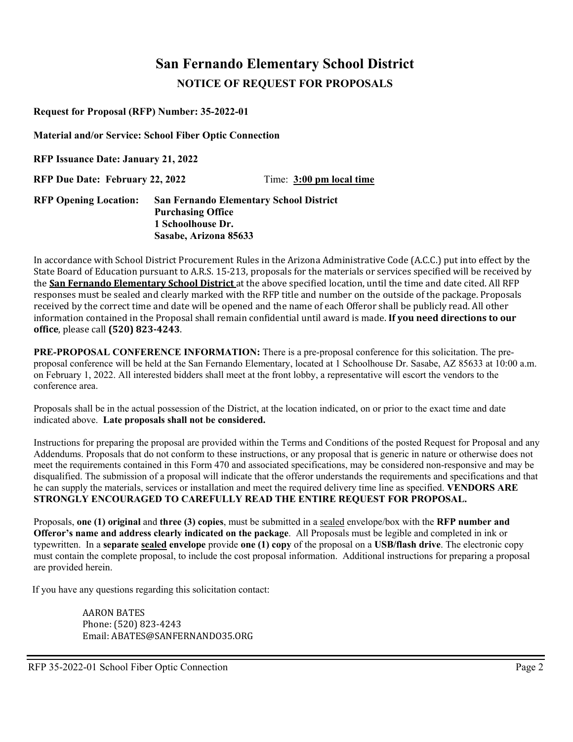# San Fernando Elementary School District

## NOTICE OF REQUEST FOR PROPOSALS

**Request for Proposal (RFP) Number: 35-2022-01**

**Material and/or Service: School Fiber Optic Connection**

**RFP Issuance Date: January 21, 2022**

**RFP Due Date: February 22, 2022** Time: **3:00 pm local time**

**RFP Opening Location:** **San Fernando Elementary School District**
**Purchasing Office**
**1 Schoolhouse Dr.**
**Sasabe, Arizona 85633**

In accordance with School District Procurement Rules in the Arizona Administrative Code (A.C.C.) put into effect by the State Board of Education pursuant to A.R.S. 15-213, proposals for the materials or services specified will be received by the **San Fernando Elementary School District** at the above specified location, until the time and date cited. All RFP responses must be sealed and clearly marked with the RFP title and number on the outside of the package. Proposals received by the correct time and date will be opened and the name of each Offeror shall be publicly read. All other information contained in the Proposal shall remain confidential until award is made. **If you need directions to our office**, please call **(520) 823-4243**.

**PRE-PROPOSAL CONFERENCE INFORMATION:** There is a pre-proposal conference for this solicitation. The pre-proposal conference will be held at the San Fernando Elementary, located at 1 Schoolhouse Dr. Sasabe, AZ 85633 at 10:00 a.m. on February 1, 2022. All interested bidders shall meet at the front lobby, a representative will escort the vendors to the conference area.

Proposals shall be in the actual possession of the District, at the location indicated, on or prior to the exact time and date indicated above. **Late proposals shall not be considered.**

Instructions for preparing the proposal are provided within the Terms and Conditions of the posted Request for Proposal and any Addendums. Proposals that do not conform to these instructions, or any proposal that is generic in nature or otherwise does not meet the requirements contained in this Form 470 and associated specifications, may be considered non-responsive and may be disqualified. The submission of a proposal will indicate that the offeror understands the requirements and specifications and that he can supply the materials, services or installation and meet the required delivery time line as specified. **VENDORS ARE STRONGLY ENCOURAGED TO CAREFULLY READ THE ENTIRE REQUEST FOR PROPOSAL.**

Proposals, **one (1) original** and **three (3) copies**, must be submitted in a sealed envelope/box with the **RFP number and Offeror's name and address clearly indicated on the package**. All Proposals must be legible and completed in ink or typewritten. In a **separate sealed envelope** provide **one (1) copy** of the proposal on a **USB/flash drive**. The electronic copy must contain the complete proposal, to include the cost proposal information. Additional instructions for preparing a proposal are provided herein.

If you have any questions regarding this solicitation contact:

AARON BATES
Phone: (520) 823-4243
Email: ABATES@SANFERNANDO35.ORG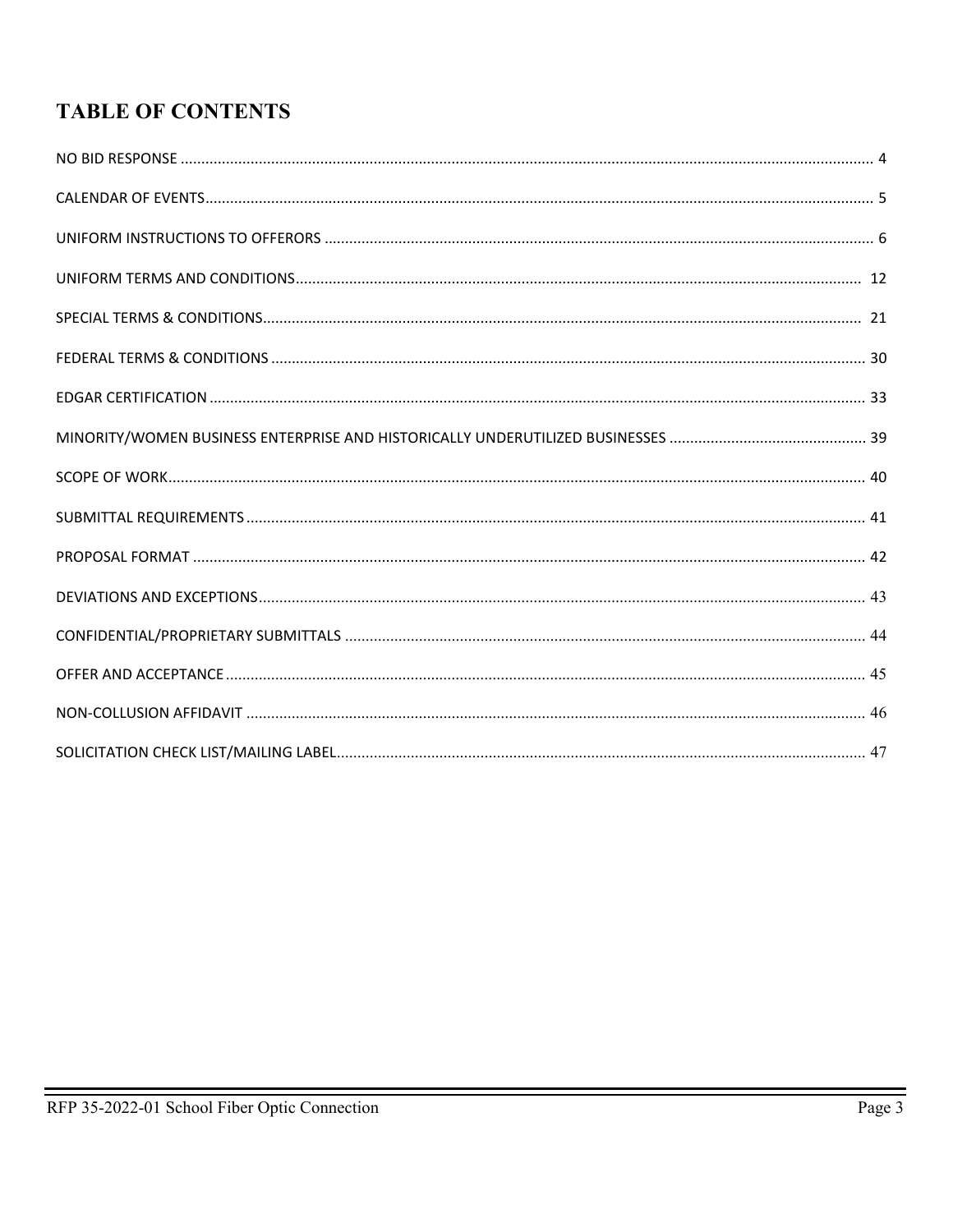# TABLE OF CONTENTS

| Section | Page |
|---|---|
| NO BID RESPONSE | 4 |
| CALENDAR OF EVENTS | 5 |
| UNIFORM INSTRUCTIONS TO OFFERORS | 6 |
| UNIFORM TERMS AND CONDITIONS | 12 |
| SPECIAL TERMS & CONDITIONS | 21 |
| FEDERAL TERMS & CONDITIONS | 30 |
| EDGAR CERTIFICATION | 33 |
| MINORITY/WOMEN BUSINESS ENTERPRISE AND HISTORICALLY UNDERUTILIZED BUSINESSES | 39 |
| SCOPE OF WORK | 40 |
| SUBMITTAL REQUIREMENTS | 41 |
| PROPOSAL FORMAT | 42 |
| DEVIATIONS AND EXCEPTIONS | 43 |
| CONFIDENTIAL/PROPRIETARY SUBMITTALS | 44 |
| OFFER AND ACCEPTANCE | 45 |
| NON-COLLUSION AFFIDAVIT | 46 |
| SOLICITATION CHECK LIST/MAILING LABEL | 47 |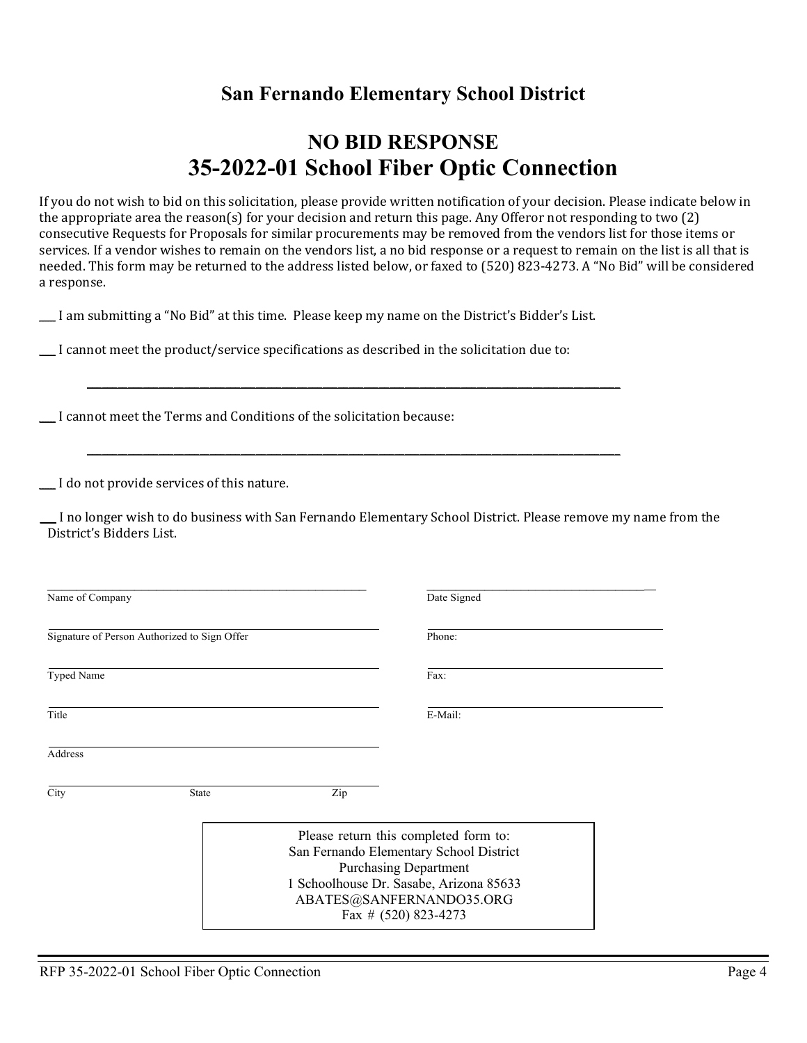## San Fernando Elementary School District

# NO BID RESPONSE
# 35-2022-01 School Fiber Optic Connection

If you do not wish to bid on this solicitation, please provide written notification of your decision. Please indicate below in the appropriate area the reason(s) for your decision and return this page. Any Offeror not responding to two (2) consecutive Requests for Proposals for similar procurements may be removed from the vendors list for those items or services. If a vendor wishes to remain on the vendors list, a no bid response or a request to remain on the list is all that is needed. This form may be returned to the address listed below, or faxed to (520) 823-4273. A "No Bid" will be considered a response.

___ I am submitting a "No Bid" at this time. Please keep my name on the District's Bidder's List.

___ I cannot meet the product/service specifications as described in the solicitation due to:

_______________________________________________________________________________

___ I cannot meet the Terms and Conditions of the solicitation because:

_______________________________________________________________________________

___ I do not provide services of this nature.

___ I no longer wish to do business with San Fernando Elementary School District. Please remove my name from the District's Bidders List.

_______________________________________ Name of Company

_______________________________________ Signature of Person Authorized to Sign Offer

_______________________________________ Typed Name

_______________________________________ Title

_______________________________________ Address

_______________________________________ City State Zip

_______________________________________ Date Signed

_______________________________________ Phone:

_______________________________________ Fax:

_______________________________________ E-Mail:

Please return this completed form to:
San Fernando Elementary School District
Purchasing Department
1 Schoolhouse Dr. Sasabe, Arizona 85633
ABATES@SANFERNANDO35.ORG
Fax # (520) 823-4273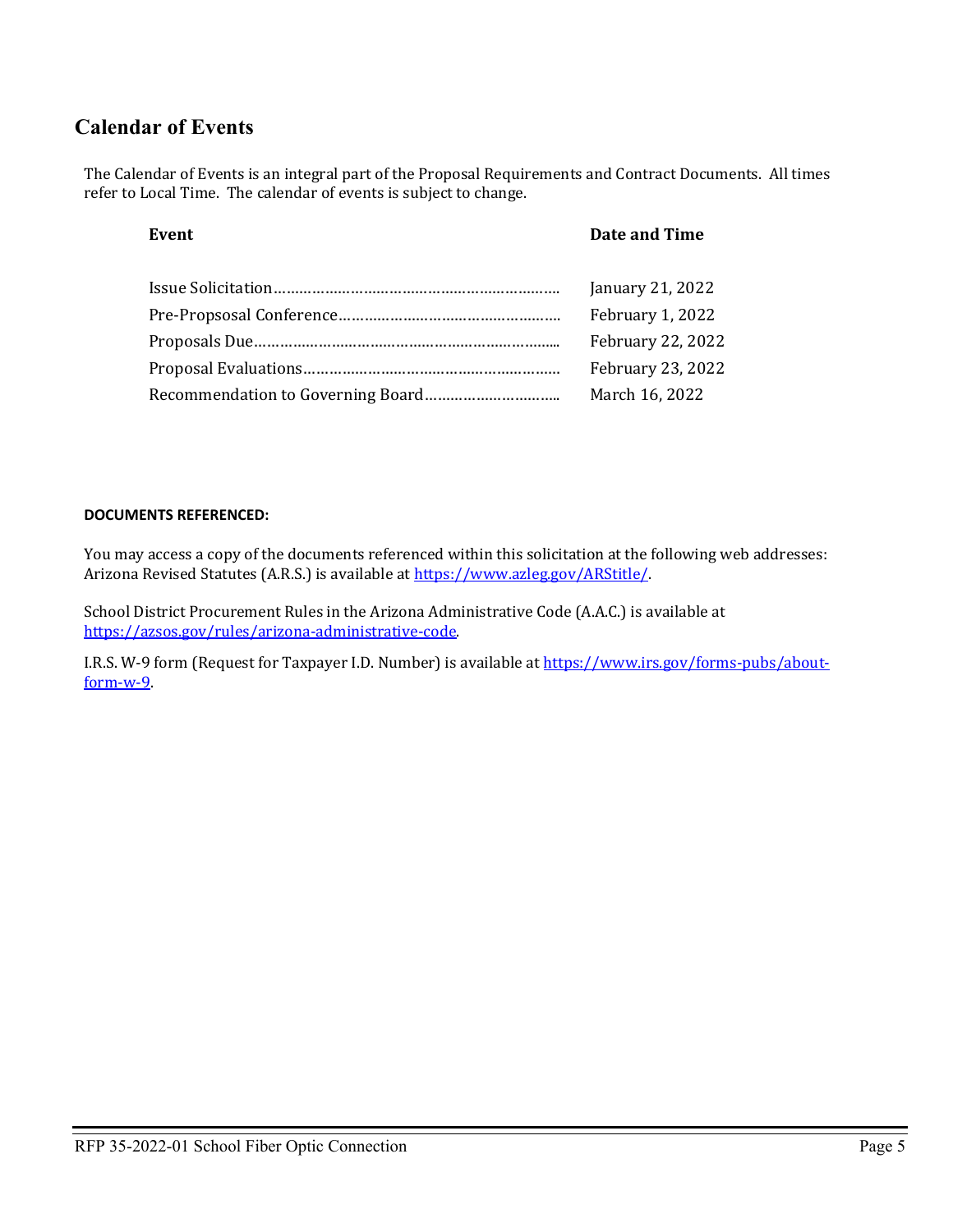## Calendar of Events

The Calendar of Events is an integral part of the Proposal Requirements and Contract Documents. All times refer to Local Time. The calendar of events is subject to change.

| Event | Date and Time |
|---|---|
| Issue Solicitation | January 21, 2022 |
| Pre-Propsosal Conference | February 1, 2022 |
| Proposals Due | February 22, 2022 |
| Proposal Evaluations | February 23, 2022 |
| Recommendation to Governing Board | March 16, 2022 |

**DOCUMENTS REFERENCED:**

You may access a copy of the documents referenced within this solicitation at the following web addresses: Arizona Revised Statutes (A.R.S.) is available at https://www.azleg.gov/ARStitle/.

School District Procurement Rules in the Arizona Administrative Code (A.A.C.) is available at https://azsos.gov/rules/arizona-administrative-code.

I.R.S. W-9 form (Request for Taxpayer I.D. Number) is available at https://www.irs.gov/forms-pubs/about-form-w-9.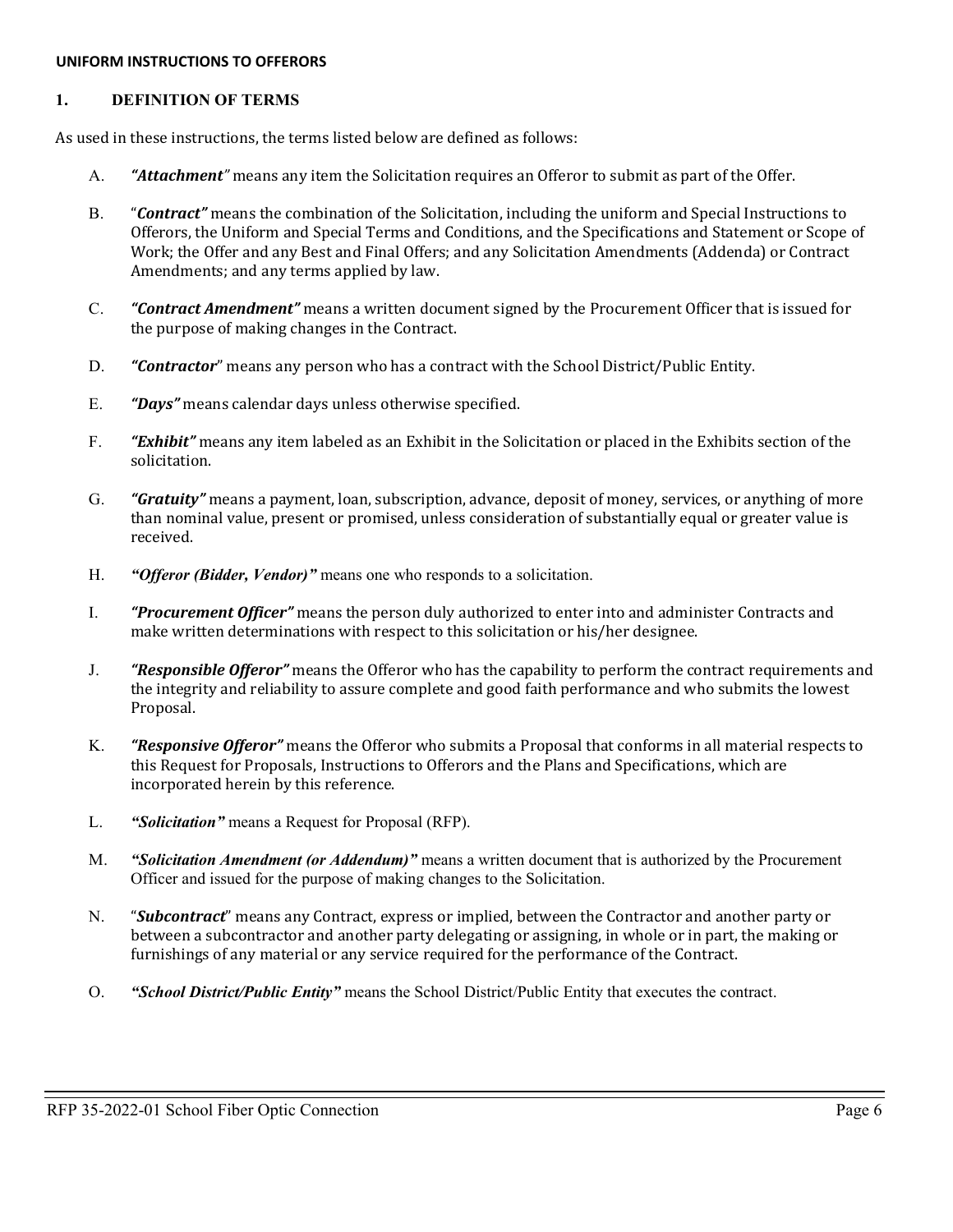**UNIFORM INSTRUCTIONS TO OFFERORS**

## 1. DEFINITION OF TERMS

As used in these instructions, the terms listed below are defined as follows:

A. ***"Attachment"*** means any item the Solicitation requires an Offeror to submit as part of the Offer.

B. "***Contract"*** means the combination of the Solicitation, including the uniform and Special Instructions to Offerors, the Uniform and Special Terms and Conditions, and the Specifications and Statement or Scope of Work; the Offer and any Best and Final Offers; and any Solicitation Amendments (Addenda) or Contract Amendments; and any terms applied by law.

C. ***"Contract Amendment"*** means a written document signed by the Procurement Officer that is issued for the purpose of making changes in the Contract.

D. ***"Contractor"*** means any person who has a contract with the School District/Public Entity.

E. ***"Days"*** means calendar days unless otherwise specified.

F. ***"Exhibit"*** means any item labeled as an Exhibit in the Solicitation or placed in the Exhibits section of the solicitation.

G. ***"Gratuity"*** means a payment, loan, subscription, advance, deposit of money, services, or anything of more than nominal value, present or promised, unless consideration of substantially equal or greater value is received.

H. ***"Offeror (Bidder, Vendor)"*** means one who responds to a solicitation.

I. ***"Procurement Officer"*** means the person duly authorized to enter into and administer Contracts and make written determinations with respect to this solicitation or his/her designee.

J. ***"Responsible Offeror"*** means the Offeror who has the capability to perform the contract requirements and the integrity and reliability to assure complete and good faith performance and who submits the lowest Proposal.

K. ***"Responsive Offeror"*** means the Offeror who submits a Proposal that conforms in all material respects to this Request for Proposals, Instructions to Offerors and the Plans and Specifications, which are incorporated herein by this reference.

L. ***"Solicitation"*** means a Request for Proposal (RFP).

M. ***"Solicitation Amendment (or Addendum)"*** means a written document that is authorized by the Procurement Officer and issued for the purpose of making changes to the Solicitation.

N. "***Subcontract***" means any Contract, express or implied, between the Contractor and another party or between a subcontractor and another party delegating or assigning, in whole or in part, the making or furnishings of any material or any service required for the performance of the Contract.

O. ***"School District/Public Entity"*** means the School District/Public Entity that executes the contract.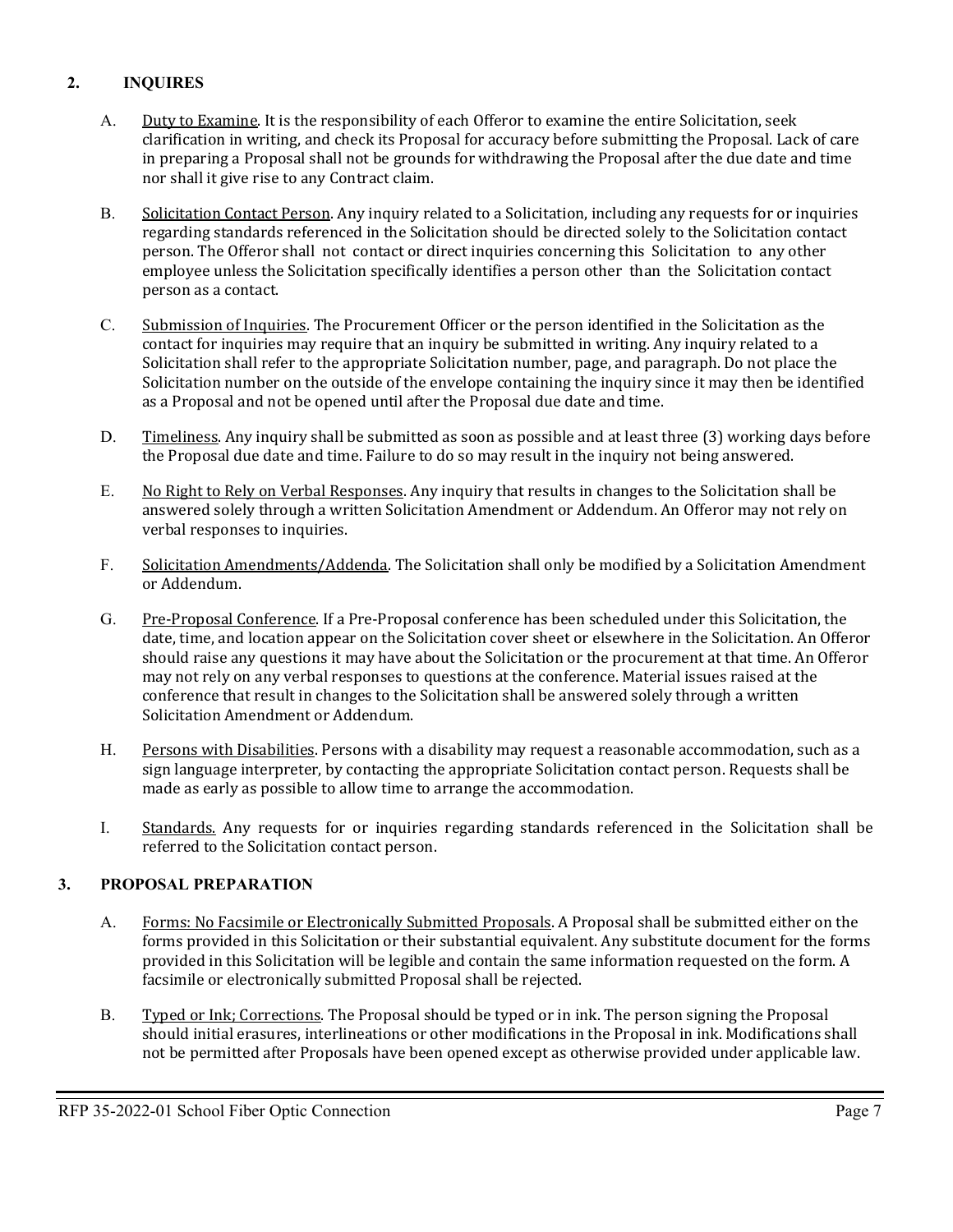## 2. INQUIRES

A. Duty to Examine. It is the responsibility of each Offeror to examine the entire Solicitation, seek clarification in writing, and check its Proposal for accuracy before submitting the Proposal. Lack of care in preparing a Proposal shall not be grounds for withdrawing the Proposal after the due date and time nor shall it give rise to any Contract claim.

B. Solicitation Contact Person. Any inquiry related to a Solicitation, including any requests for or inquiries regarding standards referenced in the Solicitation should be directed solely to the Solicitation contact person. The Offeror shall not contact or direct inquiries concerning this Solicitation to any other employee unless the Solicitation specifically identifies a person other than the Solicitation contact person as a contact.

C. Submission of Inquiries. The Procurement Officer or the person identified in the Solicitation as the contact for inquiries may require that an inquiry be submitted in writing. Any inquiry related to a Solicitation shall refer to the appropriate Solicitation number, page, and paragraph. Do not place the Solicitation number on the outside of the envelope containing the inquiry since it may then be identified as a Proposal and not be opened until after the Proposal due date and time.

D. Timeliness. Any inquiry shall be submitted as soon as possible and at least three (3) working days before the Proposal due date and time. Failure to do so may result in the inquiry not being answered.

E. No Right to Rely on Verbal Responses. Any inquiry that results in changes to the Solicitation shall be answered solely through a written Solicitation Amendment or Addendum. An Offeror may not rely on verbal responses to inquiries.

F. Solicitation Amendments/Addenda. The Solicitation shall only be modified by a Solicitation Amendment or Addendum.

G. Pre-Proposal Conference. If a Pre-Proposal conference has been scheduled under this Solicitation, the date, time, and location appear on the Solicitation cover sheet or elsewhere in the Solicitation. An Offeror should raise any questions it may have about the Solicitation or the procurement at that time. An Offeror may not rely on any verbal responses to questions at the conference. Material issues raised at the conference that result in changes to the Solicitation shall be answered solely through a written Solicitation Amendment or Addendum.

H. Persons with Disabilities. Persons with a disability may request a reasonable accommodation, such as a sign language interpreter, by contacting the appropriate Solicitation contact person. Requests shall be made as early as possible to allow time to arrange the accommodation.

I. Standards. Any requests for or inquiries regarding standards referenced in the Solicitation shall be referred to the Solicitation contact person.

## 3. PROPOSAL PREPARATION

A. Forms: No Facsimile or Electronically Submitted Proposals. A Proposal shall be submitted either on the forms provided in this Solicitation or their substantial equivalent. Any substitute document for the forms provided in this Solicitation will be legible and contain the same information requested on the form. A facsimile or electronically submitted Proposal shall be rejected.

B. Typed or Ink; Corrections. The Proposal should be typed or in ink. The person signing the Proposal should initial erasures, interlineations or other modifications in the Proposal in ink. Modifications shall not be permitted after Proposals have been opened except as otherwise provided under applicable law.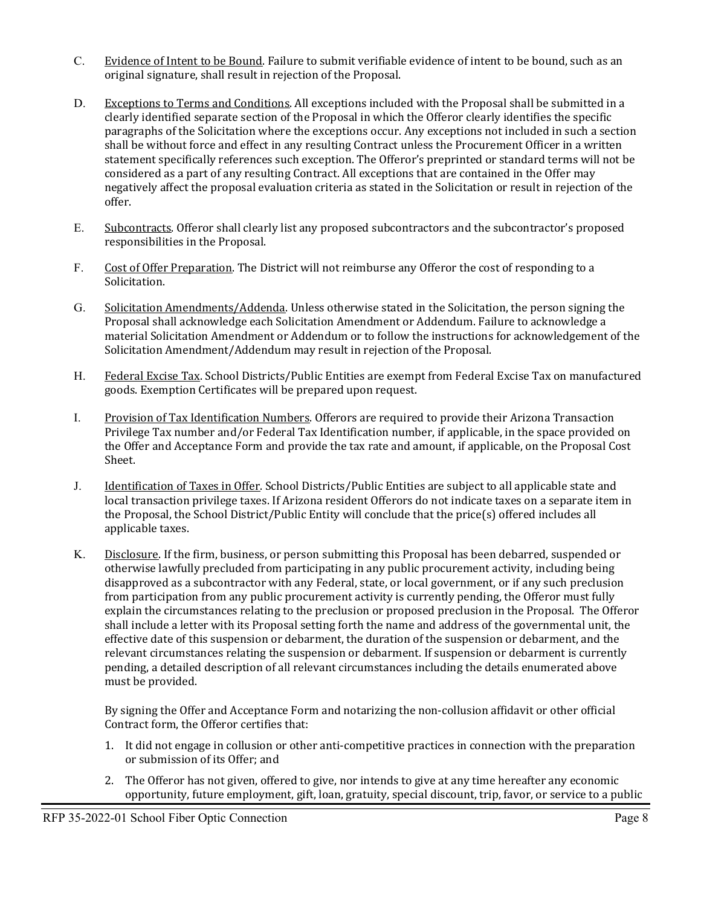C. <u>Evidence of Intent to be Bound</u>. Failure to submit verifiable evidence of intent to be bound, such as an original signature, shall result in rejection of the Proposal.

D. <u>Exceptions to Terms and Conditions</u>. All exceptions included with the Proposal shall be submitted in a clearly identified separate section of the Proposal in which the Offeror clearly identifies the specific paragraphs of the Solicitation where the exceptions occur. Any exceptions not included in such a section shall be without force and effect in any resulting Contract unless the Procurement Officer in a written statement specifically references such exception. The Offeror's preprinted or standard terms will not be considered as a part of any resulting Contract. All exceptions that are contained in the Offer may negatively affect the proposal evaluation criteria as stated in the Solicitation or result in rejection of the offer.

E. <u>Subcontracts</u>. Offeror shall clearly list any proposed subcontractors and the subcontractor's proposed responsibilities in the Proposal.

F. <u>Cost of Offer Preparation</u>. The District will not reimburse any Offeror the cost of responding to a Solicitation.

G. <u>Solicitation Amendments/Addenda</u>. Unless otherwise stated in the Solicitation, the person signing the Proposal shall acknowledge each Solicitation Amendment or Addendum. Failure to acknowledge a material Solicitation Amendment or Addendum or to follow the instructions for acknowledgement of the Solicitation Amendment/Addendum may result in rejection of the Proposal.

H. <u>Federal Excise Tax</u>. School Districts/Public Entities are exempt from Federal Excise Tax on manufactured goods. Exemption Certificates will be prepared upon request.

I. <u>Provision of Tax Identification Numbers</u>. Offerors are required to provide their Arizona Transaction Privilege Tax number and/or Federal Tax Identification number, if applicable, in the space provided on the Offer and Acceptance Form and provide the tax rate and amount, if applicable, on the Proposal Cost Sheet.

J. <u>Identification of Taxes in Offer</u>. School Districts/Public Entities are subject to all applicable state and local transaction privilege taxes. If Arizona resident Offerors do not indicate taxes on a separate item in the Proposal, the School District/Public Entity will conclude that the price(s) offered includes all applicable taxes.

K. <u>Disclosure</u>. If the firm, business, or person submitting this Proposal has been debarred, suspended or otherwise lawfully precluded from participating in any public procurement activity, including being disapproved as a subcontractor with any Federal, state, or local government, or if any such preclusion from participation from any public procurement activity is currently pending, the Offeror must fully explain the circumstances relating to the preclusion or proposed preclusion in the Proposal. The Offeror shall include a letter with its Proposal setting forth the name and address of the governmental unit, the effective date of this suspension or debarment, the duration of the suspension or debarment, and the relevant circumstances relating the suspension or debarment. If suspension or debarment is currently pending, a detailed description of all relevant circumstances including the details enumerated above must be provided.

   By signing the Offer and Acceptance Form and notarizing the non-collusion affidavit or other official Contract form, the Offeror certifies that:

   1. It did not engage in collusion or other anti-competitive practices in connection with the preparation or submission of its Offer; and
   2. The Offeror has not given, offered to give, nor intends to give at any time hereafter any economic opportunity, future employment, gift, loan, gratuity, special discount, trip, favor, or service to a public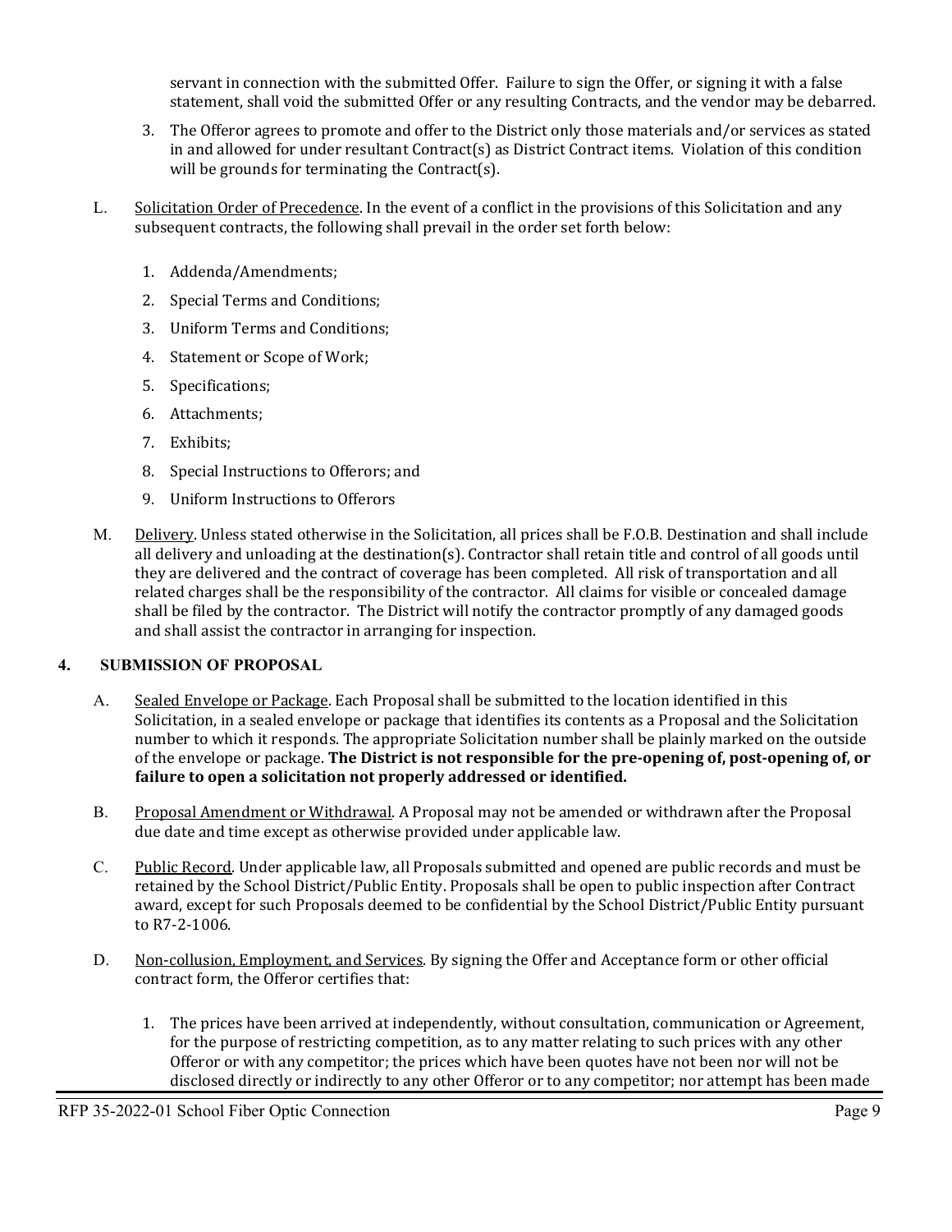servant in connection with the submitted Offer. Failure to sign the Offer, or signing it with a false statement, shall void the submitted Offer or any resulting Contracts, and the vendor may be debarred.

3. The Offeror agrees to promote and offer to the District only those materials and/or services as stated in and allowed for under resultant Contract(s) as District Contract items. Violation of this condition will be grounds for terminating the Contract(s).

L. Solicitation Order of Precedence. In the event of a conflict in the provisions of this Solicitation and any subsequent contracts, the following shall prevail in the order set forth below:

1. Addenda/Amendments;
2. Special Terms and Conditions;
3. Uniform Terms and Conditions;
4. Statement or Scope of Work;
5. Specifications;
6. Attachments;
7. Exhibits;
8. Special Instructions to Offerors; and
9. Uniform Instructions to Offerors

M. Delivery. Unless stated otherwise in the Solicitation, all prices shall be F.O.B. Destination and shall include all delivery and unloading at the destination(s). Contractor shall retain title and control of all goods until they are delivered and the contract of coverage has been completed. All risk of transportation and all related charges shall be the responsibility of the contractor. All claims for visible or concealed damage shall be filed by the contractor. The District will notify the contractor promptly of any damaged goods and shall assist the contractor in arranging for inspection.

## 4. SUBMISSION OF PROPOSAL

A. Sealed Envelope or Package. Each Proposal shall be submitted to the location identified in this Solicitation, in a sealed envelope or package that identifies its contents as a Proposal and the Solicitation number to which it responds. The appropriate Solicitation number shall be plainly marked on the outside of the envelope or package. **The District is not responsible for the pre-opening of, post-opening of, or failure to open a solicitation not properly addressed or identified.**

B. Proposal Amendment or Withdrawal. A Proposal may not be amended or withdrawn after the Proposal due date and time except as otherwise provided under applicable law.

C. Public Record. Under applicable law, all Proposals submitted and opened are public records and must be retained by the School District/Public Entity. Proposals shall be open to public inspection after Contract award, except for such Proposals deemed to be confidential by the School District/Public Entity pursuant to R7-2-1006.

D. Non-collusion, Employment, and Services. By signing the Offer and Acceptance form or other official contract form, the Offeror certifies that:

1. The prices have been arrived at independently, without consultation, communication or Agreement, for the purpose of restricting competition, as to any matter relating to such prices with any other Offeror or with any competitor; the prices which have been quotes have not been nor will not be disclosed directly or indirectly to any other Offeror or to any competitor; nor attempt has been made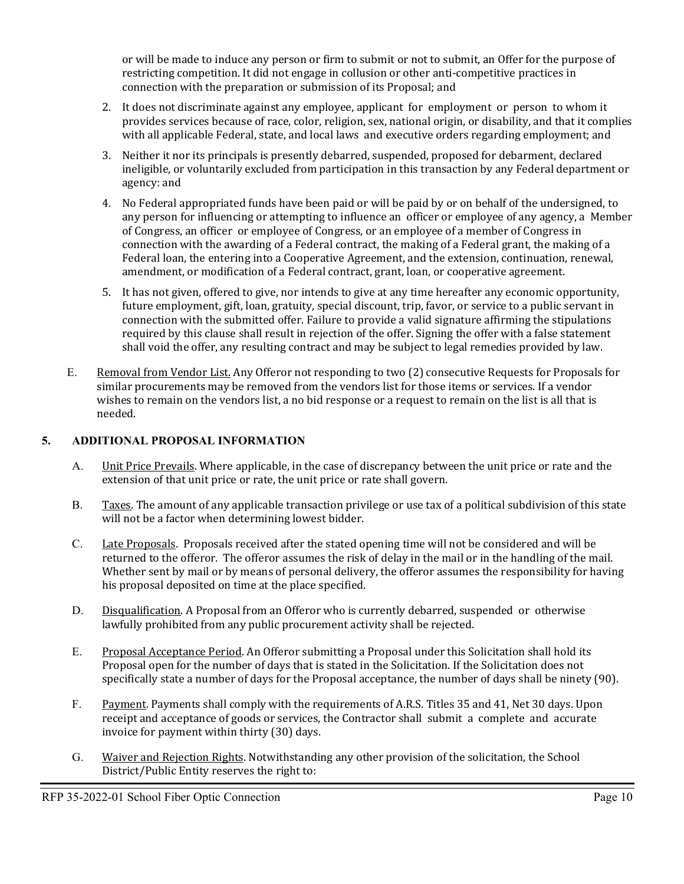or will be made to induce any person or firm to submit or not to submit, an Offer for the purpose of restricting competition. It did not engage in collusion or other anti-competitive practices in connection with the preparation or submission of its Proposal; and

2. It does not discriminate against any employee, applicant for employment or person to whom it provides services because of race, color, religion, sex, national origin, or disability, and that it complies with all applicable Federal, state, and local laws and executive orders regarding employment; and
3. Neither it nor its principals is presently debarred, suspended, proposed for debarment, declared ineligible, or voluntarily excluded from participation in this transaction by any Federal department or agency: and
4. No Federal appropriated funds have been paid or will be paid by or on behalf of the undersigned, to any person for influencing or attempting to influence an officer or employee of any agency, a Member of Congress, an officer or employee of Congress, or an employee of a member of Congress in connection with the awarding of a Federal contract, the making of a Federal grant, the making of a Federal loan, the entering into a Cooperative Agreement, and the extension, continuation, renewal, amendment, or modification of a Federal contract, grant, loan, or cooperative agreement.
5. It has not given, offered to give, nor intends to give at any time hereafter any economic opportunity, future employment, gift, loan, gratuity, special discount, trip, favor, or service to a public servant in connection with the submitted offer. Failure to provide a valid signature affirming the stipulations required by this clause shall result in rejection of the offer. Signing the offer with a false statement shall void the offer, any resulting contract and may be subject to legal remedies provided by law.

E. Removal from Vendor List. Any Offeror not responding to two (2) consecutive Requests for Proposals for similar procurements may be removed from the vendors list for those items or services. If a vendor wishes to remain on the vendors list, a no bid response or a request to remain on the list is all that is needed.

## 5. ADDITIONAL PROPOSAL INFORMATION

A. Unit Price Prevails. Where applicable, in the case of discrepancy between the unit price or rate and the extension of that unit price or rate, the unit price or rate shall govern.

B. Taxes. The amount of any applicable transaction privilege or use tax of a political subdivision of this state will not be a factor when determining lowest bidder.

C. Late Proposals. Proposals received after the stated opening time will not be considered and will be returned to the offeror. The offeror assumes the risk of delay in the mail or in the handling of the mail. Whether sent by mail or by means of personal delivery, the offeror assumes the responsibility for having his proposal deposited on time at the place specified.

D. Disqualification. A Proposal from an Offeror who is currently debarred, suspended or otherwise lawfully prohibited from any public procurement activity shall be rejected.

E. Proposal Acceptance Period. An Offeror submitting a Proposal under this Solicitation shall hold its Proposal open for the number of days that is stated in the Solicitation. If the Solicitation does not specifically state a number of days for the Proposal acceptance, the number of days shall be ninety (90).

F. Payment. Payments shall comply with the requirements of A.R.S. Titles 35 and 41, Net 30 days. Upon receipt and acceptance of goods or services, the Contractor shall submit a complete and accurate invoice for payment within thirty (30) days.

G. Waiver and Rejection Rights. Notwithstanding any other provision of the solicitation, the School District/Public Entity reserves the right to: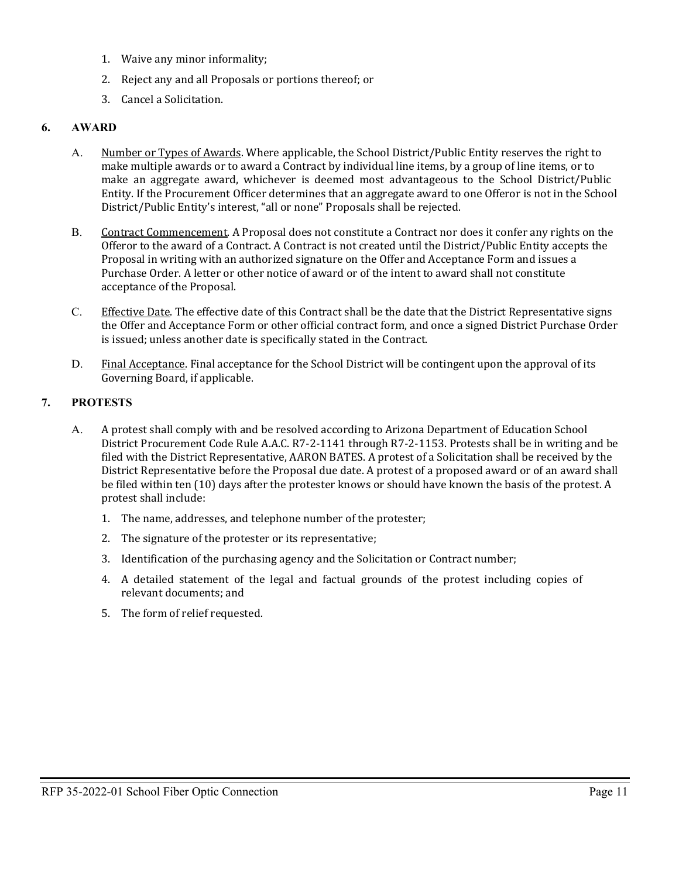1. Waive any minor informality;
2. Reject any and all Proposals or portions thereof; or
3. Cancel a Solicitation.

## 6. AWARD

A. Number or Types of Awards. Where applicable, the School District/Public Entity reserves the right to make multiple awards or to award a Contract by individual line items, by a group of line items, or to make an aggregate award, whichever is deemed most advantageous to the School District/Public Entity. If the Procurement Officer determines that an aggregate award to one Offeror is not in the School District/Public Entity's interest, "all or none" Proposals shall be rejected.

B. Contract Commencement. A Proposal does not constitute a Contract nor does it confer any rights on the Offeror to the award of a Contract. A Contract is not created until the District/Public Entity accepts the Proposal in writing with an authorized signature on the Offer and Acceptance Form and issues a Purchase Order. A letter or other notice of award or of the intent to award shall not constitute acceptance of the Proposal.

C. Effective Date. The effective date of this Contract shall be the date that the District Representative signs the Offer and Acceptance Form or other official contract form, and once a signed District Purchase Order is issued; unless another date is specifically stated in the Contract.

D. Final Acceptance. Final acceptance for the School District will be contingent upon the approval of its Governing Board, if applicable.

## 7. PROTESTS

A. A protest shall comply with and be resolved according to Arizona Department of Education School District Procurement Code Rule A.A.C. R7-2-1141 through R7-2-1153. Protests shall be in writing and be filed with the District Representative, AARON BATES. A protest of a Solicitation shall be received by the District Representative before the Proposal due date. A protest of a proposed award or of an award shall be filed within ten (10) days after the protester knows or should have known the basis of the protest. A protest shall include:

   1. The name, addresses, and telephone number of the protester;
   2. The signature of the protester or its representative;
   3. Identification of the purchasing agency and the Solicitation or Contract number;
   4. A detailed statement of the legal and factual grounds of the protest including copies of relevant documents; and
   5. The form of relief requested.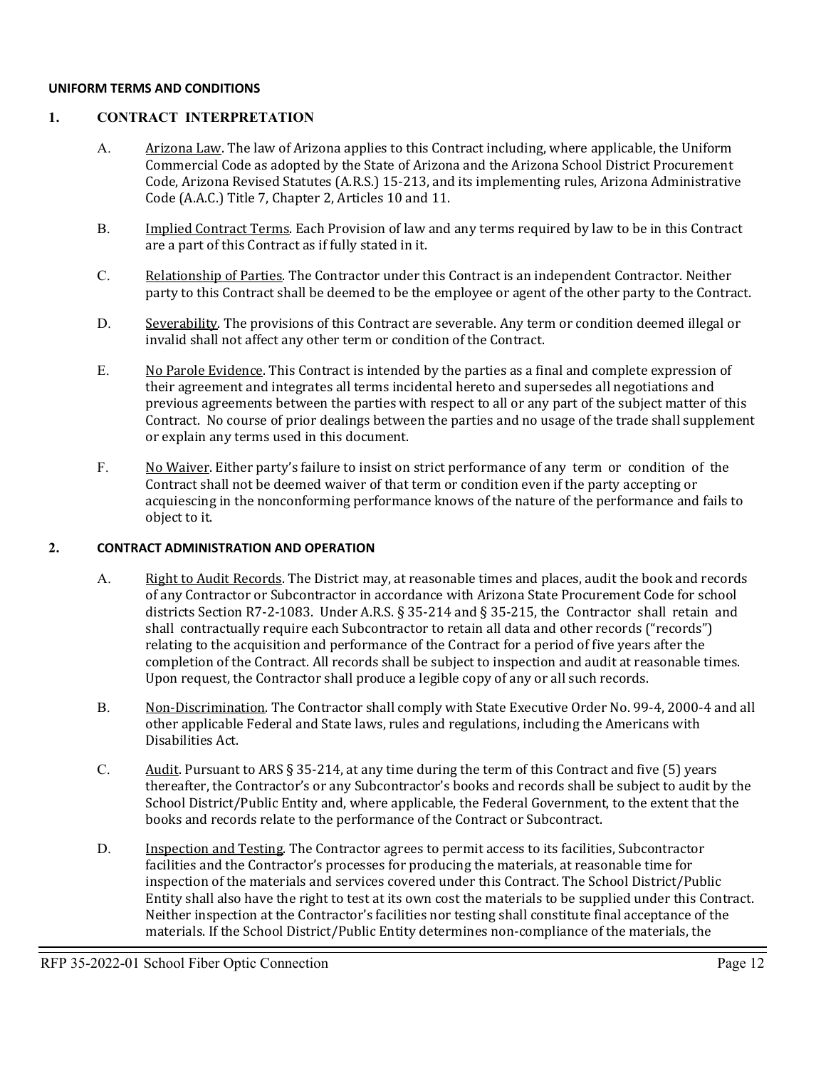**UNIFORM TERMS AND CONDITIONS**

## 1. CONTRACT INTERPRETATION

A. Arizona Law. The law of Arizona applies to this Contract including, where applicable, the Uniform Commercial Code as adopted by the State of Arizona and the Arizona School District Procurement Code, Arizona Revised Statutes (A.R.S.) 15-213, and its implementing rules, Arizona Administrative Code (A.A.C.) Title 7, Chapter 2, Articles 10 and 11.

B. Implied Contract Terms. Each Provision of law and any terms required by law to be in this Contract are a part of this Contract as if fully stated in it.

C. Relationship of Parties. The Contractor under this Contract is an independent Contractor. Neither party to this Contract shall be deemed to be the employee or agent of the other party to the Contract.

D. Severability. The provisions of this Contract are severable. Any term or condition deemed illegal or invalid shall not affect any other term or condition of the Contract.

E. No Parole Evidence. This Contract is intended by the parties as a final and complete expression of their agreement and integrates all terms incidental hereto and supersedes all negotiations and previous agreements between the parties with respect to all or any part of the subject matter of this Contract. No course of prior dealings between the parties and no usage of the trade shall supplement or explain any terms used in this document.

F. No Waiver. Either party's failure to insist on strict performance of any term or condition of the Contract shall not be deemed waiver of that term or condition even if the party accepting or acquiescing in the nonconforming performance knows of the nature of the performance and fails to object to it.

## 2. CONTRACT ADMINISTRATION AND OPERATION

A. Right to Audit Records. The District may, at reasonable times and places, audit the book and records of any Contractor or Subcontractor in accordance with Arizona State Procurement Code for school districts Section R7-2-1083. Under A.R.S. § 35-214 and § 35-215, the Contractor shall retain and shall contractually require each Subcontractor to retain all data and other records ("records") relating to the acquisition and performance of the Contract for a period of five years after the completion of the Contract. All records shall be subject to inspection and audit at reasonable times. Upon request, the Contractor shall produce a legible copy of any or all such records.

B. Non-Discrimination. The Contractor shall comply with State Executive Order No. 99-4, 2000-4 and all other applicable Federal and State laws, rules and regulations, including the Americans with Disabilities Act.

C. Audit. Pursuant to ARS § 35-214, at any time during the term of this Contract and five (5) years thereafter, the Contractor's or any Subcontractor's books and records shall be subject to audit by the School District/Public Entity and, where applicable, the Federal Government, to the extent that the books and records relate to the performance of the Contract or Subcontract.

D. Inspection and Testing. The Contractor agrees to permit access to its facilities, Subcontractor facilities and the Contractor's processes for producing the materials, at reasonable time for inspection of the materials and services covered under this Contract. The School District/Public Entity shall also have the right to test at its own cost the materials to be supplied under this Contract. Neither inspection at the Contractor's facilities nor testing shall constitute final acceptance of the materials. If the School District/Public Entity determines non-compliance of the materials, the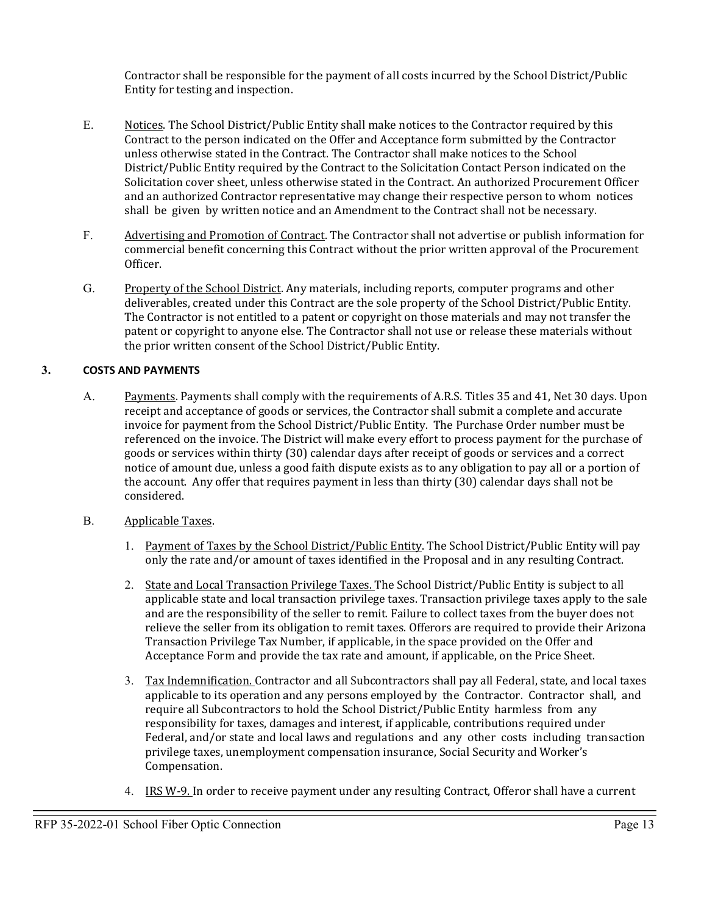Contractor shall be responsible for the payment of all costs incurred by the School District/Public Entity for testing and inspection.

E. Notices. The School District/Public Entity shall make notices to the Contractor required by this Contract to the person indicated on the Offer and Acceptance form submitted by the Contractor unless otherwise stated in the Contract. The Contractor shall make notices to the School District/Public Entity required by the Contract to the Solicitation Contact Person indicated on the Solicitation cover sheet, unless otherwise stated in the Contract. An authorized Procurement Officer and an authorized Contractor representative may change their respective person to whom notices shall be given by written notice and an Amendment to the Contract shall not be necessary.

F. Advertising and Promotion of Contract. The Contractor shall not advertise or publish information for commercial benefit concerning this Contract without the prior written approval of the Procurement Officer.

G. Property of the School District. Any materials, including reports, computer programs and other deliverables, created under this Contract are the sole property of the School District/Public Entity. The Contractor is not entitled to a patent or copyright on those materials and may not transfer the patent or copyright to anyone else. The Contractor shall not use or release these materials without the prior written consent of the School District/Public Entity.

## 3. COSTS AND PAYMENTS

A. Payments. Payments shall comply with the requirements of A.R.S. Titles 35 and 41, Net 30 days. Upon receipt and acceptance of goods or services, the Contractor shall submit a complete and accurate invoice for payment from the School District/Public Entity. The Purchase Order number must be referenced on the invoice. The District will make every effort to process payment for the purchase of goods or services within thirty (30) calendar days after receipt of goods or services and a correct notice of amount due, unless a good faith dispute exists as to any obligation to pay all or a portion of the account. Any offer that requires payment in less than thirty (30) calendar days shall not be considered.

B. Applicable Taxes.

1. Payment of Taxes by the School District/Public Entity. The School District/Public Entity will pay only the rate and/or amount of taxes identified in the Proposal and in any resulting Contract.

2. State and Local Transaction Privilege Taxes. The School District/Public Entity is subject to all applicable state and local transaction privilege taxes. Transaction privilege taxes apply to the sale and are the responsibility of the seller to remit. Failure to collect taxes from the buyer does not relieve the seller from its obligation to remit taxes. Offerors are required to provide their Arizona Transaction Privilege Tax Number, if applicable, in the space provided on the Offer and Acceptance Form and provide the tax rate and amount, if applicable, on the Price Sheet.

3. Tax Indemnification. Contractor and all Subcontractors shall pay all Federal, state, and local taxes applicable to its operation and any persons employed by the Contractor. Contractor shall, and require all Subcontractors to hold the School District/Public Entity harmless from any responsibility for taxes, damages and interest, if applicable, contributions required under Federal, and/or state and local laws and regulations and any other costs including transaction privilege taxes, unemployment compensation insurance, Social Security and Worker's Compensation.

4. IRS W-9. In order to receive payment under any resulting Contract, Offeror shall have a current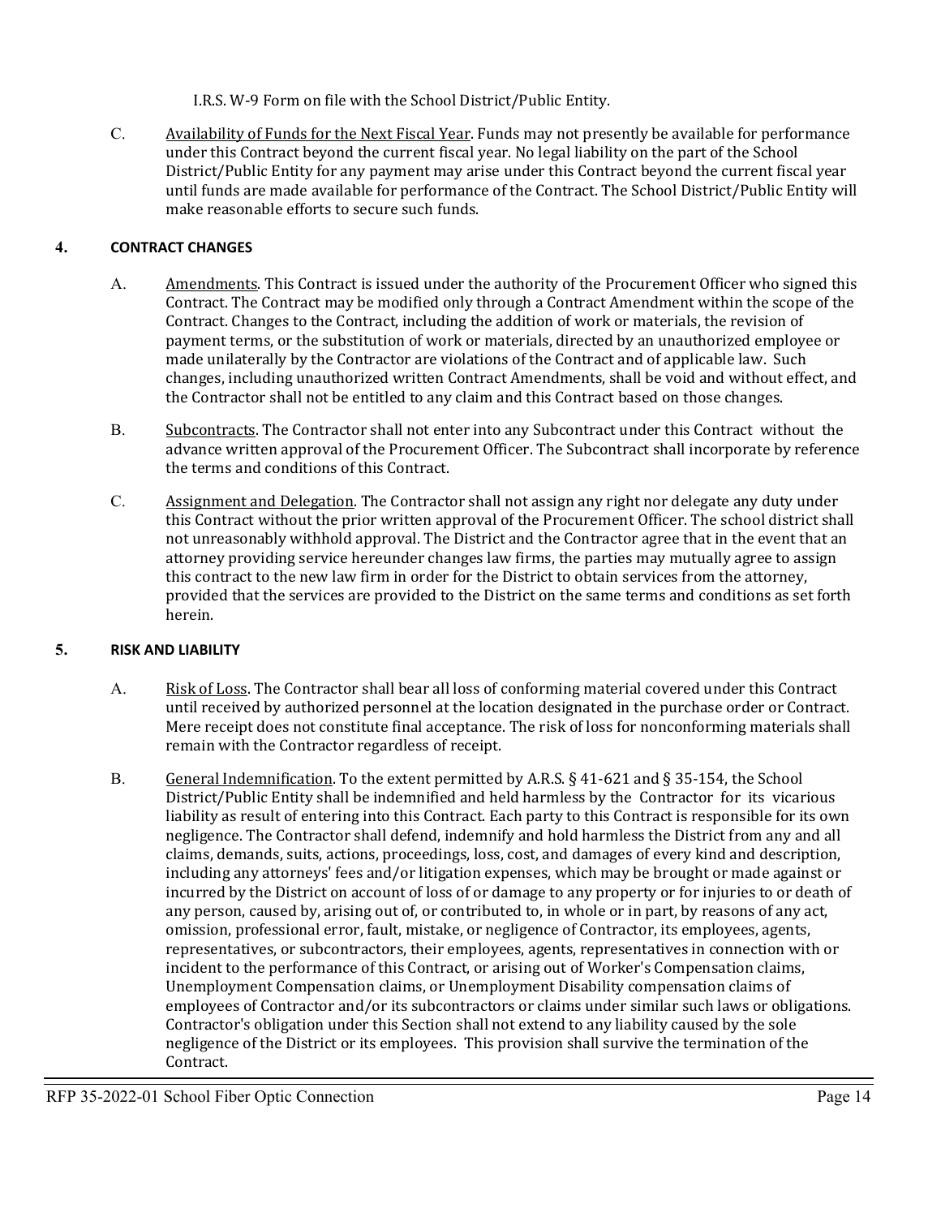I.R.S. W-9 Form on file with the School District/Public Entity.

C. Availability of Funds for the Next Fiscal Year. Funds may not presently be available for performance under this Contract beyond the current fiscal year. No legal liability on the part of the School District/Public Entity for any payment may arise under this Contract beyond the current fiscal year until funds are made available for performance of the Contract. The School District/Public Entity will make reasonable efforts to secure such funds.

## 4. CONTRACT CHANGES

A. Amendments. This Contract is issued under the authority of the Procurement Officer who signed this Contract. The Contract may be modified only through a Contract Amendment within the scope of the Contract. Changes to the Contract, including the addition of work or materials, the revision of payment terms, or the substitution of work or materials, directed by an unauthorized employee or made unilaterally by the Contractor are violations of the Contract and of applicable law. Such changes, including unauthorized written Contract Amendments, shall be void and without effect, and the Contractor shall not be entitled to any claim and this Contract based on those changes.

B. Subcontracts. The Contractor shall not enter into any Subcontract under this Contract without the advance written approval of the Procurement Officer. The Subcontract shall incorporate by reference the terms and conditions of this Contract.

C. Assignment and Delegation. The Contractor shall not assign any right nor delegate any duty under this Contract without the prior written approval of the Procurement Officer. The school district shall not unreasonably withhold approval. The District and the Contractor agree that in the event that an attorney providing service hereunder changes law firms, the parties may mutually agree to assign this contract to the new law firm in order for the District to obtain services from the attorney, provided that the services are provided to the District on the same terms and conditions as set forth herein.

## 5. RISK AND LIABILITY

A. Risk of Loss. The Contractor shall bear all loss of conforming material covered under this Contract until received by authorized personnel at the location designated in the purchase order or Contract. Mere receipt does not constitute final acceptance. The risk of loss for nonconforming materials shall remain with the Contractor regardless of receipt.

B. General Indemnification. To the extent permitted by A.R.S. § 41-621 and § 35-154, the School District/Public Entity shall be indemnified and held harmless by the Contractor for its vicarious liability as result of entering into this Contract. Each party to this Contract is responsible for its own negligence. The Contractor shall defend, indemnify and hold harmless the District from any and all claims, demands, suits, actions, proceedings, loss, cost, and damages of every kind and description, including any attorneys' fees and/or litigation expenses, which may be brought or made against or incurred by the District on account of loss of or damage to any property or for injuries to or death of any person, caused by, arising out of, or contributed to, in whole or in part, by reasons of any act, omission, professional error, fault, mistake, or negligence of Contractor, its employees, agents, representatives, or subcontractors, their employees, agents, representatives in connection with or incident to the performance of this Contract, or arising out of Worker's Compensation claims, Unemployment Compensation claims, or Unemployment Disability compensation claims of employees of Contractor and/or its subcontractors or claims under similar such laws or obligations. Contractor's obligation under this Section shall not extend to any liability caused by the sole negligence of the District or its employees. This provision shall survive the termination of the Contract.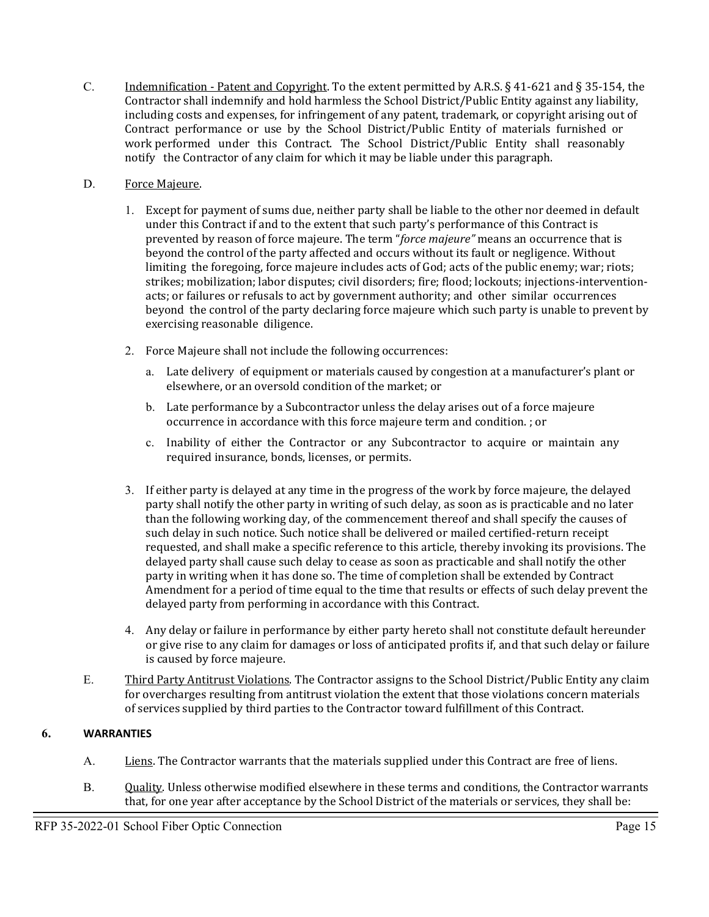C. Indemnification - Patent and Copyright. To the extent permitted by A.R.S. § 41-621 and § 35-154, the Contractor shall indemnify and hold harmless the School District/Public Entity against any liability, including costs and expenses, for infringement of any patent, trademark, or copyright arising out of Contract performance or use by the School District/Public Entity of materials furnished or work performed under this Contract. The School District/Public Entity shall reasonably notify the Contractor of any claim for which it may be liable under this paragraph.

D. Force Majeure.

1. Except for payment of sums due, neither party shall be liable to the other nor deemed in default under this Contract if and to the extent that such party's performance of this Contract is prevented by reason of force majeure. The term "*force majeure"* means an occurrence that is beyond the control of the party affected and occurs without its fault or negligence. Without limiting the foregoing, force majeure includes acts of God; acts of the public enemy; war; riots; strikes; mobilization; labor disputes; civil disorders; fire; flood; lockouts; injections-intervention-acts; or failures or refusals to act by government authority; and other similar occurrences beyond the control of the party declaring force majeure which such party is unable to prevent by exercising reasonable diligence.

2. Force Majeure shall not include the following occurrences:

   a. Late delivery of equipment or materials caused by congestion at a manufacturer's plant or elsewhere, or an oversold condition of the market; or

   b. Late performance by a Subcontractor unless the delay arises out of a force majeure occurrence in accordance with this force majeure term and condition. ; or

   c. Inability of either the Contractor or any Subcontractor to acquire or maintain any required insurance, bonds, licenses, or permits.

3. If either party is delayed at any time in the progress of the work by force majeure, the delayed party shall notify the other party in writing of such delay, as soon as is practicable and no later than the following working day, of the commencement thereof and shall specify the causes of such delay in such notice. Such notice shall be delivered or mailed certified-return receipt requested, and shall make a specific reference to this article, thereby invoking its provisions. The delayed party shall cause such delay to cease as soon as practicable and shall notify the other party in writing when it has done so. The time of completion shall be extended by Contract Amendment for a period of time equal to the time that results or effects of such delay prevent the delayed party from performing in accordance with this Contract.

4. Any delay or failure in performance by either party hereto shall not constitute default hereunder or give rise to any claim for damages or loss of anticipated profits if, and that such delay or failure is caused by force majeure.

E. Third Party Antitrust Violations. The Contractor assigns to the School District/Public Entity any claim for overcharges resulting from antitrust violation the extent that those violations concern materials of services supplied by third parties to the Contractor toward fulfillment of this Contract.

## 6. WARRANTIES

A. Liens. The Contractor warrants that the materials supplied under this Contract are free of liens.

B. Quality. Unless otherwise modified elsewhere in these terms and conditions, the Contractor warrants that, for one year after acceptance by the School District of the materials or services, they shall be: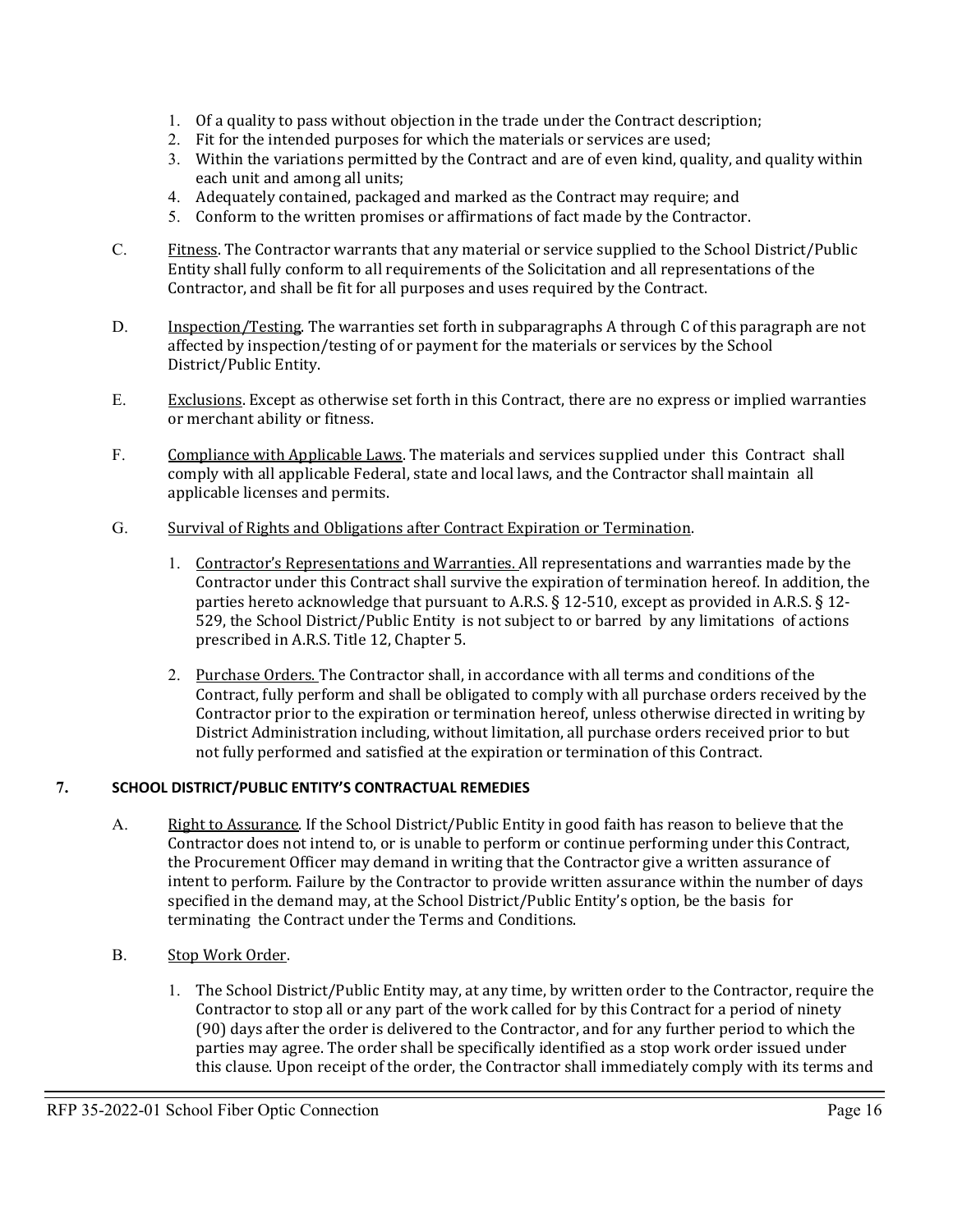1. Of a quality to pass without objection in the trade under the Contract description;
2. Fit for the intended purposes for which the materials or services are used;
3. Within the variations permitted by the Contract and are of even kind, quality, and quality within each unit and among all units;
4. Adequately contained, packaged and marked as the Contract may require; and
5. Conform to the written promises or affirmations of fact made by the Contractor.

C. Fitness. The Contractor warrants that any material or service supplied to the School District/Public Entity shall fully conform to all requirements of the Solicitation and all representations of the Contractor, and shall be fit for all purposes and uses required by the Contract.

D. Inspection/Testing. The warranties set forth in subparagraphs A through C of this paragraph are not affected by inspection/testing of or payment for the materials or services by the School District/Public Entity.

E. Exclusions. Except as otherwise set forth in this Contract, there are no express or implied warranties or merchant ability or fitness.

F. Compliance with Applicable Laws. The materials and services supplied under this Contract shall comply with all applicable Federal, state and local laws, and the Contractor shall maintain all applicable licenses and permits.

G. Survival of Rights and Obligations after Contract Expiration or Termination.

1. Contractor's Representations and Warranties. All representations and warranties made by the Contractor under this Contract shall survive the expiration of termination hereof. In addition, the parties hereto acknowledge that pursuant to A.R.S. § 12-510, except as provided in A.R.S. § 12-529, the School District/Public Entity is not subject to or barred by any limitations of actions prescribed in A.R.S. Title 12, Chapter 5.

2. Purchase Orders. The Contractor shall, in accordance with all terms and conditions of the Contract, fully perform and shall be obligated to comply with all purchase orders received by the Contractor prior to the expiration or termination hereof, unless otherwise directed in writing by District Administration including, without limitation, all purchase orders received prior to but not fully performed and satisfied at the expiration or termination of this Contract.

**7. SCHOOL DISTRICT/PUBLIC ENTITY'S CONTRACTUAL REMEDIES**

A. Right to Assurance. If the School District/Public Entity in good faith has reason to believe that the Contractor does not intend to, or is unable to perform or continue performing under this Contract, the Procurement Officer may demand in writing that the Contractor give a written assurance of intent to perform. Failure by the Contractor to provide written assurance within the number of days specified in the demand may, at the School District/Public Entity's option, be the basis for terminating the Contract under the Terms and Conditions.

B. Stop Work Order.

1. The School District/Public Entity may, at any time, by written order to the Contractor, require the Contractor to stop all or any part of the work called for by this Contract for a period of ninety (90) days after the order is delivered to the Contractor, and for any further period to which the parties may agree. The order shall be specifically identified as a stop work order issued under this clause. Upon receipt of the order, the Contractor shall immediately comply with its terms and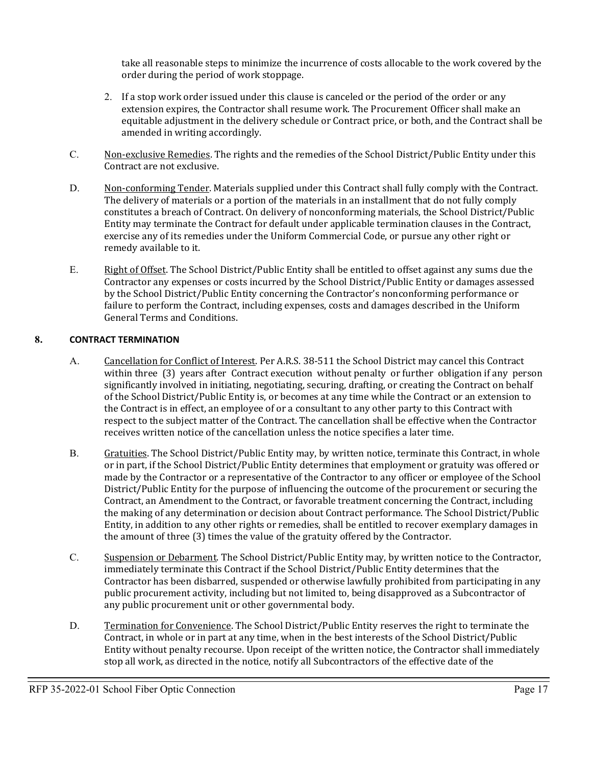take all reasonable steps to minimize the incurrence of costs allocable to the work covered by the order during the period of work stoppage.

2. If a stop work order issued under this clause is canceled or the period of the order or any extension expires, the Contractor shall resume work. The Procurement Officer shall make an equitable adjustment in the delivery schedule or Contract price, or both, and the Contract shall be amended in writing accordingly.

C. Non-exclusive Remedies. The rights and the remedies of the School District/Public Entity under this Contract are not exclusive.

D. Non-conforming Tender. Materials supplied under this Contract shall fully comply with the Contract. The delivery of materials or a portion of the materials in an installment that do not fully comply constitutes a breach of Contract. On delivery of nonconforming materials, the School District/Public Entity may terminate the Contract for default under applicable termination clauses in the Contract, exercise any of its remedies under the Uniform Commercial Code, or pursue any other right or remedy available to it.

E. Right of Offset. The School District/Public Entity shall be entitled to offset against any sums due the Contractor any expenses or costs incurred by the School District/Public Entity or damages assessed by the School District/Public Entity concerning the Contractor's nonconforming performance or failure to perform the Contract, including expenses, costs and damages described in the Uniform General Terms and Conditions.

## 8. CONTRACT TERMINATION

A. Cancellation for Conflict of Interest. Per A.R.S. 38-511 the School District may cancel this Contract within three (3) years after Contract execution without penalty or further obligation if any person significantly involved in initiating, negotiating, securing, drafting, or creating the Contract on behalf of the School District/Public Entity is, or becomes at any time while the Contract or an extension to the Contract is in effect, an employee of or a consultant to any other party to this Contract with respect to the subject matter of the Contract. The cancellation shall be effective when the Contractor receives written notice of the cancellation unless the notice specifies a later time.

B. Gratuities. The School District/Public Entity may, by written notice, terminate this Contract, in whole or in part, if the School District/Public Entity determines that employment or gratuity was offered or made by the Contractor or a representative of the Contractor to any officer or employee of the School District/Public Entity for the purpose of influencing the outcome of the procurement or securing the Contract, an Amendment to the Contract, or favorable treatment concerning the Contract, including the making of any determination or decision about Contract performance. The School District/Public Entity, in addition to any other rights or remedies, shall be entitled to recover exemplary damages in the amount of three (3) times the value of the gratuity offered by the Contractor.

C. Suspension or Debarment. The School District/Public Entity may, by written notice to the Contractor, immediately terminate this Contract if the School District/Public Entity determines that the Contractor has been disbarred, suspended or otherwise lawfully prohibited from participating in any public procurement activity, including but not limited to, being disapproved as a Subcontractor of any public procurement unit or other governmental body.

D. Termination for Convenience. The School District/Public Entity reserves the right to terminate the Contract, in whole or in part at any time, when in the best interests of the School District/Public Entity without penalty recourse. Upon receipt of the written notice, the Contractor shall immediately stop all work, as directed in the notice, notify all Subcontractors of the effective date of the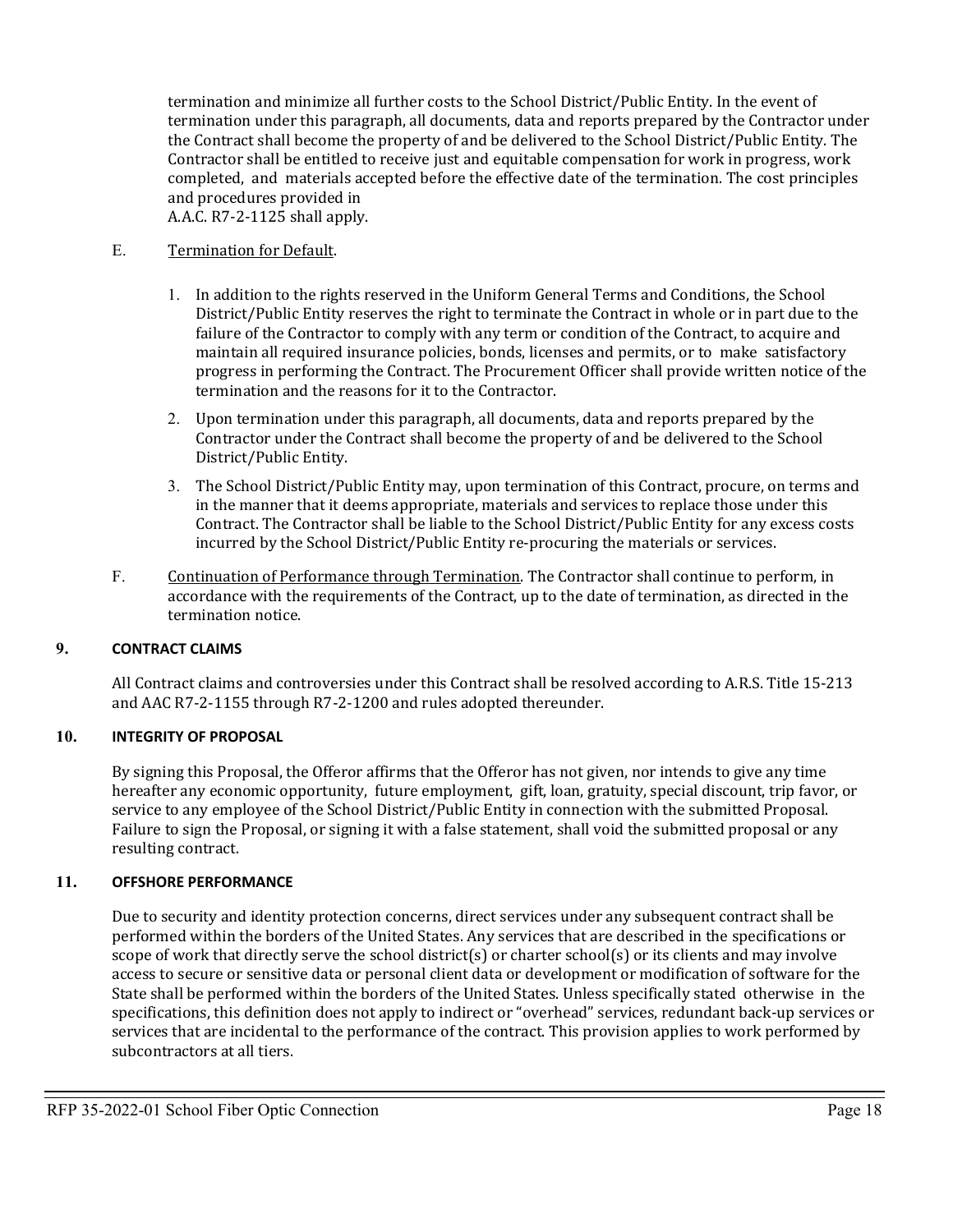termination and minimize all further costs to the School District/Public Entity. In the event of termination under this paragraph, all documents, data and reports prepared by the Contractor under the Contract shall become the property of and be delivered to the School District/Public Entity. The Contractor shall be entitled to receive just and equitable compensation for work in progress, work completed, and materials accepted before the effective date of the termination. The cost principles and procedures provided in A.A.C. R7-2-1125 shall apply.

E. Termination for Default.

1. In addition to the rights reserved in the Uniform General Terms and Conditions, the School District/Public Entity reserves the right to terminate the Contract in whole or in part due to the failure of the Contractor to comply with any term or condition of the Contract, to acquire and maintain all required insurance policies, bonds, licenses and permits, or to make satisfactory progress in performing the Contract. The Procurement Officer shall provide written notice of the termination and the reasons for it to the Contractor.
2. Upon termination under this paragraph, all documents, data and reports prepared by the Contractor under the Contract shall become the property of and be delivered to the School District/Public Entity.
3. The School District/Public Entity may, upon termination of this Contract, procure, on terms and in the manner that it deems appropriate, materials and services to replace those under this Contract. The Contractor shall be liable to the School District/Public Entity for any excess costs incurred by the School District/Public Entity re-procuring the materials or services.

F. Continuation of Performance through Termination. The Contractor shall continue to perform, in accordance with the requirements of the Contract, up to the date of termination, as directed in the termination notice.

### 9. CONTRACT CLAIMS

All Contract claims and controversies under this Contract shall be resolved according to A.R.S. Title 15-213 and AAC R7-2-1155 through R7-2-1200 and rules adopted thereunder.

### 10. INTEGRITY OF PROPOSAL

By signing this Proposal, the Offeror affirms that the Offeror has not given, nor intends to give any time hereafter any economic opportunity, future employment, gift, loan, gratuity, special discount, trip favor, or service to any employee of the School District/Public Entity in connection with the submitted Proposal. Failure to sign the Proposal, or signing it with a false statement, shall void the submitted proposal or any resulting contract.

### 11. OFFSHORE PERFORMANCE

Due to security and identity protection concerns, direct services under any subsequent contract shall be performed within the borders of the United States. Any services that are described in the specifications or scope of work that directly serve the school district(s) or charter school(s) or its clients and may involve access to secure or sensitive data or personal client data or development or modification of software for the State shall be performed within the borders of the United States. Unless specifically stated otherwise in the specifications, this definition does not apply to indirect or "overhead" services, redundant back-up services or services that are incidental to the performance of the contract. This provision applies to work performed by subcontractors at all tiers.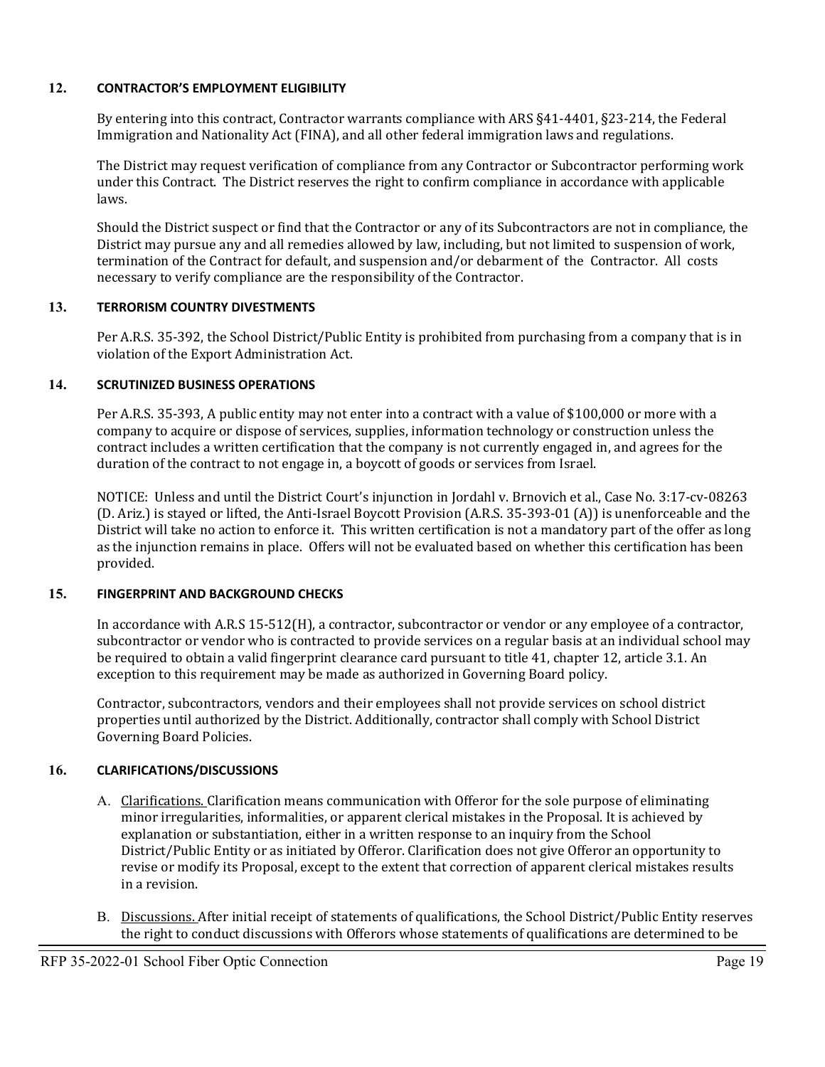**12. CONTRACTOR'S EMPLOYMENT ELIGIBILITY**

By entering into this contract, Contractor warrants compliance with ARS §41-4401, §23-214, the Federal Immigration and Nationality Act (FINA), and all other federal immigration laws and regulations.

The District may request verification of compliance from any Contractor or Subcontractor performing work under this Contract. The District reserves the right to confirm compliance in accordance with applicable laws.

Should the District suspect or find that the Contractor or any of its Subcontractors are not in compliance, the District may pursue any and all remedies allowed by law, including, but not limited to suspension of work, termination of the Contract for default, and suspension and/or debarment of the Contractor. All costs necessary to verify compliance are the responsibility of the Contractor.

**13. TERRORISM COUNTRY DIVESTMENTS**

Per A.R.S. 35-392, the School District/Public Entity is prohibited from purchasing from a company that is in violation of the Export Administration Act.

**14. SCRUTINIZED BUSINESS OPERATIONS**

Per A.R.S. 35-393, A public entity may not enter into a contract with a value of $100,000 or more with a company to acquire or dispose of services, supplies, information technology or construction unless the contract includes a written certification that the company is not currently engaged in, and agrees for the duration of the contract to not engage in, a boycott of goods or services from Israel.

NOTICE: Unless and until the District Court's injunction in Jordahl v. Brnovich et al., Case No. 3:17-cv-08263 (D. Ariz.) is stayed or lifted, the Anti-Israel Boycott Provision (A.R.S. 35-393-01 (A)) is unenforceable and the District will take no action to enforce it. This written certification is not a mandatory part of the offer as long as the injunction remains in place. Offers will not be evaluated based on whether this certification has been provided.

**15. FINGERPRINT AND BACKGROUND CHECKS**

In accordance with A.R.S 15-512(H), a contractor, subcontractor or vendor or any employee of a contractor, subcontractor or vendor who is contracted to provide services on a regular basis at an individual school may be required to obtain a valid fingerprint clearance card pursuant to title 41, chapter 12, article 3.1. An exception to this requirement may be made as authorized in Governing Board policy.

Contractor, subcontractors, vendors and their employees shall not provide services on school district properties until authorized by the District. Additionally, contractor shall comply with School District Governing Board Policies.

**16. CLARIFICATIONS/DISCUSSIONS**

A. Clarifications. Clarification means communication with Offeror for the sole purpose of eliminating minor irregularities, informalities, or apparent clerical mistakes in the Proposal. It is achieved by explanation or substantiation, either in a written response to an inquiry from the School District/Public Entity or as initiated by Offeror. Clarification does not give Offeror an opportunity to revise or modify its Proposal, except to the extent that correction of apparent clerical mistakes results in a revision.

B. Discussions. After initial receipt of statements of qualifications, the School District/Public Entity reserves the right to conduct discussions with Offerors whose statements of qualifications are determined to be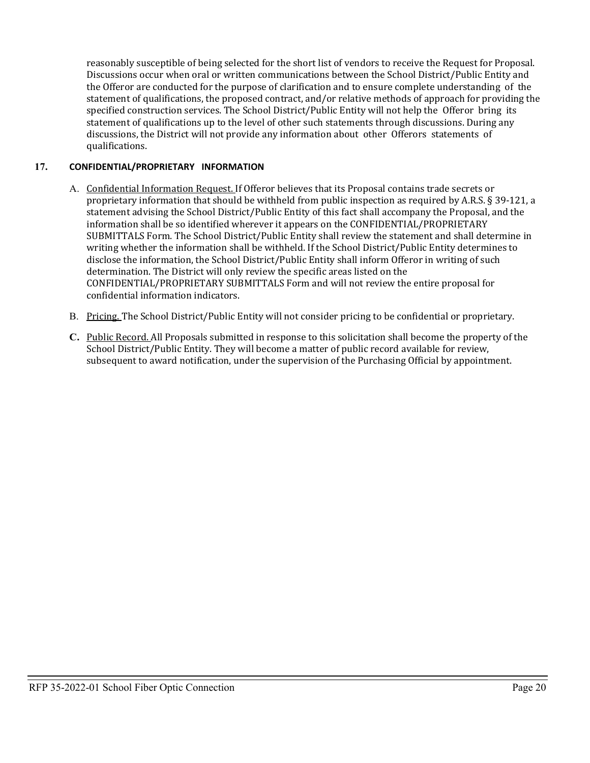reasonably susceptible of being selected for the short list of vendors to receive the Request for Proposal. Discussions occur when oral or written communications between the School District/Public Entity and the Offeror are conducted for the purpose of clarification and to ensure complete understanding of the statement of qualifications, the proposed contract, and/or relative methods of approach for providing the specified construction services. The School District/Public Entity will not help the Offeror bring its statement of qualifications up to the level of other such statements through discussions. During any discussions, the District will not provide any information about other Offerors statements of qualifications.

**17. CONFIDENTIAL/PROPRIETARY INFORMATION**

A. Confidential Information Request. If Offeror believes that its Proposal contains trade secrets or proprietary information that should be withheld from public inspection as required by A.R.S. § 39-121, a statement advising the School District/Public Entity of this fact shall accompany the Proposal, and the information shall be so identified wherever it appears on the CONFIDENTIAL/PROPRIETARY SUBMITTALS Form. The School District/Public Entity shall review the statement and shall determine in writing whether the information shall be withheld. If the School District/Public Entity determines to disclose the information, the School District/Public Entity shall inform Offeror in writing of such determination. The District will only review the specific areas listed on the CONFIDENTIAL/PROPRIETARY SUBMITTALS Form and will not review the entire proposal for confidential information indicators.

B. Pricing. The School District/Public Entity will not consider pricing to be confidential or proprietary.

**C.** Public Record. All Proposals submitted in response to this solicitation shall become the property of the School District/Public Entity. They will become a matter of public record available for review, subsequent to award notification, under the supervision of the Purchasing Official by appointment.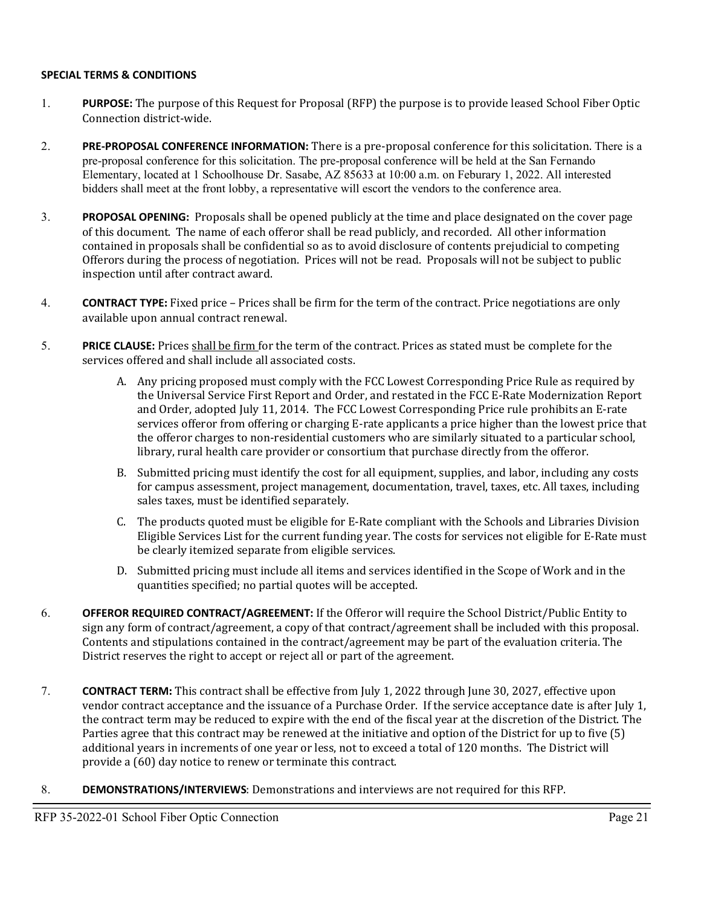**SPECIAL TERMS & CONDITIONS**

1. **PURPOSE:** The purpose of this Request for Proposal (RFP) the purpose is to provide leased School Fiber Optic Connection district-wide.

2. **PRE-PROPOSAL CONFERENCE INFORMATION:** There is a pre-proposal conference for this solicitation. There is a pre-proposal conference for this solicitation. The pre-proposal conference will be held at the San Fernando Elementary, located at 1 Schoolhouse Dr. Sasabe, AZ 85633 at 10:00 a.m. on Feburary 1, 2022. All interested bidders shall meet at the front lobby, a representative will escort the vendors to the conference area.

3. **PROPOSAL OPENING:** Proposals shall be opened publicly at the time and place designated on the cover page of this document. The name of each offeror shall be read publicly, and recorded. All other information contained in proposals shall be confidential so as to avoid disclosure of contents prejudicial to competing Offerors during the process of negotiation. Prices will not be read. Proposals will not be subject to public inspection until after contract award.

4. **CONTRACT TYPE:** Fixed price – Prices shall be firm for the term of the contract. Price negotiations are only available upon annual contract renewal.

5. **PRICE CLAUSE:** Prices shall be firm for the term of the contract. Prices as stated must be complete for the services offered and shall include all associated costs.

   A. Any pricing proposed must comply with the FCC Lowest Corresponding Price Rule as required by the Universal Service First Report and Order, and restated in the FCC E-Rate Modernization Report and Order, adopted July 11, 2014. The FCC Lowest Corresponding Price rule prohibits an E-rate services offeror from offering or charging E-rate applicants a price higher than the lowest price that the offeror charges to non-residential customers who are similarly situated to a particular school, library, rural health care provider or consortium that purchase directly from the offeror.

   B. Submitted pricing must identify the cost for all equipment, supplies, and labor, including any costs for campus assessment, project management, documentation, travel, taxes, etc. All taxes, including sales taxes, must be identified separately.

   C. The products quoted must be eligible for E-Rate compliant with the Schools and Libraries Division Eligible Services List for the current funding year. The costs for services not eligible for E-Rate must be clearly itemized separate from eligible services.

   D. Submitted pricing must include all items and services identified in the Scope of Work and in the quantities specified; no partial quotes will be accepted.

6. **OFFEROR REQUIRED CONTRACT/AGREEMENT:** If the Offeror will require the School District/Public Entity to sign any form of contract/agreement, a copy of that contract/agreement shall be included with this proposal. Contents and stipulations contained in the contract/agreement may be part of the evaluation criteria. The District reserves the right to accept or reject all or part of the agreement.

7. **CONTRACT TERM:** This contract shall be effective from July 1, 2022 through June 30, 2027, effective upon vendor contract acceptance and the issuance of a Purchase Order. If the service acceptance date is after July 1, the contract term may be reduced to expire with the end of the fiscal year at the discretion of the District. The Parties agree that this contract may be renewed at the initiative and option of the District for up to five (5) additional years in increments of one year or less, not to exceed a total of 120 months. The District will provide a (60) day notice to renew or terminate this contract.

8. **DEMONSTRATIONS/INTERVIEWS**: Demonstrations and interviews are not required for this RFP.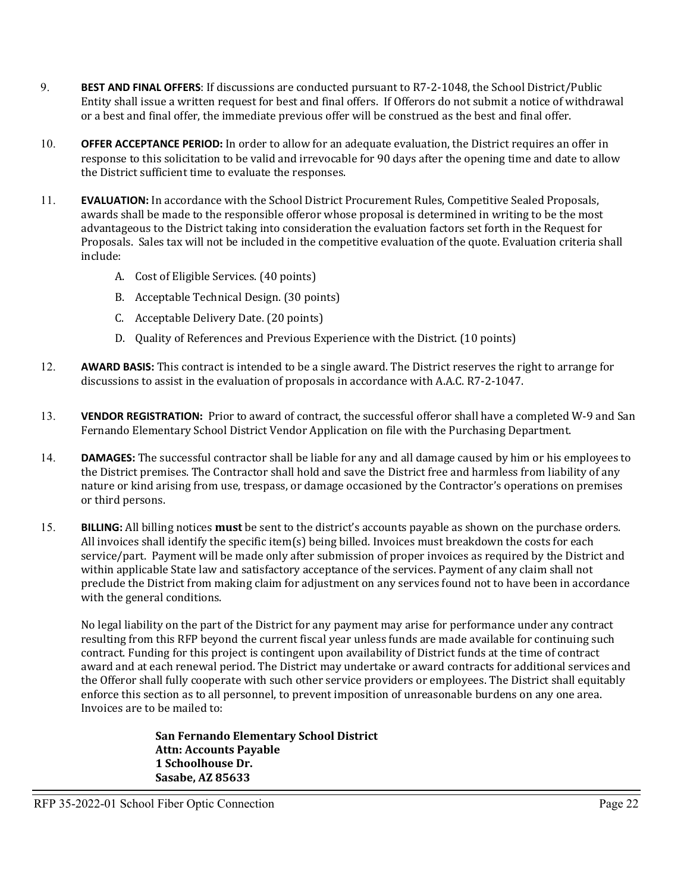9. **BEST AND FINAL OFFERS**: If discussions are conducted pursuant to R7-2-1048, the School District/Public Entity shall issue a written request for best and final offers. If Offerors do not submit a notice of withdrawal or a best and final offer, the immediate previous offer will be construed as the best and final offer.

10. **OFFER ACCEPTANCE PERIOD:** In order to allow for an adequate evaluation, the District requires an offer in response to this solicitation to be valid and irrevocable for 90 days after the opening time and date to allow the District sufficient time to evaluate the responses.

11. **EVALUATION:** In accordance with the School District Procurement Rules, Competitive Sealed Proposals, awards shall be made to the responsible offeror whose proposal is determined in writing to be the most advantageous to the District taking into consideration the evaluation factors set forth in the Request for Proposals. Sales tax will not be included in the competitive evaluation of the quote. Evaluation criteria shall include:

    A. Cost of Eligible Services. (40 points)

    B. Acceptable Technical Design. (30 points)

    C. Acceptable Delivery Date. (20 points)

    D. Quality of References and Previous Experience with the District. (10 points)

12. **AWARD BASIS:** This contract is intended to be a single award. The District reserves the right to arrange for discussions to assist in the evaluation of proposals in accordance with A.A.C. R7-2-1047.

13. **VENDOR REGISTRATION:** Prior to award of contract, the successful offeror shall have a completed W-9 and San Fernando Elementary School District Vendor Application on file with the Purchasing Department.

14. **DAMAGES:** The successful contractor shall be liable for any and all damage caused by him or his employees to the District premises. The Contractor shall hold and save the District free and harmless from liability of any nature or kind arising from use, trespass, or damage occasioned by the Contractor's operations on premises or third persons.

15. **BILLING:** All billing notices **must** be sent to the district's accounts payable as shown on the purchase orders. All invoices shall identify the specific item(s) being billed. Invoices must breakdown the costs for each service/part. Payment will be made only after submission of proper invoices as required by the District and within applicable State law and satisfactory acceptance of the services. Payment of any claim shall not preclude the District from making claim for adjustment on any services found not to have been in accordance with the general conditions.

    No legal liability on the part of the District for any payment may arise for performance under any contract resulting from this RFP beyond the current fiscal year unless funds are made available for continuing such contract. Funding for this project is contingent upon availability of District funds at the time of contract award and at each renewal period. The District may undertake or award contracts for additional services and the Offeror shall fully cooperate with such other service providers or employees. The District shall equitably enforce this section as to all personnel, to prevent imposition of unreasonable burdens on any one area. Invoices are to be mailed to:

    **San Fernando Elementary School District**
    **Attn: Accounts Payable**
    **1 Schoolhouse Dr.**
    **Sasabe, AZ 85633**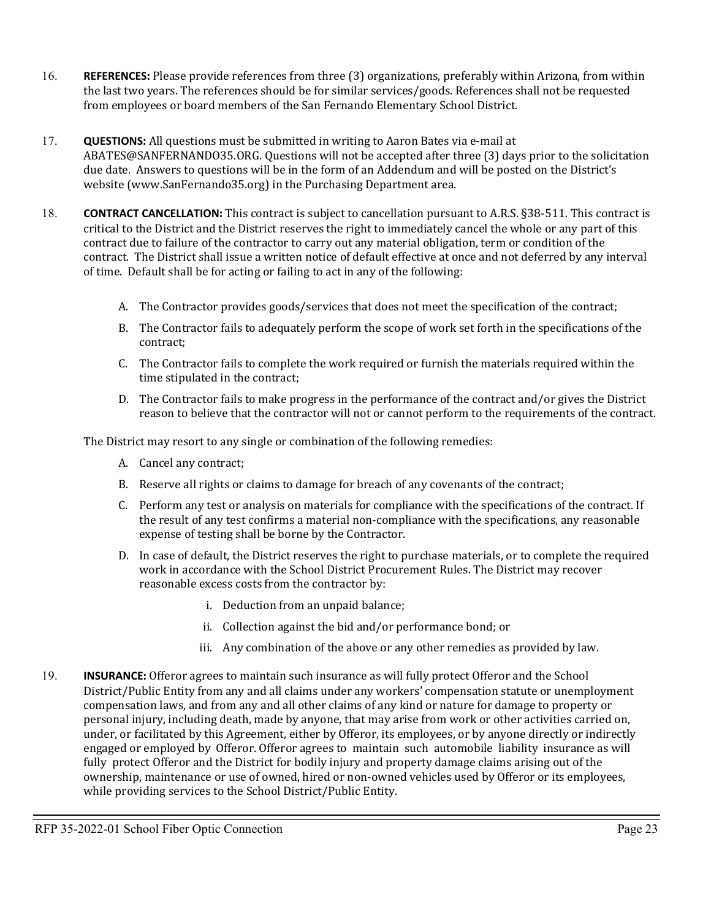16. **REFERENCES:** Please provide references from three (3) organizations, preferably within Arizona, from within the last two years. The references should be for similar services/goods. References shall not be requested from employees or board members of the San Fernando Elementary School District.

17. **QUESTIONS:** All questions must be submitted in writing to Aaron Bates via e-mail at ABATES@SANFERNANDO35.ORG. Questions will not be accepted after three (3) days prior to the solicitation due date. Answers to questions will be in the form of an Addendum and will be posted on the District's website (www.SanFernando35.org) in the Purchasing Department area.

18. **CONTRACT CANCELLATION:** This contract is subject to cancellation pursuant to A.R.S. §38-511. This contract is critical to the District and the District reserves the right to immediately cancel the whole or any part of this contract due to failure of the contractor to carry out any material obligation, term or condition of the contract. The District shall issue a written notice of default effective at once and not deferred by any interval of time. Default shall be for acting or failing to act in any of the following:

    A. The Contractor provides goods/services that does not meet the specification of the contract;

    B. The Contractor fails to adequately perform the scope of work set forth in the specifications of the contract;

    C. The Contractor fails to complete the work required or furnish the materials required within the time stipulated in the contract;

    D. The Contractor fails to make progress in the performance of the contract and/or gives the District reason to believe that the contractor will not or cannot perform to the requirements of the contract.

    The District may resort to any single or combination of the following remedies:

    A. Cancel any contract;

    B. Reserve all rights or claims to damage for breach of any covenants of the contract;

    C. Perform any test or analysis on materials for compliance with the specifications of the contract. If the result of any test confirms a material non-compliance with the specifications, any reasonable expense of testing shall be borne by the Contractor.

    D. In case of default, the District reserves the right to purchase materials, or to complete the required work in accordance with the School District Procurement Rules. The District may recover reasonable excess costs from the contractor by:

        i. Deduction from an unpaid balance;

        ii. Collection against the bid and/or performance bond; or

        iii. Any combination of the above or any other remedies as provided by law.

19. **INSURANCE:** Offeror agrees to maintain such insurance as will fully protect Offeror and the School District/Public Entity from any and all claims under any workers' compensation statute or unemployment compensation laws, and from any and all other claims of any kind or nature for damage to property or personal injury, including death, made by anyone, that may arise from work or other activities carried on, under, or facilitated by this Agreement, either by Offeror, its employees, or by anyone directly or indirectly engaged or employed by Offeror. Offeror agrees to maintain such automobile liability insurance as will fully protect Offeror and the District for bodily injury and property damage claims arising out of the ownership, maintenance or use of owned, hired or non-owned vehicles used by Offeror or its employees, while providing services to the School District/Public Entity.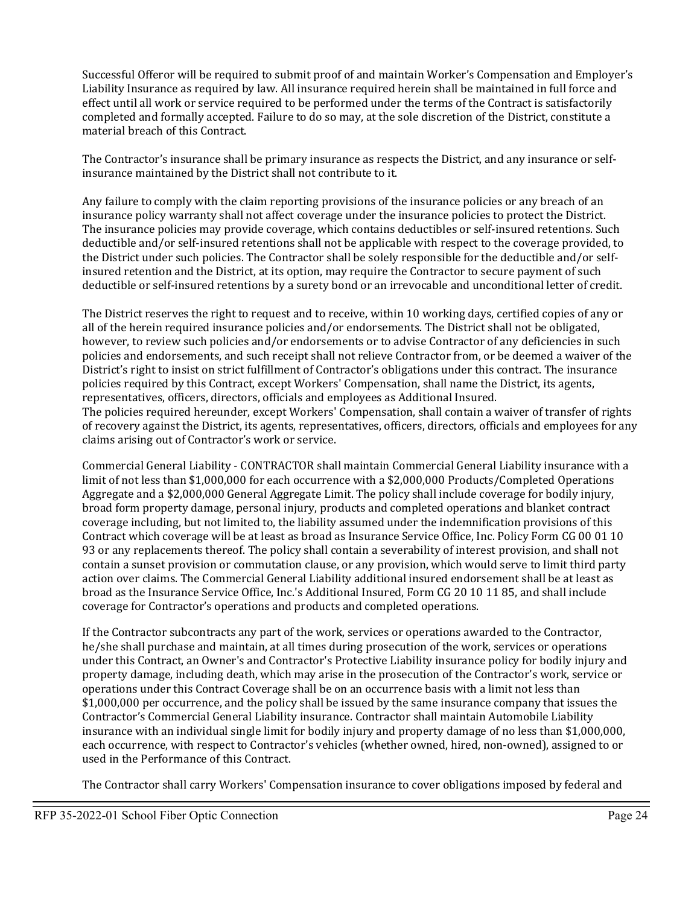Successful Offeror will be required to submit proof of and maintain Worker's Compensation and Employer's Liability Insurance as required by law. All insurance required herein shall be maintained in full force and effect until all work or service required to be performed under the terms of the Contract is satisfactorily completed and formally accepted. Failure to do so may, at the sole discretion of the District, constitute a material breach of this Contract.

The Contractor's insurance shall be primary insurance as respects the District, and any insurance or self-insurance maintained by the District shall not contribute to it.

Any failure to comply with the claim reporting provisions of the insurance policies or any breach of an insurance policy warranty shall not affect coverage under the insurance policies to protect the District. The insurance policies may provide coverage, which contains deductibles or self-insured retentions. Such deductible and/or self-insured retentions shall not be applicable with respect to the coverage provided, to the District under such policies. The Contractor shall be solely responsible for the deductible and/or self-insured retention and the District, at its option, may require the Contractor to secure payment of such deductible or self-insured retentions by a surety bond or an irrevocable and unconditional letter of credit.

The District reserves the right to request and to receive, within 10 working days, certified copies of any or all of the herein required insurance policies and/or endorsements. The District shall not be obligated, however, to review such policies and/or endorsements or to advise Contractor of any deficiencies in such policies and endorsements, and such receipt shall not relieve Contractor from, or be deemed a waiver of the District's right to insist on strict fulfillment of Contractor's obligations under this contract. The insurance policies required by this Contract, except Workers' Compensation, shall name the District, its agents, representatives, officers, directors, officials and employees as Additional Insured.
The policies required hereunder, except Workers' Compensation, shall contain a waiver of transfer of rights of recovery against the District, its agents, representatives, officers, directors, officials and employees for any claims arising out of Contractor's work or service.

Commercial General Liability - CONTRACTOR shall maintain Commercial General Liability insurance with a limit of not less than $1,000,000 for each occurrence with a $2,000,000 Products/Completed Operations Aggregate and a $2,000,000 General Aggregate Limit. The policy shall include coverage for bodily injury, broad form property damage, personal injury, products and completed operations and blanket contract coverage including, but not limited to, the liability assumed under the indemnification provisions of this Contract which coverage will be at least as broad as Insurance Service Office, Inc. Policy Form CG 00 01 10 93 or any replacements thereof. The policy shall contain a severability of interest provision, and shall not contain a sunset provision or commutation clause, or any provision, which would serve to limit third party action over claims. The Commercial General Liability additional insured endorsement shall be at least as broad as the Insurance Service Office, Inc.'s Additional Insured, Form CG 20 10 11 85, and shall include coverage for Contractor's operations and products and completed operations.

If the Contractor subcontracts any part of the work, services or operations awarded to the Contractor, he/she shall purchase and maintain, at all times during prosecution of the work, services or operations under this Contract, an Owner's and Contractor's Protective Liability insurance policy for bodily injury and property damage, including death, which may arise in the prosecution of the Contractor's work, service or operations under this Contract Coverage shall be on an occurrence basis with a limit not less than $1,000,000 per occurrence, and the policy shall be issued by the same insurance company that issues the Contractor's Commercial General Liability insurance. Contractor shall maintain Automobile Liability insurance with an individual single limit for bodily injury and property damage of no less than $1,000,000, each occurrence, with respect to Contractor's vehicles (whether owned, hired, non-owned), assigned to or used in the Performance of this Contract.

The Contractor shall carry Workers' Compensation insurance to cover obligations imposed by federal and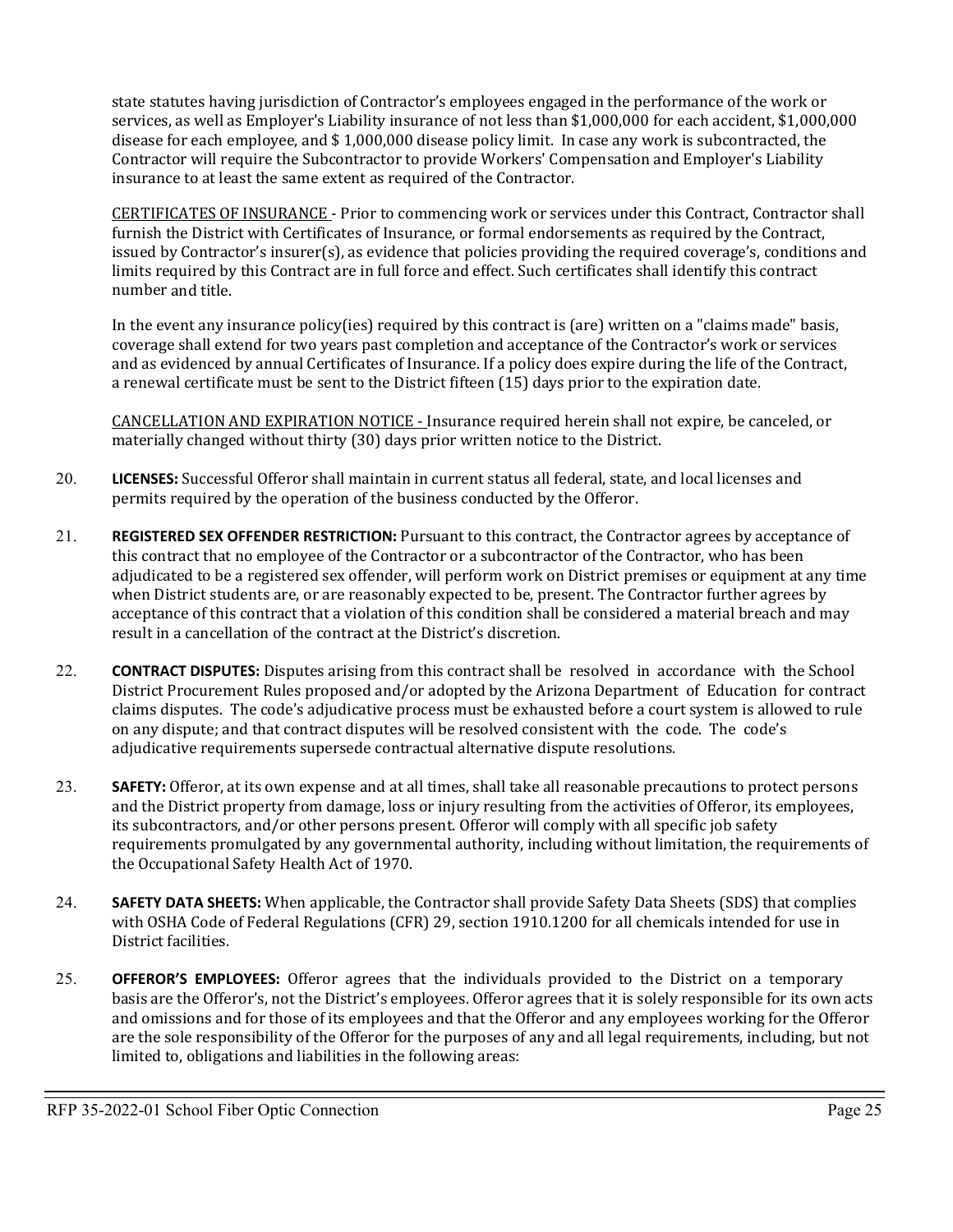state statutes having jurisdiction of Contractor's employees engaged in the performance of the work or services, as well as Employer's Liability insurance of not less than $1,000,000 for each accident, $1,000,000 disease for each employee, and $ 1,000,000 disease policy limit. In case any work is subcontracted, the Contractor will require the Subcontractor to provide Workers' Compensation and Employer's Liability insurance to at least the same extent as required of the Contractor.

CERTIFICATES OF INSURANCE - Prior to commencing work or services under this Contract, Contractor shall furnish the District with Certificates of Insurance, or formal endorsements as required by the Contract, issued by Contractor's insurer(s), as evidence that policies providing the required coverage's, conditions and limits required by this Contract are in full force and effect. Such certificates shall identify this contract number and title.

In the event any insurance policy(ies) required by this contract is (are) written on a "claims made" basis, coverage shall extend for two years past completion and acceptance of the Contractor's work or services and as evidenced by annual Certificates of Insurance. If a policy does expire during the life of the Contract, a renewal certificate must be sent to the District fifteen (15) days prior to the expiration date.

CANCELLATION AND EXPIRATION NOTICE - Insurance required herein shall not expire, be canceled, or materially changed without thirty (30) days prior written notice to the District.

20. **LICENSES:** Successful Offeror shall maintain in current status all federal, state, and local licenses and permits required by the operation of the business conducted by the Offeror.

21. **REGISTERED SEX OFFENDER RESTRICTION:** Pursuant to this contract, the Contractor agrees by acceptance of this contract that no employee of the Contractor or a subcontractor of the Contractor, who has been adjudicated to be a registered sex offender, will perform work on District premises or equipment at any time when District students are, or are reasonably expected to be, present. The Contractor further agrees by acceptance of this contract that a violation of this condition shall be considered a material breach and may result in a cancellation of the contract at the District's discretion.

22. **CONTRACT DISPUTES:** Disputes arising from this contract shall be resolved in accordance with the School District Procurement Rules proposed and/or adopted by the Arizona Department of Education for contract claims disputes. The code's adjudicative process must be exhausted before a court system is allowed to rule on any dispute; and that contract disputes will be resolved consistent with the code. The code's adjudicative requirements supersede contractual alternative dispute resolutions.

23. **SAFETY:** Offeror, at its own expense and at all times, shall take all reasonable precautions to protect persons and the District property from damage, loss or injury resulting from the activities of Offeror, its employees, its subcontractors, and/or other persons present. Offeror will comply with all specific job safety requirements promulgated by any governmental authority, including without limitation, the requirements of the Occupational Safety Health Act of 1970.

24. **SAFETY DATA SHEETS:** When applicable, the Contractor shall provide Safety Data Sheets (SDS) that complies with OSHA Code of Federal Regulations (CFR) 29, section 1910.1200 for all chemicals intended for use in District facilities.

25. **OFFEROR'S EMPLOYEES:** Offeror agrees that the individuals provided to the District on a temporary basis are the Offeror's, not the District's employees. Offeror agrees that it is solely responsible for its own acts and omissions and for those of its employees and that the Offeror and any employees working for the Offeror are the sole responsibility of the Offeror for the purposes of any and all legal requirements, including, but not limited to, obligations and liabilities in the following areas: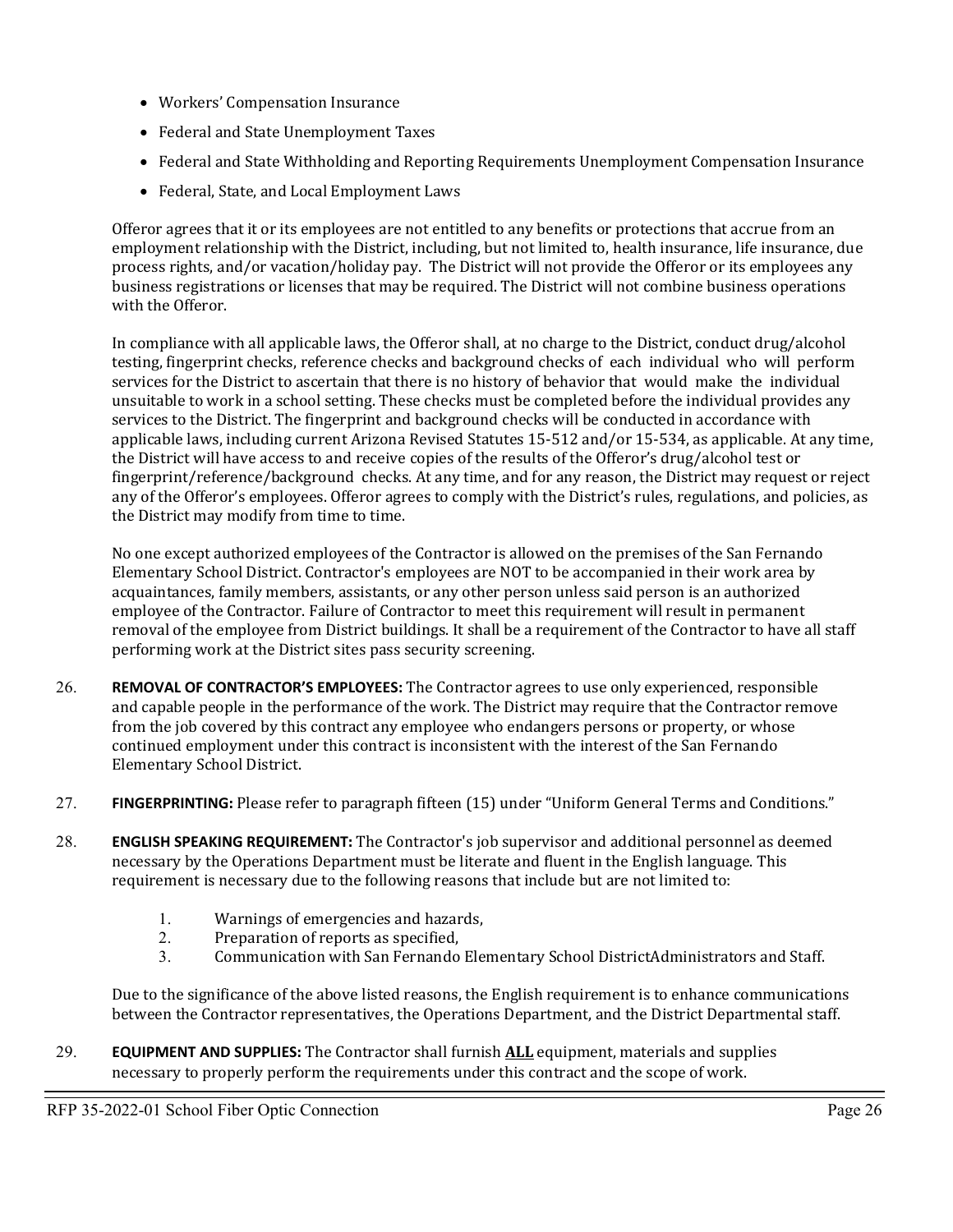- Workers' Compensation Insurance
- Federal and State Unemployment Taxes
- Federal and State Withholding and Reporting Requirements Unemployment Compensation Insurance
- Federal, State, and Local Employment Laws

Offeror agrees that it or its employees are not entitled to any benefits or protections that accrue from an employment relationship with the District, including, but not limited to, health insurance, life insurance, due process rights, and/or vacation/holiday pay. The District will not provide the Offeror or its employees any business registrations or licenses that may be required. The District will not combine business operations with the Offeror.

In compliance with all applicable laws, the Offeror shall, at no charge to the District, conduct drug/alcohol testing, fingerprint checks, reference checks and background checks of each individual who will perform services for the District to ascertain that there is no history of behavior that would make the individual unsuitable to work in a school setting. These checks must be completed before the individual provides any services to the District. The fingerprint and background checks will be conducted in accordance with applicable laws, including current Arizona Revised Statutes 15-512 and/or 15-534, as applicable. At any time, the District will have access to and receive copies of the results of the Offeror's drug/alcohol test or fingerprint/reference/background checks. At any time, and for any reason, the District may request or reject any of the Offeror's employees. Offeror agrees to comply with the District's rules, regulations, and policies, as the District may modify from time to time.

No one except authorized employees of the Contractor is allowed on the premises of the San Fernando Elementary School District. Contractor's employees are NOT to be accompanied in their work area by acquaintances, family members, assistants, or any other person unless said person is an authorized employee of the Contractor. Failure of Contractor to meet this requirement will result in permanent removal of the employee from District buildings. It shall be a requirement of the Contractor to have all staff performing work at the District sites pass security screening.

26. **REMOVAL OF CONTRACTOR'S EMPLOYEES:** The Contractor agrees to use only experienced, responsible and capable people in the performance of the work. The District may require that the Contractor remove from the job covered by this contract any employee who endangers persons or property, or whose continued employment under this contract is inconsistent with the interest of the San Fernando Elementary School District.

27. **FINGERPRINTING:** Please refer to paragraph fifteen (15) under "Uniform General Terms and Conditions."

28. **ENGLISH SPEAKING REQUIREMENT:** The Contractor's job supervisor and additional personnel as deemed necessary by the Operations Department must be literate and fluent in the English language. This requirement is necessary due to the following reasons that include but are not limited to:

    1. Warnings of emergencies and hazards,
    2. Preparation of reports as specified,
    3. Communication with San Fernando Elementary School DistrictAdministrators and Staff.

    Due to the significance of the above listed reasons, the English requirement is to enhance communications between the Contractor representatives, the Operations Department, and the District Departmental staff.

29. **EQUIPMENT AND SUPPLIES:** The Contractor shall furnish **ALL** equipment, materials and supplies necessary to properly perform the requirements under this contract and the scope of work.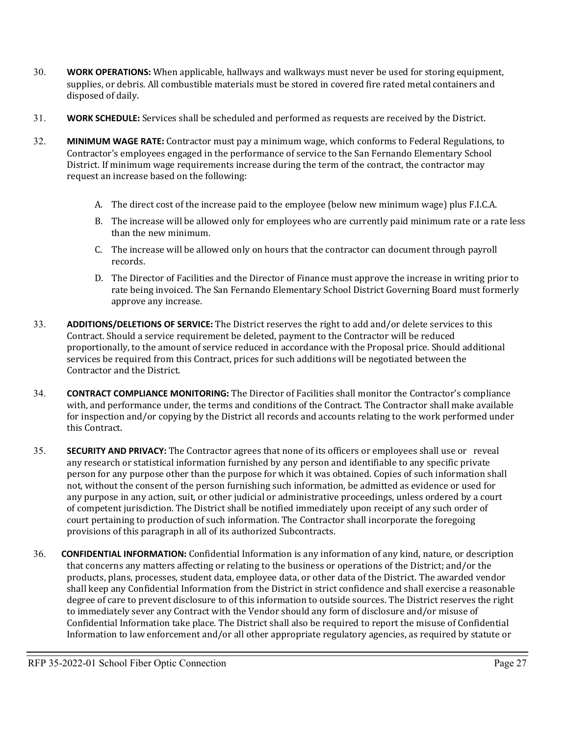30. **WORK OPERATIONS:** When applicable, hallways and walkways must never be used for storing equipment, supplies, or debris. All combustible materials must be stored in covered fire rated metal containers and disposed of daily.

31. **WORK SCHEDULE:** Services shall be scheduled and performed as requests are received by the District.

32. **MINIMUM WAGE RATE:** Contractor must pay a minimum wage, which conforms to Federal Regulations, to Contractor's employees engaged in the performance of service to the San Fernando Elementary School District. If minimum wage requirements increase during the term of the contract, the contractor may request an increase based on the following:

    A. The direct cost of the increase paid to the employee (below new minimum wage) plus F.I.C.A.

    B. The increase will be allowed only for employees who are currently paid minimum rate or a rate less than the new minimum.

    C. The increase will be allowed only on hours that the contractor can document through payroll records.

    D. The Director of Facilities and the Director of Finance must approve the increase in writing prior to rate being invoiced. The San Fernando Elementary School District Governing Board must formerly approve any increase.

33. **ADDITIONS/DELETIONS OF SERVICE:** The District reserves the right to add and/or delete services to this Contract. Should a service requirement be deleted, payment to the Contractor will be reduced proportionally, to the amount of service reduced in accordance with the Proposal price. Should additional services be required from this Contract, prices for such additions will be negotiated between the Contractor and the District.

34. **CONTRACT COMPLIANCE MONITORING:** The Director of Facilities shall monitor the Contractor's compliance with, and performance under, the terms and conditions of the Contract. The Contractor shall make available for inspection and/or copying by the District all records and accounts relating to the work performed under this Contract.

35. **SECURITY AND PRIVACY:** The Contractor agrees that none of its officers or employees shall use or reveal any research or statistical information furnished by any person and identifiable to any specific private person for any purpose other than the purpose for which it was obtained. Copies of such information shall not, without the consent of the person furnishing such information, be admitted as evidence or used for any purpose in any action, suit, or other judicial or administrative proceedings, unless ordered by a court of competent jurisdiction. The District shall be notified immediately upon receipt of any such order of court pertaining to production of such information. The Contractor shall incorporate the foregoing provisions of this paragraph in all of its authorized Subcontracts.

36. **CONFIDENTIAL INFORMATION:** Confidential Information is any information of any kind, nature, or description that concerns any matters affecting or relating to the business or operations of the District; and/or the products, plans, processes, student data, employee data, or other data of the District. The awarded vendor shall keep any Confidential Information from the District in strict confidence and shall exercise a reasonable degree of care to prevent disclosure to of this information to outside sources. The District reserves the right to immediately sever any Contract with the Vendor should any form of disclosure and/or misuse of Confidential Information take place. The District shall also be required to report the misuse of Confidential Information to law enforcement and/or all other appropriate regulatory agencies, as required by statute or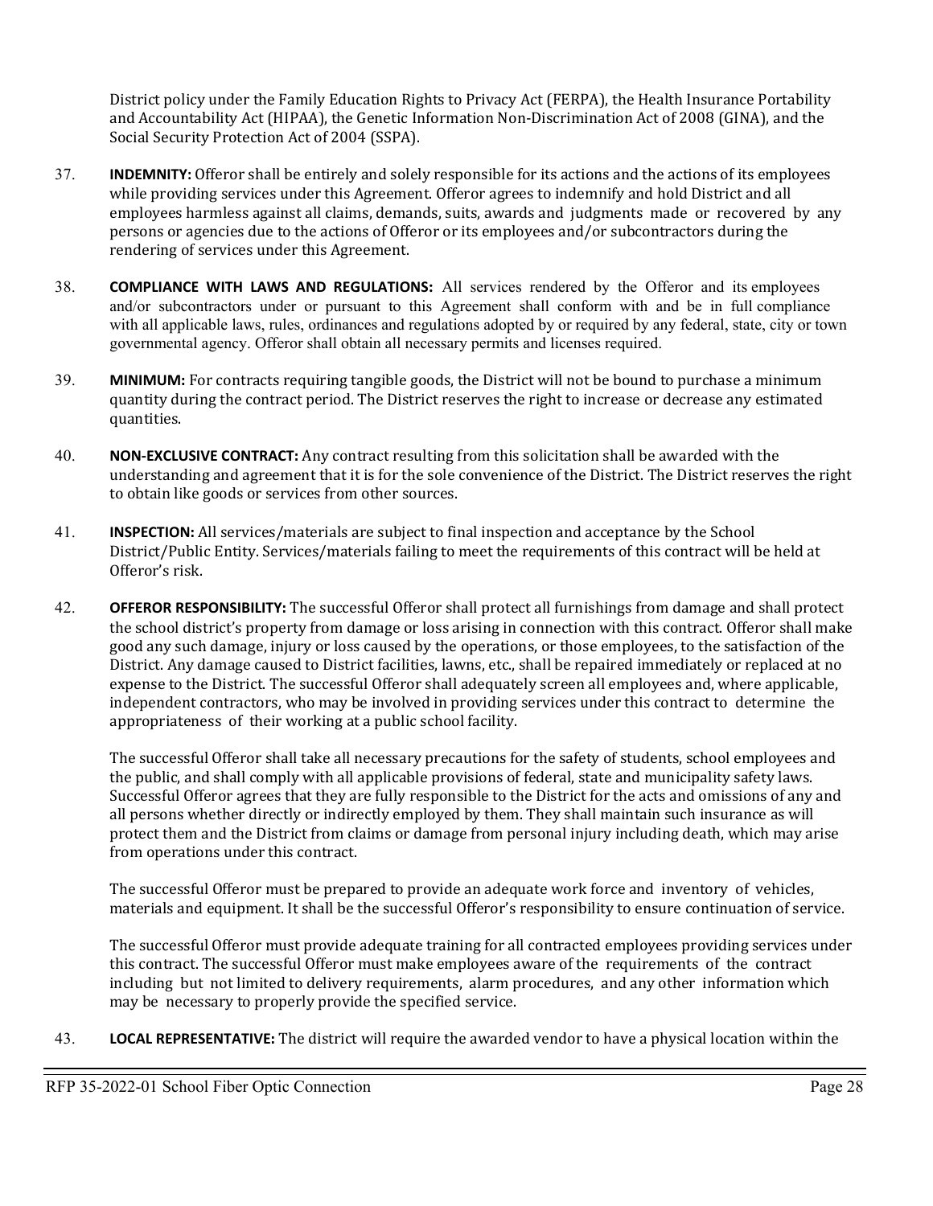District policy under the Family Education Rights to Privacy Act (FERPA), the Health Insurance Portability and Accountability Act (HIPAA), the Genetic Information Non-Discrimination Act of 2008 (GINA), and the Social Security Protection Act of 2004 (SSPA).

37. **INDEMNITY:** Offeror shall be entirely and solely responsible for its actions and the actions of its employees while providing services under this Agreement. Offeror agrees to indemnify and hold District and all employees harmless against all claims, demands, suits, awards and judgments made or recovered by any persons or agencies due to the actions of Offeror or its employees and/or subcontractors during the rendering of services under this Agreement.

38. **COMPLIANCE WITH LAWS AND REGULATIONS:** All services rendered by the Offeror and its employees and/or subcontractors under or pursuant to this Agreement shall conform with and be in full compliance with all applicable laws, rules, ordinances and regulations adopted by or required by any federal, state, city or town governmental agency. Offeror shall obtain all necessary permits and licenses required.

39. **MINIMUM:** For contracts requiring tangible goods, the District will not be bound to purchase a minimum quantity during the contract period. The District reserves the right to increase or decrease any estimated quantities.

40. **NON-EXCLUSIVE CONTRACT:** Any contract resulting from this solicitation shall be awarded with the understanding and agreement that it is for the sole convenience of the District. The District reserves the right to obtain like goods or services from other sources.

41. **INSPECTION:** All services/materials are subject to final inspection and acceptance by the School District/Public Entity. Services/materials failing to meet the requirements of this contract will be held at Offeror's risk.

42. **OFFEROR RESPONSIBILITY:** The successful Offeror shall protect all furnishings from damage and shall protect the school district's property from damage or loss arising in connection with this contract. Offeror shall make good any such damage, injury or loss caused by the operations, or those employees, to the satisfaction of the District. Any damage caused to District facilities, lawns, etc., shall be repaired immediately or replaced at no expense to the District. The successful Offeror shall adequately screen all employees and, where applicable, independent contractors, who may be involved in providing services under this contract to determine the appropriateness of their working at a public school facility.

    The successful Offeror shall take all necessary precautions for the safety of students, school employees and the public, and shall comply with all applicable provisions of federal, state and municipality safety laws. Successful Offeror agrees that they are fully responsible to the District for the acts and omissions of any and all persons whether directly or indirectly employed by them. They shall maintain such insurance as will protect them and the District from claims or damage from personal injury including death, which may arise from operations under this contract.

    The successful Offeror must be prepared to provide an adequate work force and inventory of vehicles, materials and equipment. It shall be the successful Offeror's responsibility to ensure continuation of service.

    The successful Offeror must provide adequate training for all contracted employees providing services under this contract. The successful Offeror must make employees aware of the requirements of the contract including but not limited to delivery requirements, alarm procedures, and any other information which may be necessary to properly provide the specified service.

43. **LOCAL REPRESENTATIVE:** The district will require the awarded vendor to have a physical location within the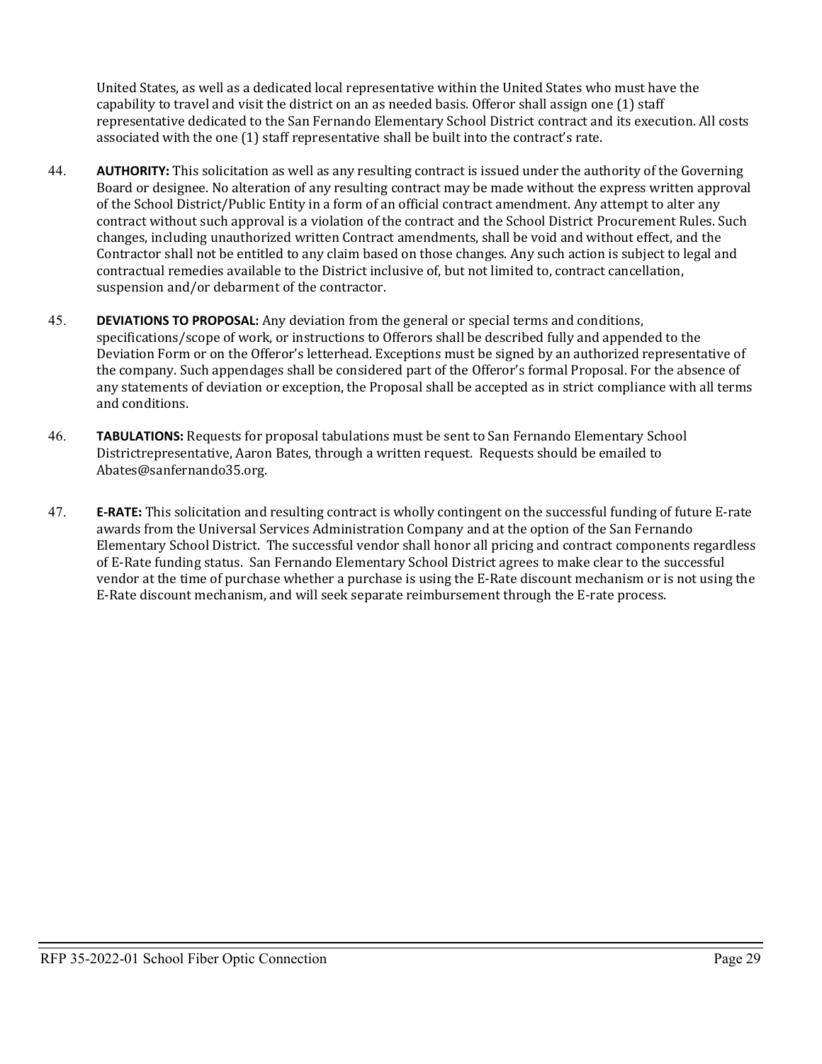United States, as well as a dedicated local representative within the United States who must have the capability to travel and visit the district on an as needed basis. Offeror shall assign one (1) staff representative dedicated to the San Fernando Elementary School District contract and its execution. All costs associated with the one (1) staff representative shall be built into the contract's rate.

44. **AUTHORITY:** This solicitation as well as any resulting contract is issued under the authority of the Governing Board or designee. No alteration of any resulting contract may be made without the express written approval of the School District/Public Entity in a form of an official contract amendment. Any attempt to alter any contract without such approval is a violation of the contract and the School District Procurement Rules. Such changes, including unauthorized written Contract amendments, shall be void and without effect, and the Contractor shall not be entitled to any claim based on those changes. Any such action is subject to legal and contractual remedies available to the District inclusive of, but not limited to, contract cancellation, suspension and/or debarment of the contractor.

45. **DEVIATIONS TO PROPOSAL:** Any deviation from the general or special terms and conditions, specifications/scope of work, or instructions to Offerors shall be described fully and appended to the Deviation Form or on the Offeror's letterhead. Exceptions must be signed by an authorized representative of the company. Such appendages shall be considered part of the Offeror's formal Proposal. For the absence of any statements of deviation or exception, the Proposal shall be accepted as in strict compliance with all terms and conditions.

46. **TABULATIONS:** Requests for proposal tabulations must be sent to San Fernando Elementary School Districtrepresentative, Aaron Bates, through a written request. Requests should be emailed to Abates@sanfernando35.org.

47. **E-RATE:** This solicitation and resulting contract is wholly contingent on the successful funding of future E-rate awards from the Universal Services Administration Company and at the option of the San Fernando Elementary School District. The successful vendor shall honor all pricing and contract components regardless of E-Rate funding status. San Fernando Elementary School District agrees to make clear to the successful vendor at the time of purchase whether a purchase is using the E-Rate discount mechanism or is not using the E-Rate discount mechanism, and will seek separate reimbursement through the E-rate process.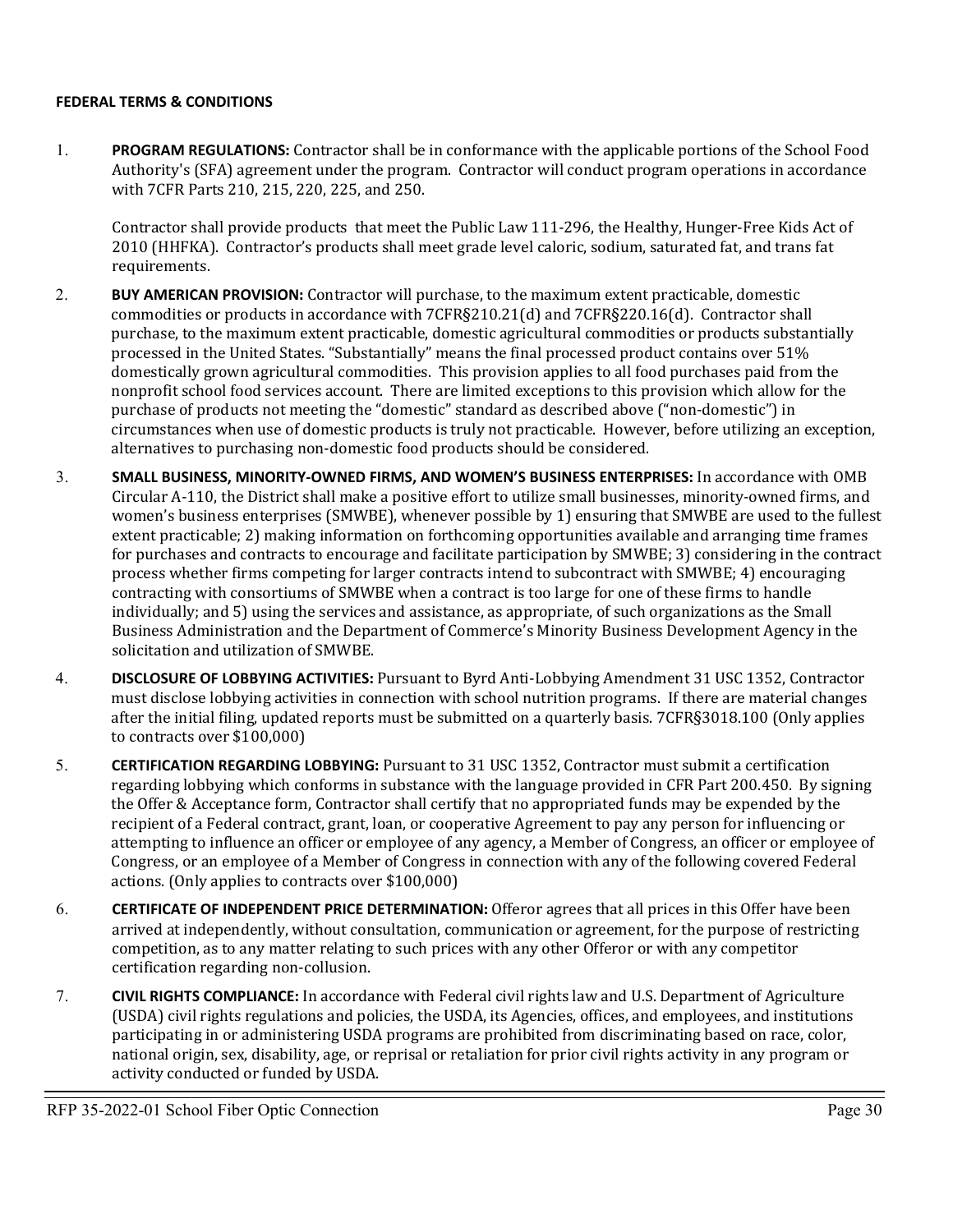**FEDERAL TERMS & CONDITIONS**

1. **PROGRAM REGULATIONS:** Contractor shall be in conformance with the applicable portions of the School Food Authority's (SFA) agreement under the program. Contractor will conduct program operations in accordance with 7CFR Parts 210, 215, 220, 225, and 250.

   Contractor shall provide products that meet the Public Law 111-296, the Healthy, Hunger-Free Kids Act of 2010 (HHFKA). Contractor's products shall meet grade level caloric, sodium, saturated fat, and trans fat requirements.

2. **BUY AMERICAN PROVISION:** Contractor will purchase, to the maximum extent practicable, domestic commodities or products in accordance with 7CFR§210.21(d) and 7CFR§220.16(d). Contractor shall purchase, to the maximum extent practicable, domestic agricultural commodities or products substantially processed in the United States. "Substantially" means the final processed product contains over 51% domestically grown agricultural commodities. This provision applies to all food purchases paid from the nonprofit school food services account. There are limited exceptions to this provision which allow for the purchase of products not meeting the "domestic" standard as described above ("non-domestic") in circumstances when use of domestic products is truly not practicable. However, before utilizing an exception, alternatives to purchasing non-domestic food products should be considered.

3. **SMALL BUSINESS, MINORITY-OWNED FIRMS, AND WOMEN'S BUSINESS ENTERPRISES:** In accordance with OMB Circular A-110, the District shall make a positive effort to utilize small businesses, minority-owned firms, and women's business enterprises (SMWBE), whenever possible by 1) ensuring that SMWBE are used to the fullest extent practicable; 2) making information on forthcoming opportunities available and arranging time frames for purchases and contracts to encourage and facilitate participation by SMWBE; 3) considering in the contract process whether firms competing for larger contracts intend to subcontract with SMWBE; 4) encouraging contracting with consortiums of SMWBE when a contract is too large for one of these firms to handle individually; and 5) using the services and assistance, as appropriate, of such organizations as the Small Business Administration and the Department of Commerce's Minority Business Development Agency in the solicitation and utilization of SMWBE.

4. **DISCLOSURE OF LOBBYING ACTIVITIES:** Pursuant to Byrd Anti-Lobbying Amendment 31 USC 1352, Contractor must disclose lobbying activities in connection with school nutrition programs. If there are material changes after the initial filing, updated reports must be submitted on a quarterly basis. 7CFR§3018.100 (Only applies to contracts over $100,000)

5. **CERTIFICATION REGARDING LOBBYING:** Pursuant to 31 USC 1352, Contractor must submit a certification regarding lobbying which conforms in substance with the language provided in CFR Part 200.450. By signing the Offer & Acceptance form, Contractor shall certify that no appropriated funds may be expended by the recipient of a Federal contract, grant, loan, or cooperative Agreement to pay any person for influencing or attempting to influence an officer or employee of any agency, a Member of Congress, an officer or employee of Congress, or an employee of a Member of Congress in connection with any of the following covered Federal actions. (Only applies to contracts over $100,000)

6. **CERTIFICATE OF INDEPENDENT PRICE DETERMINATION:** Offeror agrees that all prices in this Offer have been arrived at independently, without consultation, communication or agreement, for the purpose of restricting competition, as to any matter relating to such prices with any other Offeror or with any competitor certification regarding non-collusion.

7. **CIVIL RIGHTS COMPLIANCE:** In accordance with Federal civil rights law and U.S. Department of Agriculture (USDA) civil rights regulations and policies, the USDA, its Agencies, offices, and employees, and institutions participating in or administering USDA programs are prohibited from discriminating based on race, color, national origin, sex, disability, age, or reprisal or retaliation for prior civil rights activity in any program or activity conducted or funded by USDA.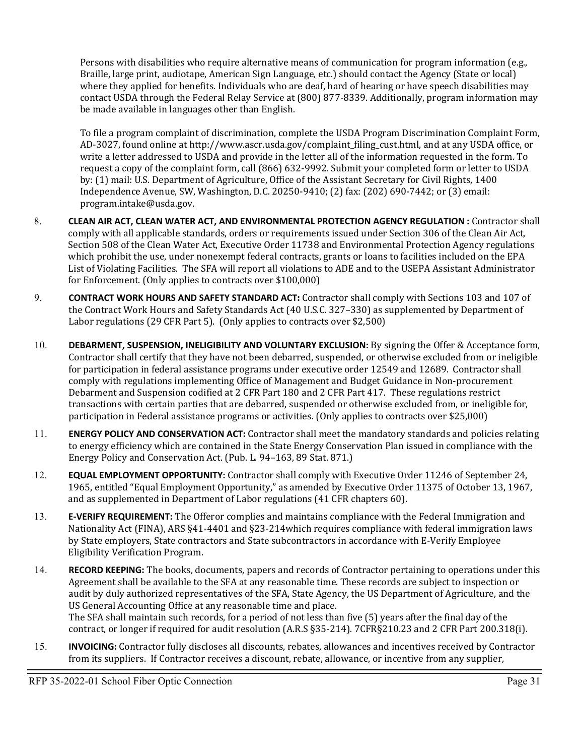Persons with disabilities who require alternative means of communication for program information (e.g., Braille, large print, audiotape, American Sign Language, etc.) should contact the Agency (State or local) where they applied for benefits. Individuals who are deaf, hard of hearing or have speech disabilities may contact USDA through the Federal Relay Service at (800) 877-8339. Additionally, program information may be made available in languages other than English.

To file a program complaint of discrimination, complete the USDA Program Discrimination Complaint Form, AD-3027, found online at http://www.ascr.usda.gov/complaint_filing_cust.html, and at any USDA office, or write a letter addressed to USDA and provide in the letter all of the information requested in the form. To request a copy of the complaint form, call (866) 632-9992. Submit your completed form or letter to USDA by: (1) mail: U.S. Department of Agriculture, Office of the Assistant Secretary for Civil Rights, 1400 Independence Avenue, SW, Washington, D.C. 20250-9410; (2) fax: (202) 690-7442; or (3) email: program.intake@usda.gov.

8. **CLEAN AIR ACT, CLEAN WATER ACT, AND ENVIRONMENTAL PROTECTION AGENCY REGULATION :** Contractor shall comply with all applicable standards, orders or requirements issued under Section 306 of the Clean Air Act, Section 508 of the Clean Water Act, Executive Order 11738 and Environmental Protection Agency regulations which prohibit the use, under nonexempt federal contracts, grants or loans to facilities included on the EPA List of Violating Facilities. The SFA will report all violations to ADE and to the USEPA Assistant Administrator for Enforcement. (Only applies to contracts over $100,000)

9. **CONTRACT WORK HOURS AND SAFETY STANDARD ACT:** Contractor shall comply with Sections 103 and 107 of the Contract Work Hours and Safety Standards Act (40 U.S.C. 327–330) as supplemented by Department of Labor regulations (29 CFR Part 5). (Only applies to contracts over $2,500)

10. **DEBARMENT, SUSPENSION, INELIGIBILITY AND VOLUNTARY EXCLUSION:** By signing the Offer & Acceptance form, Contractor shall certify that they have not been debarred, suspended, or otherwise excluded from or ineligible for participation in federal assistance programs under executive order 12549 and 12689. Contractor shall comply with regulations implementing Office of Management and Budget Guidance in Non-procurement Debarment and Suspension codified at 2 CFR Part 180 and 2 CFR Part 417. These regulations restrict transactions with certain parties that are debarred, suspended or otherwise excluded from, or ineligible for, participation in Federal assistance programs or activities. (Only applies to contracts over $25,000)

11. **ENERGY POLICY AND CONSERVATION ACT:** Contractor shall meet the mandatory standards and policies relating to energy efficiency which are contained in the State Energy Conservation Plan issued in compliance with the Energy Policy and Conservation Act. (Pub. L. 94–163, 89 Stat. 871.)

12. **EQUAL EMPLOYMENT OPPORTUNITY:** Contractor shall comply with Executive Order 11246 of September 24, 1965, entitled "Equal Employment Opportunity," as amended by Executive Order 11375 of October 13, 1967, and as supplemented in Department of Labor regulations (41 CFR chapters 60).

13. **E-VERIFY REQUIREMENT:** The Offeror complies and maintains compliance with the Federal Immigration and Nationality Act (FINA), ARS §41-4401 and §23-214which requires compliance with federal immigration laws by State employers, State contractors and State subcontractors in accordance with E-Verify Employee Eligibility Verification Program.

14. **RECORD KEEPING:** The books, documents, papers and records of Contractor pertaining to operations under this Agreement shall be available to the SFA at any reasonable time. These records are subject to inspection or audit by duly authorized representatives of the SFA, State Agency, the US Department of Agriculture, and the US General Accounting Office at any reasonable time and place.
The SFA shall maintain such records, for a period of not less than five (5) years after the final day of the contract, or longer if required for audit resolution (A.R.S §35-214). 7CFR§210.23 and 2 CFR Part 200.318(i).

15. **INVOICING:** Contractor fully discloses all discounts, rebates, allowances and incentives received by Contractor from its suppliers. If Contractor receives a discount, rebate, allowance, or incentive from any supplier,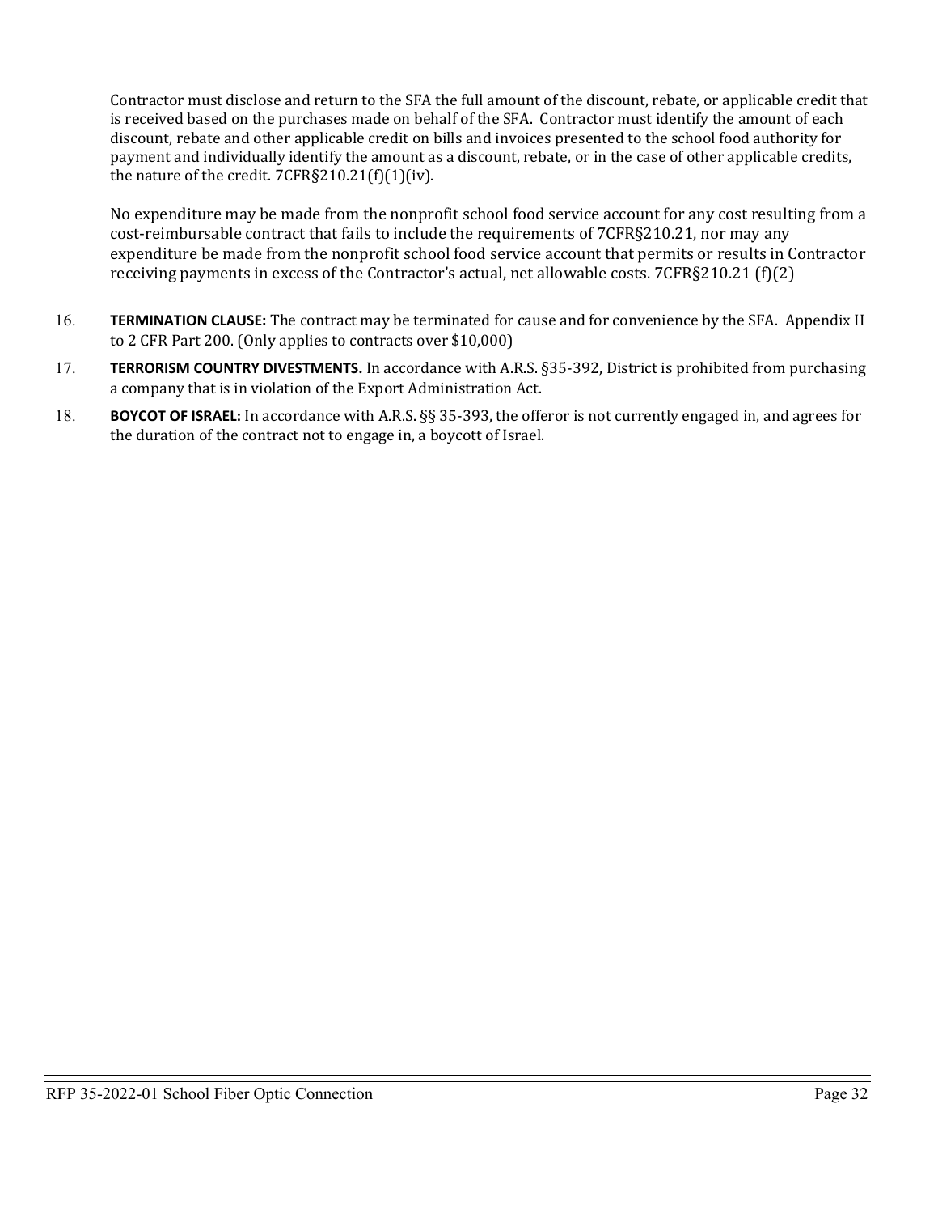Contractor must disclose and return to the SFA the full amount of the discount, rebate, or applicable credit that is received based on the purchases made on behalf of the SFA. Contractor must identify the amount of each discount, rebate and other applicable credit on bills and invoices presented to the school food authority for payment and individually identify the amount as a discount, rebate, or in the case of other applicable credits, the nature of the credit. 7CFR§210.21(f)(1)(iv).

No expenditure may be made from the nonprofit school food service account for any cost resulting from a cost-reimbursable contract that fails to include the requirements of 7CFR§210.21, nor may any expenditure be made from the nonprofit school food service account that permits or results in Contractor receiving payments in excess of the Contractor's actual, net allowable costs. 7CFR§210.21 (f)(2)

16. **TERMINATION CLAUSE:** The contract may be terminated for cause and for convenience by the SFA. Appendix II to 2 CFR Part 200. (Only applies to contracts over $10,000)

17. **TERRORISM COUNTRY DIVESTMENTS.** In accordance with A.R.S. §35-392, District is prohibited from purchasing a company that is in violation of the Export Administration Act.

18. **BOYCOT OF ISRAEL:** In accordance with A.R.S. §§ 35-393, the offeror is not currently engaged in, and agrees for the duration of the contract not to engage in, a boycott of Israel.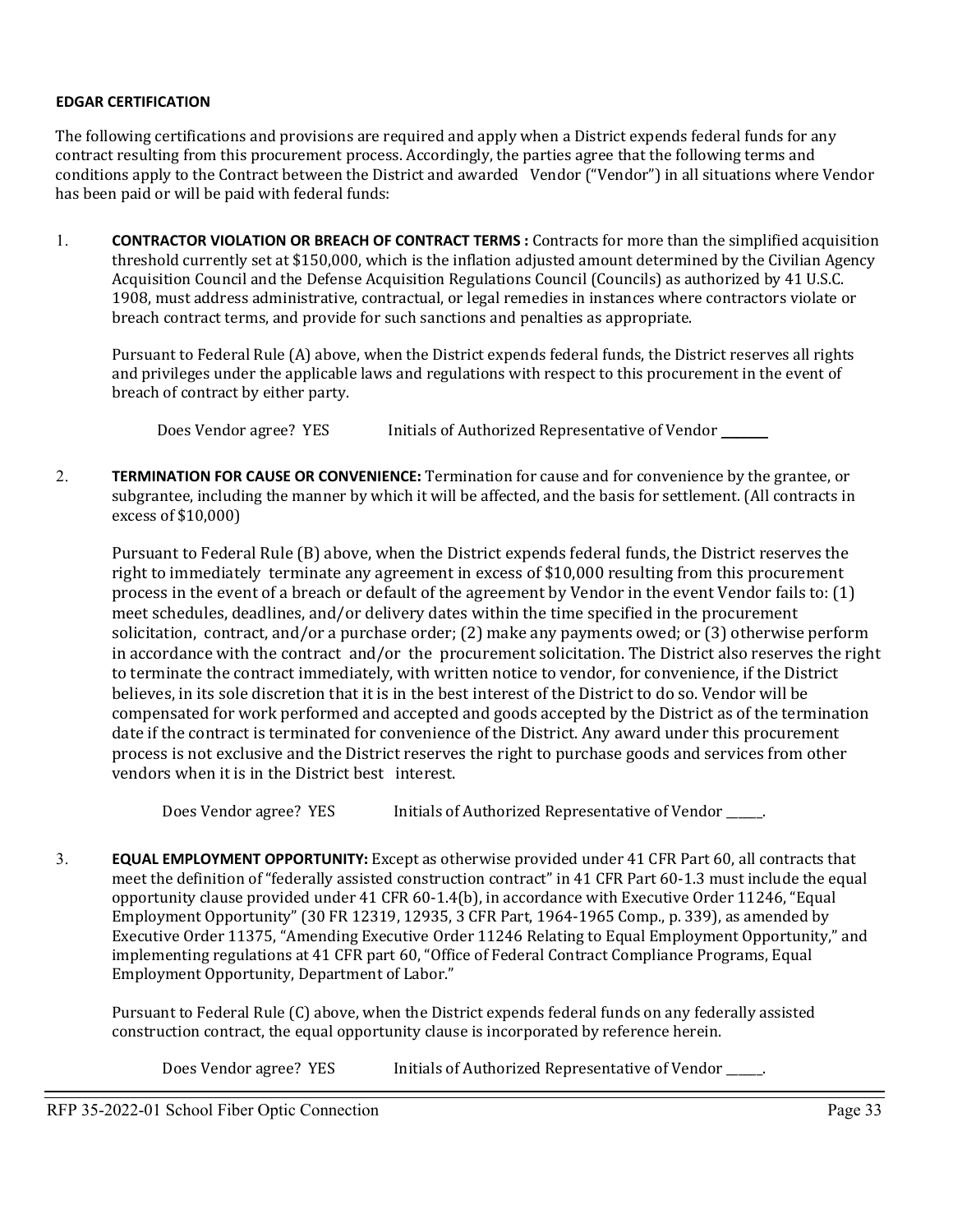**EDGAR CERTIFICATION**

The following certifications and provisions are required and apply when a District expends federal funds for any contract resulting from this procurement process. Accordingly, the parties agree that the following terms and conditions apply to the Contract between the District and awarded Vendor ("Vendor") in all situations where Vendor has been paid or will be paid with federal funds:

1. **CONTRACTOR VIOLATION OR BREACH OF CONTRACT TERMS :** Contracts for more than the simplified acquisition threshold currently set at $150,000, which is the inflation adjusted amount determined by the Civilian Agency Acquisition Council and the Defense Acquisition Regulations Council (Councils) as authorized by 41 U.S.C. 1908, must address administrative, contractual, or legal remedies in instances where contractors violate or breach contract terms, and provide for such sanctions and penalties as appropriate.

   Pursuant to Federal Rule (A) above, when the District expends federal funds, the District reserves all rights and privileges under the applicable laws and regulations with respect to this procurement in the event of breach of contract by either party.

   Does Vendor agree? YES Initials of Authorized Representative of Vendor _______

2. **TERMINATION FOR CAUSE OR CONVENIENCE:** Termination for cause and for convenience by the grantee, or subgrantee, including the manner by which it will be affected, and the basis for settlement. (All contracts in excess of $10,000)

   Pursuant to Federal Rule (B) above, when the District expends federal funds, the District reserves the right to immediately terminate any agreement in excess of $10,000 resulting from this procurement process in the event of a breach or default of the agreement by Vendor in the event Vendor fails to: (1) meet schedules, deadlines, and/or delivery dates within the time specified in the procurement solicitation, contract, and/or a purchase order; (2) make any payments owed; or (3) otherwise perform in accordance with the contract and/or the procurement solicitation. The District also reserves the right to terminate the contract immediately, with written notice to vendor, for convenience, if the District believes, in its sole discretion that it is in the best interest of the District to do so. Vendor will be compensated for work performed and accepted and goods accepted by the District as of the termination date if the contract is terminated for convenience of the District. Any award under this procurement process is not exclusive and the District reserves the right to purchase goods and services from other vendors when it is in the District best interest.

   Does Vendor agree? YES Initials of Authorized Representative of Vendor _____.

3. **EQUAL EMPLOYMENT OPPORTUNITY:** Except as otherwise provided under 41 CFR Part 60, all contracts that meet the definition of "federally assisted construction contract" in 41 CFR Part 60-1.3 must include the equal opportunity clause provided under 41 CFR 60-1.4(b), in accordance with Executive Order 11246, "Equal Employment Opportunity" (30 FR 12319, 12935, 3 CFR Part, 1964-1965 Comp., p. 339), as amended by Executive Order 11375, "Amending Executive Order 11246 Relating to Equal Employment Opportunity," and implementing regulations at 41 CFR part 60, "Office of Federal Contract Compliance Programs, Equal Employment Opportunity, Department of Labor."

   Pursuant to Federal Rule (C) above, when the District expends federal funds on any federally assisted construction contract, the equal opportunity clause is incorporated by reference herein.

   Does Vendor agree? YES Initials of Authorized Representative of Vendor _____.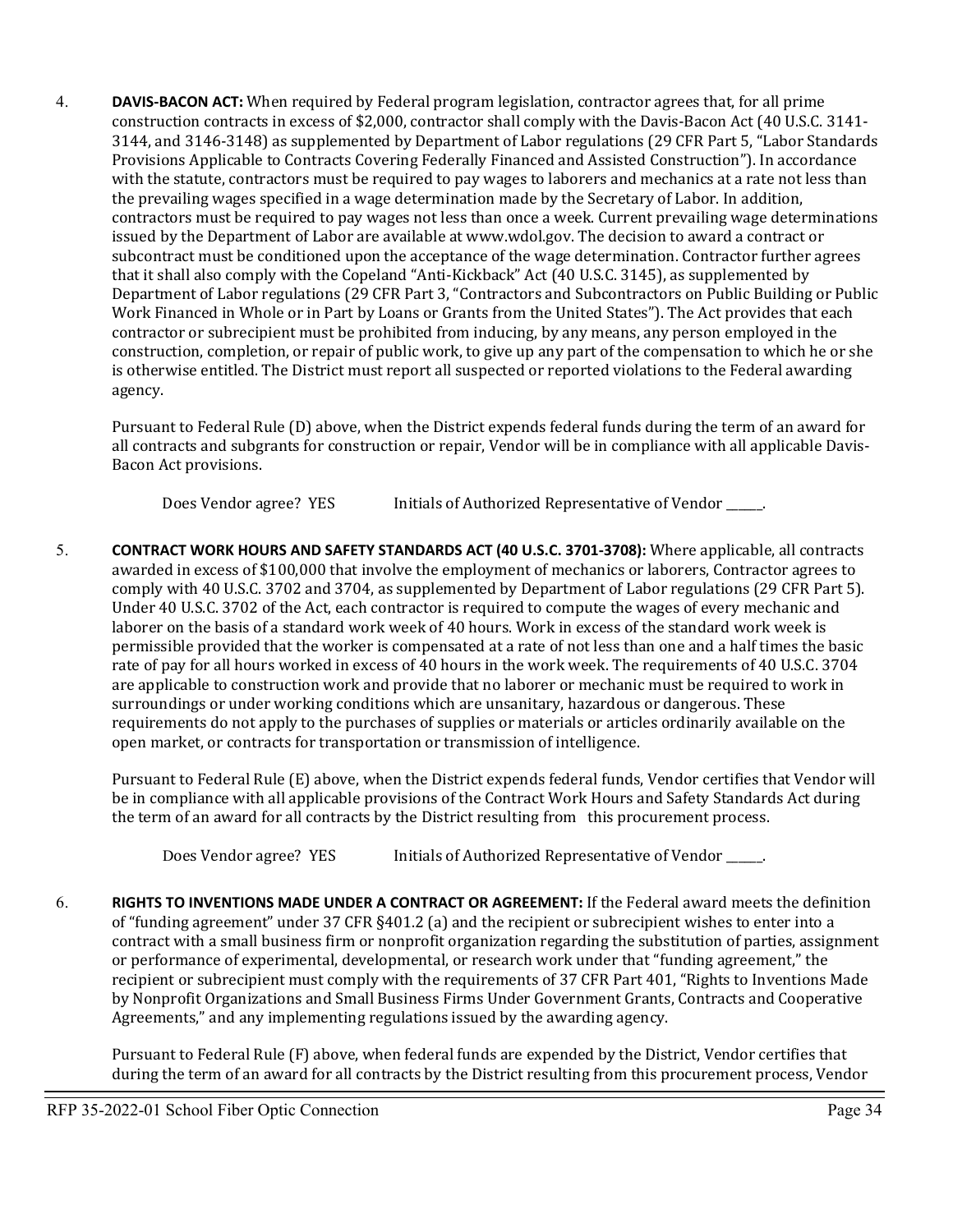4. **DAVIS-BACON ACT:** When required by Federal program legislation, contractor agrees that, for all prime construction contracts in excess of $2,000, contractor shall comply with the Davis-Bacon Act (40 U.S.C. 3141-3144, and 3146-3148) as supplemented by Department of Labor regulations (29 CFR Part 5, "Labor Standards Provisions Applicable to Contracts Covering Federally Financed and Assisted Construction"). In accordance with the statute, contractors must be required to pay wages to laborers and mechanics at a rate not less than the prevailing wages specified in a wage determination made by the Secretary of Labor. In addition, contractors must be required to pay wages not less than once a week. Current prevailing wage determinations issued by the Department of Labor are available at www.wdol.gov. The decision to award a contract or subcontract must be conditioned upon the acceptance of the wage determination. Contractor further agrees that it shall also comply with the Copeland "Anti-Kickback" Act (40 U.S.C. 3145), as supplemented by Department of Labor regulations (29 CFR Part 3, "Contractors and Subcontractors on Public Building or Public Work Financed in Whole or in Part by Loans or Grants from the United States"). The Act provides that each contractor or subrecipient must be prohibited from inducing, by any means, any person employed in the construction, completion, or repair of public work, to give up any part of the compensation to which he or she is otherwise entitled. The District must report all suspected or reported violations to the Federal awarding agency.

   Pursuant to Federal Rule (D) above, when the District expends federal funds during the term of an award for all contracts and subgrants for construction or repair, Vendor will be in compliance with all applicable Davis-Bacon Act provisions.

   Does Vendor agree? YES Initials of Authorized Representative of Vendor ______.

5. **CONTRACT WORK HOURS AND SAFETY STANDARDS ACT (40 U.S.C. 3701-3708):** Where applicable, all contracts awarded in excess of $100,000 that involve the employment of mechanics or laborers, Contractor agrees to comply with 40 U.S.C. 3702 and 3704, as supplemented by Department of Labor regulations (29 CFR Part 5). Under 40 U.S.C. 3702 of the Act, each contractor is required to compute the wages of every mechanic and laborer on the basis of a standard work week of 40 hours. Work in excess of the standard work week is permissible provided that the worker is compensated at a rate of not less than one and a half times the basic rate of pay for all hours worked in excess of 40 hours in the work week. The requirements of 40 U.S.C. 3704 are applicable to construction work and provide that no laborer or mechanic must be required to work in surroundings or under working conditions which are unsanitary, hazardous or dangerous. These requirements do not apply to the purchases of supplies or materials or articles ordinarily available on the open market, or contracts for transportation or transmission of intelligence.

   Pursuant to Federal Rule (E) above, when the District expends federal funds, Vendor certifies that Vendor will be in compliance with all applicable provisions of the Contract Work Hours and Safety Standards Act during the term of an award for all contracts by the District resulting from this procurement process.

   Does Vendor agree? YES Initials of Authorized Representative of Vendor ______.

6. **RIGHTS TO INVENTIONS MADE UNDER A CONTRACT OR AGREEMENT:** If the Federal award meets the definition of "funding agreement" under 37 CFR §401.2 (a) and the recipient or subrecipient wishes to enter into a contract with a small business firm or nonprofit organization regarding the substitution of parties, assignment or performance of experimental, developmental, or research work under that "funding agreement," the recipient or subrecipient must comply with the requirements of 37 CFR Part 401, "Rights to Inventions Made by Nonprofit Organizations and Small Business Firms Under Government Grants, Contracts and Cooperative Agreements," and any implementing regulations issued by the awarding agency.

   Pursuant to Federal Rule (F) above, when federal funds are expended by the District, Vendor certifies that during the term of an award for all contracts by the District resulting from this procurement process, Vendor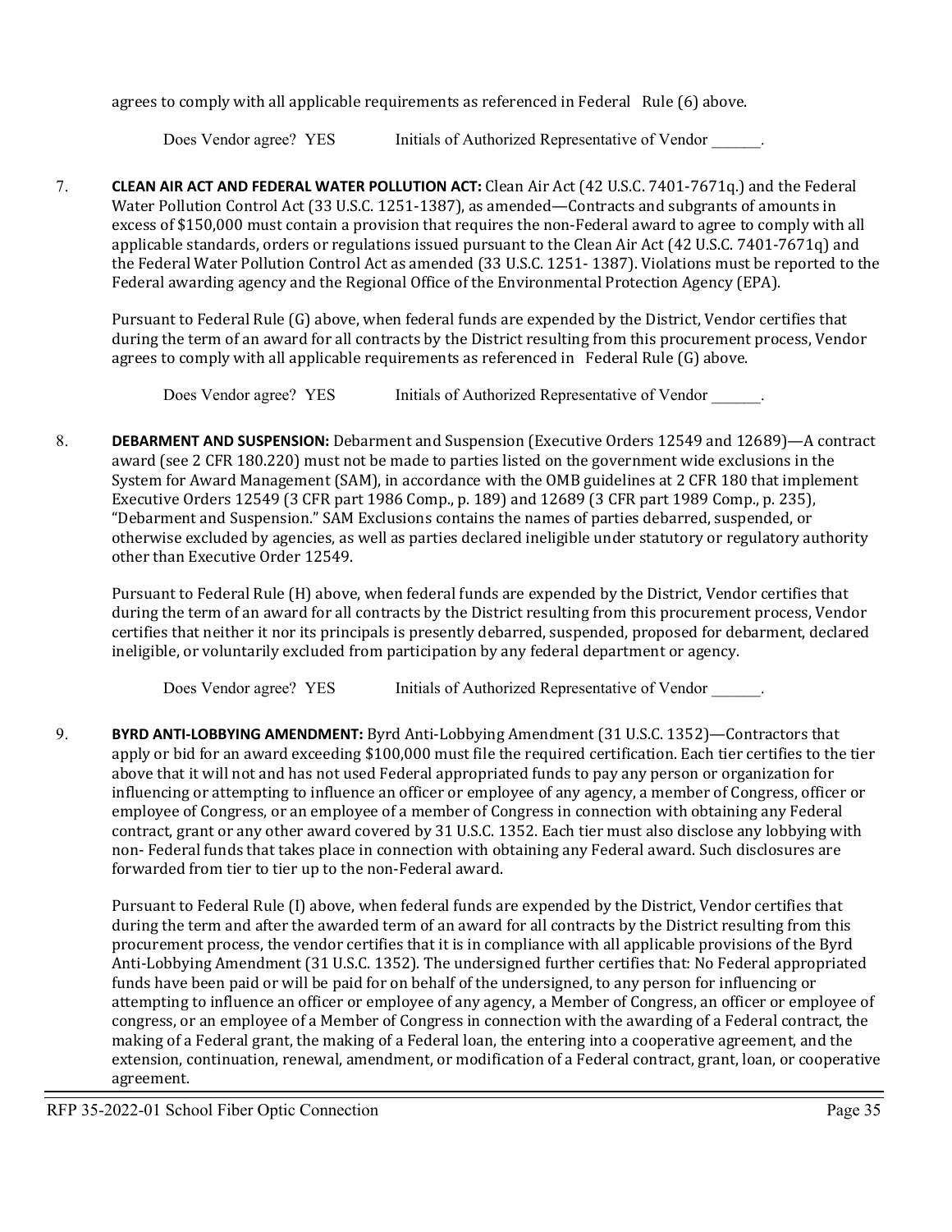agrees to comply with all applicable requirements as referenced in Federal Rule (6) above.

Does Vendor agree? YES Initials of Authorized Representative of Vendor ______.

7. **CLEAN AIR ACT AND FEDERAL WATER POLLUTION ACT:** Clean Air Act (42 U.S.C. 7401-7671q.) and the Federal Water Pollution Control Act (33 U.S.C. 1251-1387), as amended—Contracts and subgrants of amounts in excess of $150,000 must contain a provision that requires the non-Federal award to agree to comply with all applicable standards, orders or regulations issued pursuant to the Clean Air Act (42 U.S.C. 7401-7671q) and the Federal Water Pollution Control Act as amended (33 U.S.C. 1251- 1387). Violations must be reported to the Federal awarding agency and the Regional Office of the Environmental Protection Agency (EPA).

   Pursuant to Federal Rule (G) above, when federal funds are expended by the District, Vendor certifies that during the term of an award for all contracts by the District resulting from this procurement process, Vendor agrees to comply with all applicable requirements as referenced in Federal Rule (G) above.

   Does Vendor agree? YES Initials of Authorized Representative of Vendor ______.

8. **DEBARMENT AND SUSPENSION:** Debarment and Suspension (Executive Orders 12549 and 12689)—A contract award (see 2 CFR 180.220) must not be made to parties listed on the government wide exclusions in the System for Award Management (SAM), in accordance with the OMB guidelines at 2 CFR 180 that implement Executive Orders 12549 (3 CFR part 1986 Comp., p. 189) and 12689 (3 CFR part 1989 Comp., p. 235), "Debarment and Suspension." SAM Exclusions contains the names of parties debarred, suspended, or otherwise excluded by agencies, as well as parties declared ineligible under statutory or regulatory authority other than Executive Order 12549.

   Pursuant to Federal Rule (H) above, when federal funds are expended by the District, Vendor certifies that during the term of an award for all contracts by the District resulting from this procurement process, Vendor certifies that neither it nor its principals is presently debarred, suspended, proposed for debarment, declared ineligible, or voluntarily excluded from participation by any federal department or agency.

   Does Vendor agree? YES Initials of Authorized Representative of Vendor ______.

9. **BYRD ANTI-LOBBYING AMENDMENT:** Byrd Anti-Lobbying Amendment (31 U.S.C. 1352)—Contractors that apply or bid for an award exceeding $100,000 must file the required certification. Each tier certifies to the tier above that it will not and has not used Federal appropriated funds to pay any person or organization for influencing or attempting to influence an officer or employee of any agency, a member of Congress, officer or employee of Congress, or an employee of a member of Congress in connection with obtaining any Federal contract, grant or any other award covered by 31 U.S.C. 1352. Each tier must also disclose any lobbying with non- Federal funds that takes place in connection with obtaining any Federal award. Such disclosures are forwarded from tier to tier up to the non-Federal award.

   Pursuant to Federal Rule (I) above, when federal funds are expended by the District, Vendor certifies that during the term and after the awarded term of an award for all contracts by the District resulting from this procurement process, the vendor certifies that it is in compliance with all applicable provisions of the Byrd Anti-Lobbying Amendment (31 U.S.C. 1352). The undersigned further certifies that: No Federal appropriated funds have been paid or will be paid for on behalf of the undersigned, to any person for influencing or attempting to influence an officer or employee of any agency, a Member of Congress, an officer or employee of congress, or an employee of a Member of Congress in connection with the awarding of a Federal contract, the making of a Federal grant, the making of a Federal loan, the entering into a cooperative agreement, and the extension, continuation, renewal, amendment, or modification of a Federal contract, grant, loan, or cooperative agreement.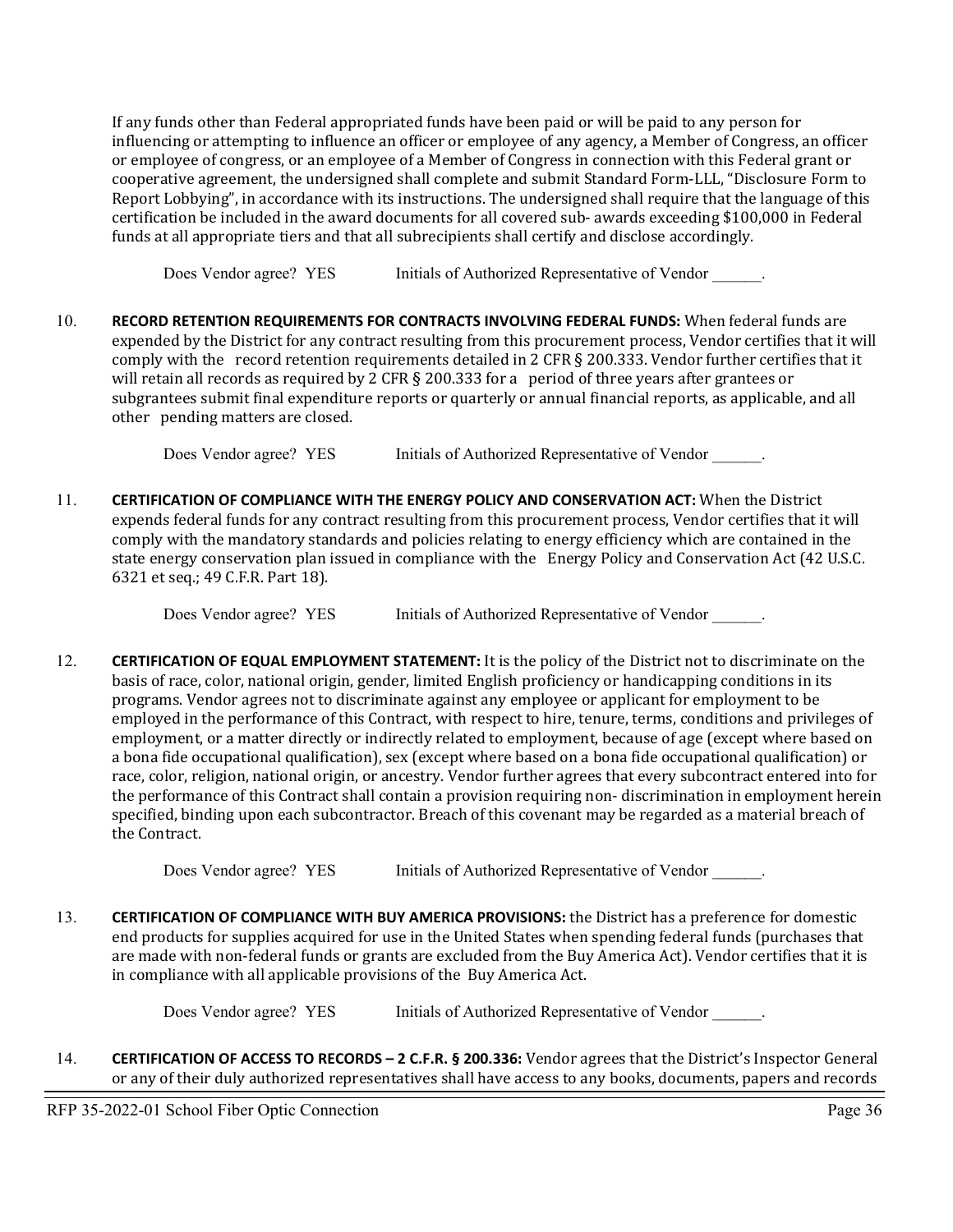If any funds other than Federal appropriated funds have been paid or will be paid to any person for influencing or attempting to influence an officer or employee of any agency, a Member of Congress, an officer or employee of congress, or an employee of a Member of Congress in connection with this Federal grant or cooperative agreement, the undersigned shall complete and submit Standard Form-LLL, "Disclosure Form to Report Lobbying", in accordance with its instructions. The undersigned shall require that the language of this certification be included in the award documents for all covered sub- awards exceeding $100,000 in Federal funds at all appropriate tiers and that all subrecipients shall certify and disclose accordingly.

Does Vendor agree? YES Initials of Authorized Representative of Vendor ______.

10. **RECORD RETENTION REQUIREMENTS FOR CONTRACTS INVOLVING FEDERAL FUNDS:** When federal funds are expended by the District for any contract resulting from this procurement process, Vendor certifies that it will comply with the record retention requirements detailed in 2 CFR § 200.333. Vendor further certifies that it will retain all records as required by 2 CFR § 200.333 for a period of three years after grantees or subgrantees submit final expenditure reports or quarterly or annual financial reports, as applicable, and all other pending matters are closed.

   Does Vendor agree? YES Initials of Authorized Representative of Vendor ______.

11. **CERTIFICATION OF COMPLIANCE WITH THE ENERGY POLICY AND CONSERVATION ACT:** When the District expends federal funds for any contract resulting from this procurement process, Vendor certifies that it will comply with the mandatory standards and policies relating to energy efficiency which are contained in the state energy conservation plan issued in compliance with the Energy Policy and Conservation Act (42 U.S.C. 6321 et seq.; 49 C.F.R. Part 18).

   Does Vendor agree? YES Initials of Authorized Representative of Vendor ______.

12. **CERTIFICATION OF EQUAL EMPLOYMENT STATEMENT:** It is the policy of the District not to discriminate on the basis of race, color, national origin, gender, limited English proficiency or handicapping conditions in its programs. Vendor agrees not to discriminate against any employee or applicant for employment to be employed in the performance of this Contract, with respect to hire, tenure, terms, conditions and privileges of employment, or a matter directly or indirectly related to employment, because of age (except where based on a bona fide occupational qualification), sex (except where based on a bona fide occupational qualification) or race, color, religion, national origin, or ancestry. Vendor further agrees that every subcontract entered into for the performance of this Contract shall contain a provision requiring non- discrimination in employment herein specified, binding upon each subcontractor. Breach of this covenant may be regarded as a material breach of the Contract.

   Does Vendor agree? YES Initials of Authorized Representative of Vendor ______.

13. **CERTIFICATION OF COMPLIANCE WITH BUY AMERICA PROVISIONS:** the District has a preference for domestic end products for supplies acquired for use in the United States when spending federal funds (purchases that are made with non-federal funds or grants are excluded from the Buy America Act). Vendor certifies that it is in compliance with all applicable provisions of the Buy America Act.

   Does Vendor agree? YES Initials of Authorized Representative of Vendor ______.

14. **CERTIFICATION OF ACCESS TO RECORDS – 2 C.F.R. § 200.336:** Vendor agrees that the District's Inspector General or any of their duly authorized representatives shall have access to any books, documents, papers and records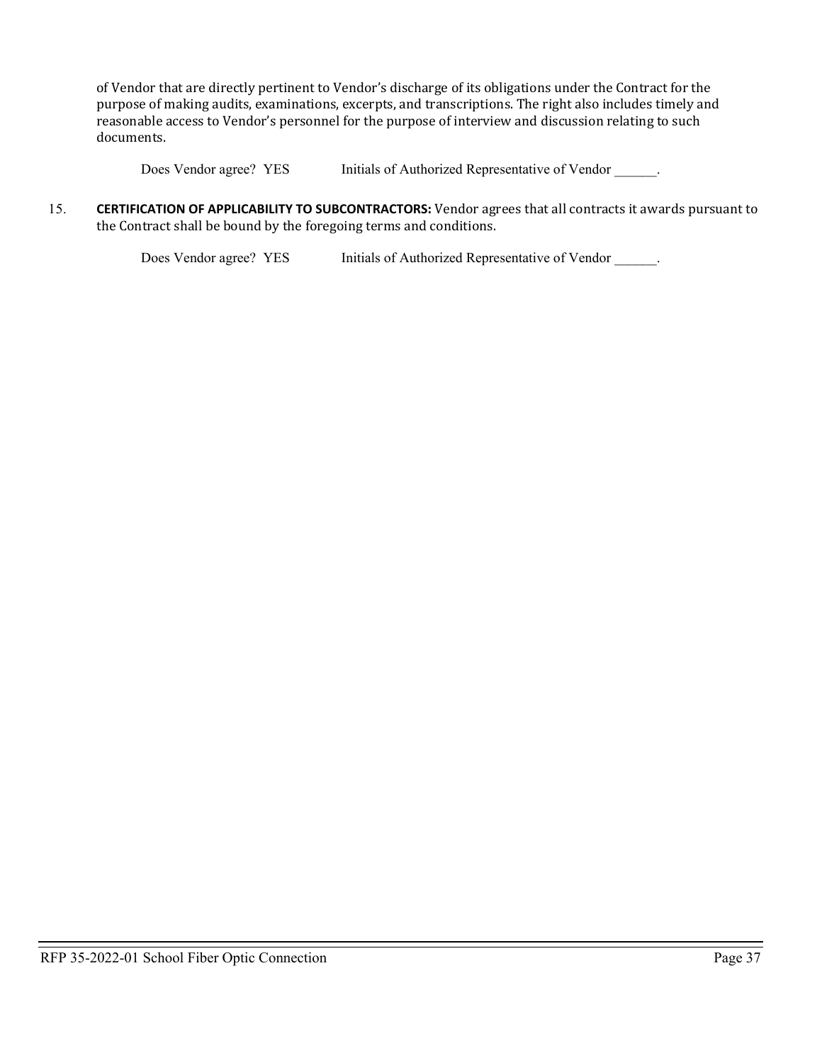of Vendor that are directly pertinent to Vendor's discharge of its obligations under the Contract for the purpose of making audits, examinations, excerpts, and transcriptions. The right also includes timely and reasonable access to Vendor's personnel for the purpose of interview and discussion relating to such documents.

Does Vendor agree? YES Initials of Authorized Representative of Vendor ______.

15. **CERTIFICATION OF APPLICABILITY TO SUBCONTRACTORS:** Vendor agrees that all contracts it awards pursuant to the Contract shall be bound by the foregoing terms and conditions.

Does Vendor agree? YES Initials of Authorized Representative of Vendor ______.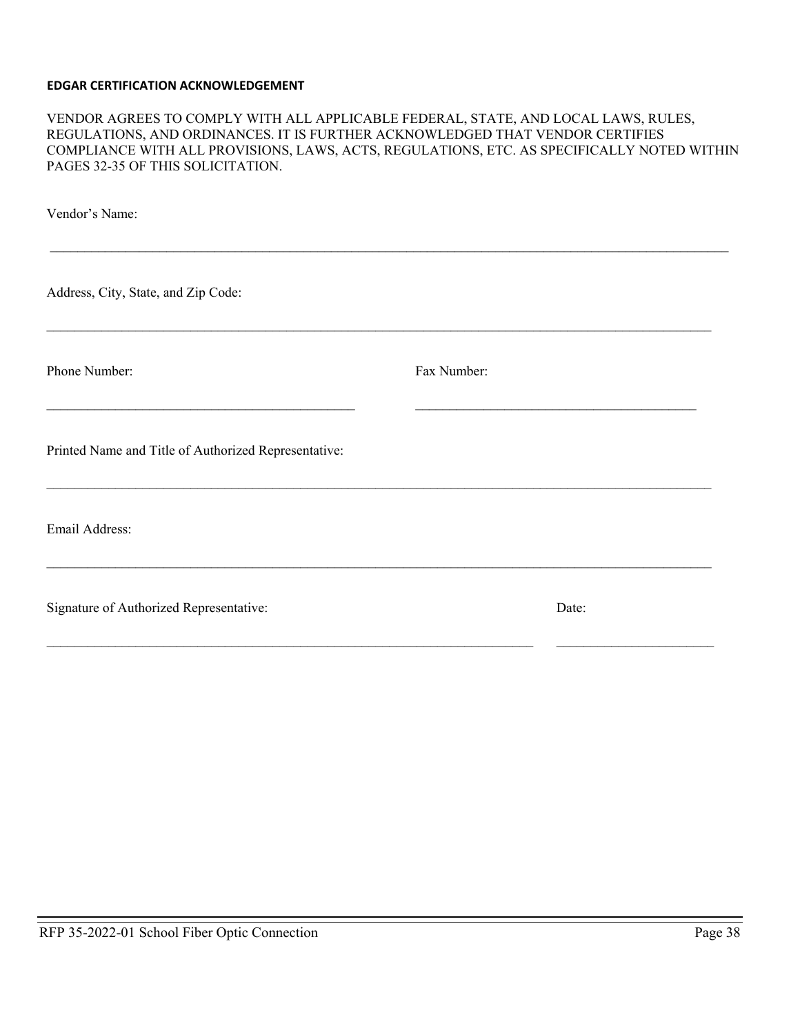**EDGAR CERTIFICATION ACKNOWLEDGEMENT**

VENDOR AGREES TO COMPLY WITH ALL APPLICABLE FEDERAL, STATE, AND LOCAL LAWS, RULES, REGULATIONS, AND ORDINANCES. IT IS FURTHER ACKNOWLEDGED THAT VENDOR CERTIFIES COMPLIANCE WITH ALL PROVISIONS, LAWS, ACTS, REGULATIONS, ETC. AS SPECIFICALLY NOTED WITHIN PAGES 32-35 OF THIS SOLICITATION.

Vendor's Name:

\_\_\_\_\_\_\_\_\_\_\_\_\_\_\_\_\_\_\_\_\_\_\_\_\_\_\_\_\_\_\_\_\_\_\_\_\_\_\_\_\_\_\_\_\_\_\_\_\_\_\_\_\_\_\_\_\_\_

Address, City, State, and Zip Code:

\_\_\_\_\_\_\_\_\_\_\_\_\_\_\_\_\_\_\_\_\_\_\_\_\_\_\_\_\_\_\_\_\_\_\_\_\_\_\_\_\_\_\_\_\_\_\_\_\_\_\_\_\_\_\_\_\_\_

Phone Number: \_\_\_\_\_\_\_\_\_\_\_\_\_\_\_\_\_\_\_\_\_\_\_\_\_\_ Fax Number: \_\_\_\_\_\_\_\_\_\_\_\_\_\_\_\_\_\_\_\_\_\_\_\_\_\_

Printed Name and Title of Authorized Representative:

\_\_\_\_\_\_\_\_\_\_\_\_\_\_\_\_\_\_\_\_\_\_\_\_\_\_\_\_\_\_\_\_\_\_\_\_\_\_\_\_\_\_\_\_\_\_\_\_\_\_\_\_\_\_\_\_\_\_

Email Address:

\_\_\_\_\_\_\_\_\_\_\_\_\_\_\_\_\_\_\_\_\_\_\_\_\_\_\_\_\_\_\_\_\_\_\_\_\_\_\_\_\_\_\_\_\_\_\_\_\_\_\_\_\_\_\_\_\_\_

Signature of Authorized Representative: \_\_\_\_\_\_\_\_\_\_\_\_\_\_\_\_\_\_\_\_\_\_\_\_\_\_\_\_\_\_\_\_\_\_\_\_ Date: \_\_\_\_\_\_\_\_\_\_\_\_\_\_\_\_\_\_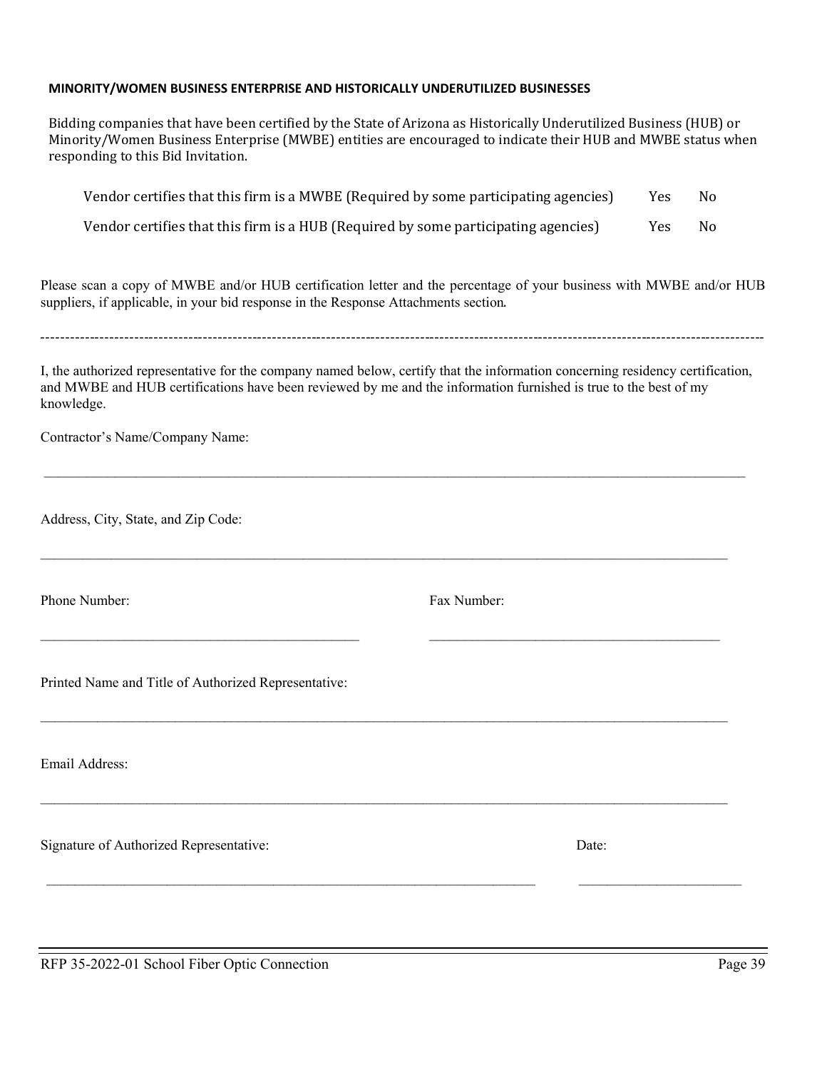**MINORITY/WOMEN BUSINESS ENTERPRISE AND HISTORICALLY UNDERUTILIZED BUSINESSES**

Bidding companies that have been certified by the State of Arizona as Historically Underutilized Business (HUB) or Minority/Women Business Enterprise (MWBE) entities are encouraged to indicate their HUB and MWBE status when responding to this Bid Invitation.

| | | |
|---|---|---|
| Vendor certifies that this firm is a MWBE (Required by some participating agencies) | Yes | No |
| Vendor certifies that this firm is a HUB (Required by some participating agencies) | Yes | No |

Please scan a copy of MWBE and/or HUB certification letter and the percentage of your business with MWBE and/or HUB suppliers, if applicable, in your bid response in the Response Attachments section.

---

I, the authorized representative for the company named below, certify that the information concerning residency certification, and MWBE and HUB certifications have been reviewed by me and the information furnished is true to the best of my knowledge.

Contractor's Name/Company Name:

\_\_\_\_\_\_\_\_\_\_\_\_\_\_\_\_\_\_\_\_\_\_\_\_\_\_\_\_\_\_\_\_\_\_\_\_\_\_\_\_\_\_\_\_\_\_\_\_\_\_\_\_\_\_\_\_

Address, City, State, and Zip Code:

\_\_\_\_\_\_\_\_\_\_\_\_\_\_\_\_\_\_\_\_\_\_\_\_\_\_\_\_\_\_\_\_\_\_\_\_\_\_\_\_\_\_\_\_\_\_\_\_\_\_\_\_\_\_\_\_

Phone Number: \_\_\_\_\_\_\_\_\_\_\_\_\_\_\_\_\_\_\_\_\_\_\_\_ Fax Number: \_\_\_\_\_\_\_\_\_\_\_\_\_\_\_\_\_\_\_\_\_\_\_\_

Printed Name and Title of Authorized Representative:

\_\_\_\_\_\_\_\_\_\_\_\_\_\_\_\_\_\_\_\_\_\_\_\_\_\_\_\_\_\_\_\_\_\_\_\_\_\_\_\_\_\_\_\_\_\_\_\_\_\_\_\_\_\_\_\_

Email Address:

\_\_\_\_\_\_\_\_\_\_\_\_\_\_\_\_\_\_\_\_\_\_\_\_\_\_\_\_\_\_\_\_\_\_\_\_\_\_\_\_\_\_\_\_\_\_\_\_\_\_\_\_\_\_\_\_

Signature of Authorized Representative: \_\_\_\_\_\_\_\_\_\_\_\_\_\_\_\_\_\_\_\_\_\_\_\_\_\_\_\_\_\_\_\_\_\_\_\_ Date: \_\_\_\_\_\_\_\_\_\_\_\_\_\_\_\_\_\_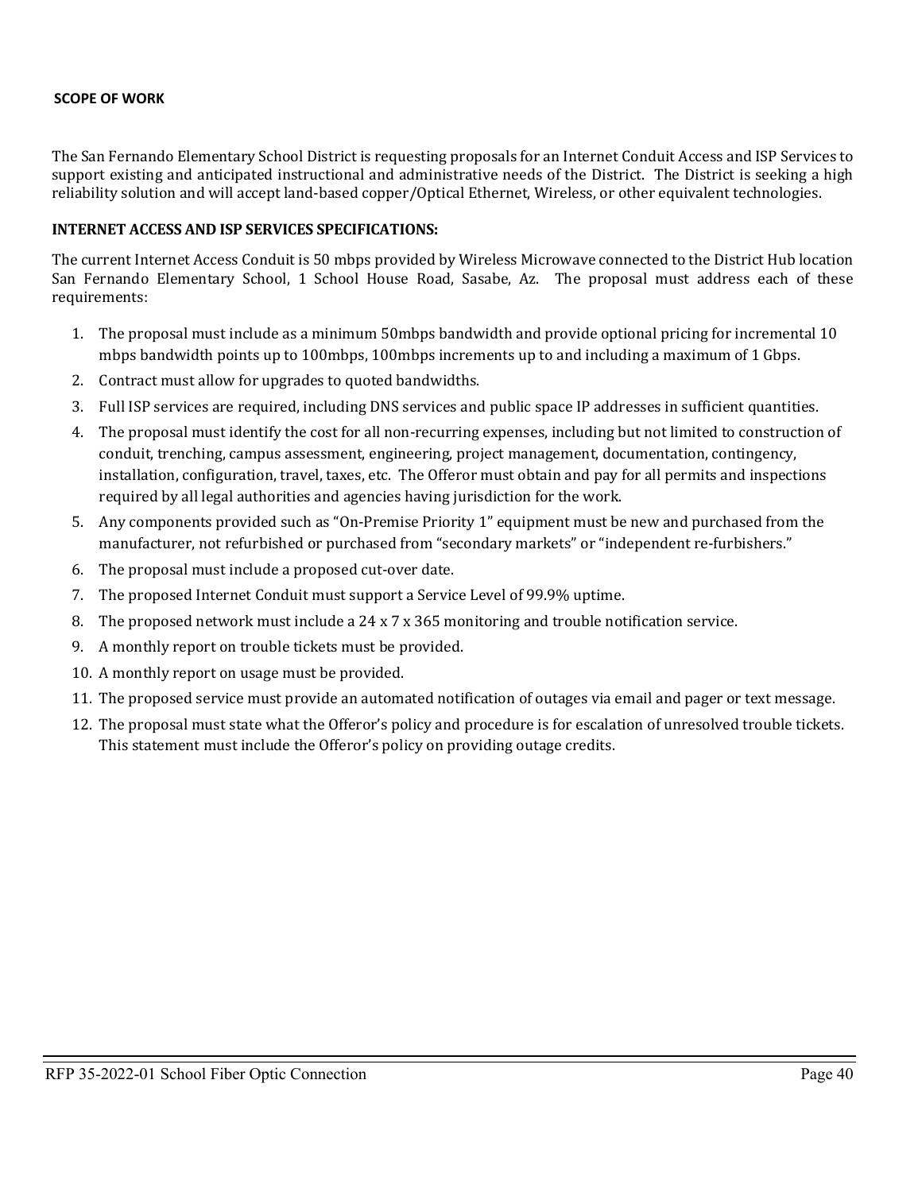**SCOPE OF WORK**

The San Fernando Elementary School District is requesting proposals for an Internet Conduit Access and ISP Services to support existing and anticipated instructional and administrative needs of the District. The District is seeking a high reliability solution and will accept land-based copper/Optical Ethernet, Wireless, or other equivalent technologies.

**INTERNET ACCESS AND ISP SERVICES SPECIFICATIONS:**

The current Internet Access Conduit is 50 mbps provided by Wireless Microwave connected to the District Hub location San Fernando Elementary School, 1 School House Road, Sasabe, Az. The proposal must address each of these requirements:

1. The proposal must include as a minimum 50mbps bandwidth and provide optional pricing for incremental 10 mbps bandwidth points up to 100mbps, 100mbps increments up to and including a maximum of 1 Gbps.
2. Contract must allow for upgrades to quoted bandwidths.
3. Full ISP services are required, including DNS services and public space IP addresses in sufficient quantities.
4. The proposal must identify the cost for all non-recurring expenses, including but not limited to construction of conduit, trenching, campus assessment, engineering, project management, documentation, contingency, installation, configuration, travel, taxes, etc. The Offeror must obtain and pay for all permits and inspections required by all legal authorities and agencies having jurisdiction for the work.
5. Any components provided such as "On-Premise Priority 1" equipment must be new and purchased from the manufacturer, not refurbished or purchased from "secondary markets" or "independent re-furbishers."
6. The proposal must include a proposed cut-over date.
7. The proposed Internet Conduit must support a Service Level of 99.9% uptime.
8. The proposed network must include a 24 x 7 x 365 monitoring and trouble notification service.
9. A monthly report on trouble tickets must be provided.
10. A monthly report on usage must be provided.
11. The proposed service must provide an automated notification of outages via email and pager or text message.
12. The proposal must state what the Offeror's policy and procedure is for escalation of unresolved trouble tickets. This statement must include the Offeror's policy on providing outage credits.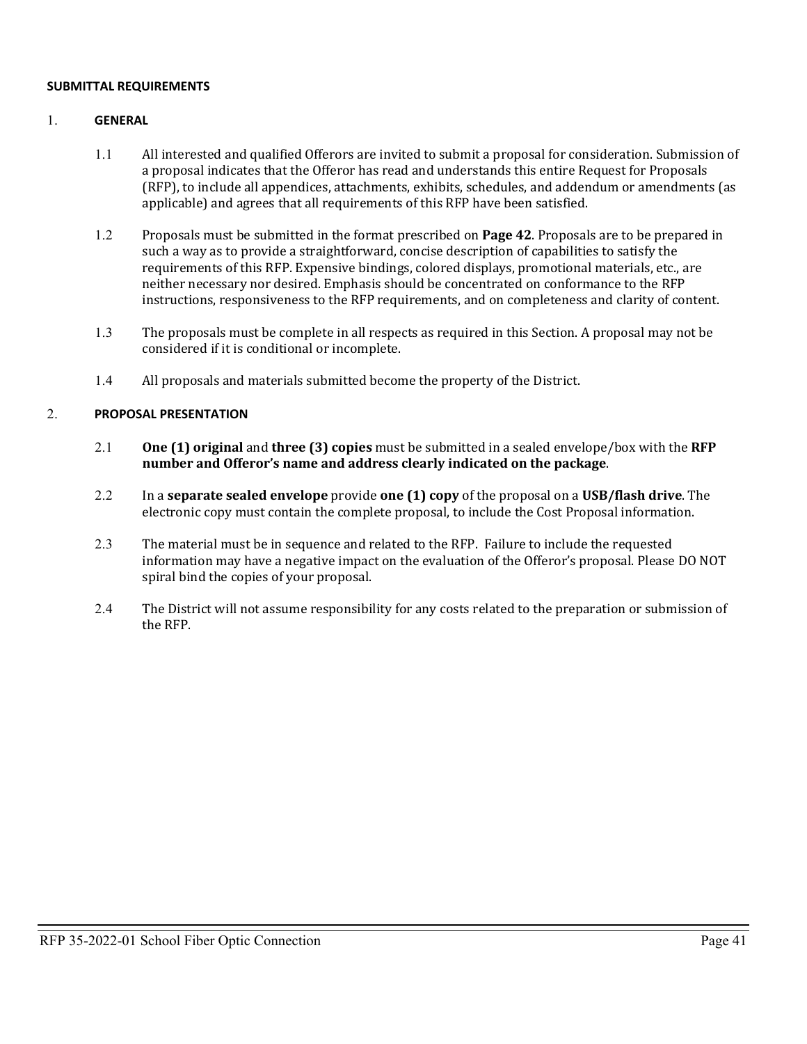**SUBMITTAL REQUIREMENTS**

1. **GENERAL**

1.1 All interested and qualified Offerors are invited to submit a proposal for consideration. Submission of a proposal indicates that the Offeror has read and understands this entire Request for Proposals (RFP), to include all appendices, attachments, exhibits, schedules, and addendum or amendments (as applicable) and agrees that all requirements of this RFP have been satisfied.

1.2 Proposals must be submitted in the format prescribed on **Page 42**. Proposals are to be prepared in such a way as to provide a straightforward, concise description of capabilities to satisfy the requirements of this RFP. Expensive bindings, colored displays, promotional materials, etc., are neither necessary nor desired. Emphasis should be concentrated on conformance to the RFP instructions, responsiveness to the RFP requirements, and on completeness and clarity of content.

1.3 The proposals must be complete in all respects as required in this Section. A proposal may not be considered if it is conditional or incomplete.

1.4 All proposals and materials submitted become the property of the District.

2. **PROPOSAL PRESENTATION**

2.1 **One (1) original** and **three (3) copies** must be submitted in a sealed envelope/box with the **RFP number and Offeror's name and address clearly indicated on the package**.

2.2 In a **separate sealed envelope** provide **one (1) copy** of the proposal on a **USB/flash drive**. The electronic copy must contain the complete proposal, to include the Cost Proposal information.

2.3 The material must be in sequence and related to the RFP. Failure to include the requested information may have a negative impact on the evaluation of the Offeror's proposal. Please DO NOT spiral bind the copies of your proposal.

2.4 The District will not assume responsibility for any costs related to the preparation or submission of the RFP.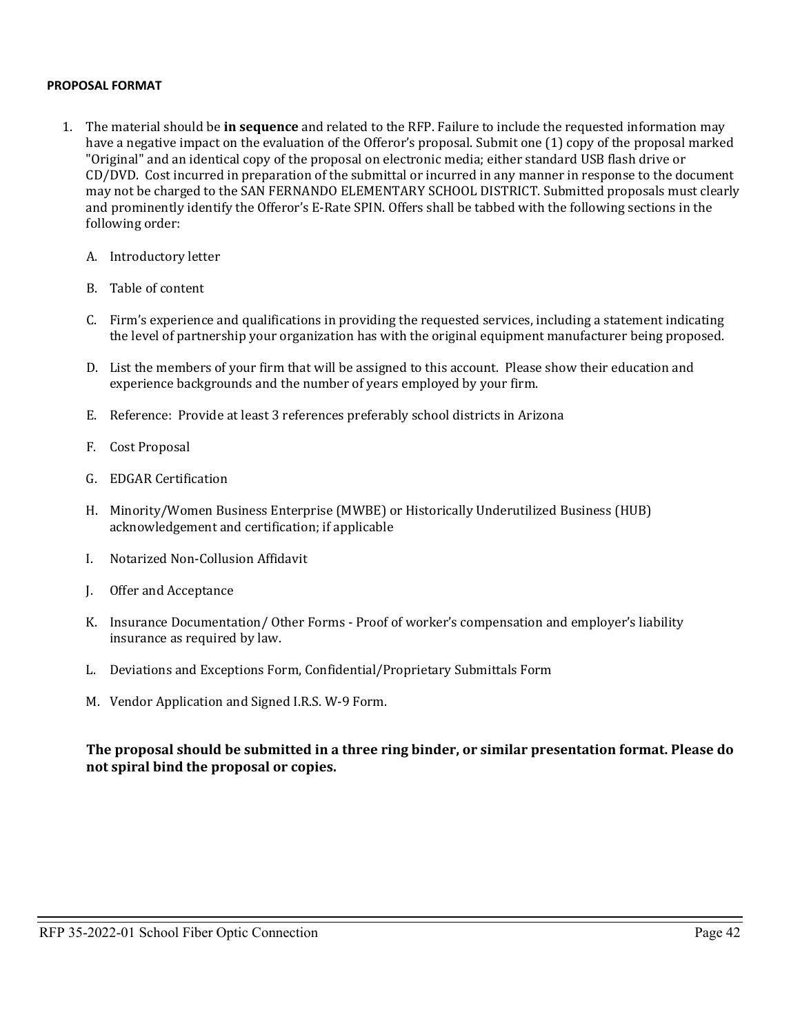**PROPOSAL FORMAT**

1. The material should be **in sequence** and related to the RFP. Failure to include the requested information may have a negative impact on the evaluation of the Offeror's proposal. Submit one (1) copy of the proposal marked "Original" and an identical copy of the proposal on electronic media; either standard USB flash drive or CD/DVD. Cost incurred in preparation of the submittal or incurred in any manner in response to the document may not be charged to the SAN FERNANDO ELEMENTARY SCHOOL DISTRICT. Submitted proposals must clearly and prominently identify the Offeror's E-Rate SPIN. Offers shall be tabbed with the following sections in the following order:

   A. Introductory letter

   B. Table of content

   C. Firm's experience and qualifications in providing the requested services, including a statement indicating the level of partnership your organization has with the original equipment manufacturer being proposed.

   D. List the members of your firm that will be assigned to this account. Please show their education and experience backgrounds and the number of years employed by your firm.

   E. Reference: Provide at least 3 references preferably school districts in Arizona

   F. Cost Proposal

   G. EDGAR Certification

   H. Minority/Women Business Enterprise (MWBE) or Historically Underutilized Business (HUB) acknowledgement and certification; if applicable

   I. Notarized Non-Collusion Affidavit

   J. Offer and Acceptance

   K. Insurance Documentation/ Other Forms - Proof of worker's compensation and employer's liability insurance as required by law.

   L. Deviations and Exceptions Form, Confidential/Proprietary Submittals Form

   M. Vendor Application and Signed I.R.S. W-9 Form.

**The proposal should be submitted in a three ring binder, or similar presentation format. Please do not spiral bind the proposal or copies.**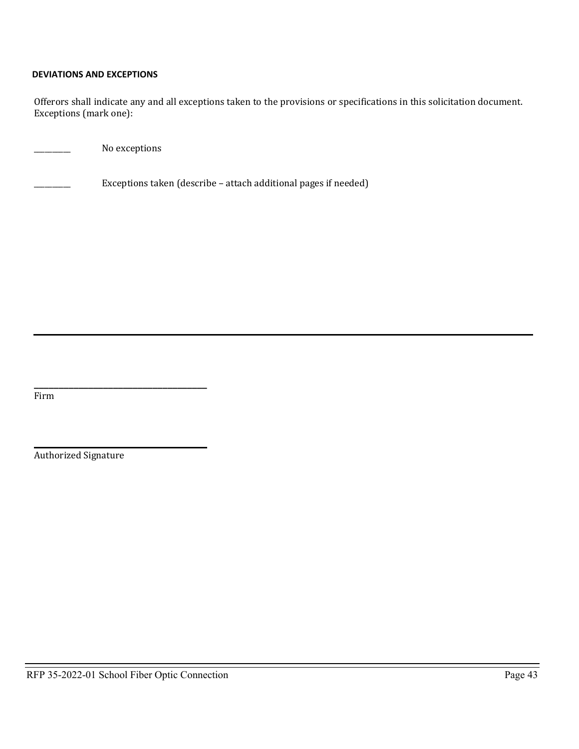**DEVIATIONS AND EXCEPTIONS**

Offerors shall indicate any and all exceptions taken to the provisions or specifications in this solicitation document. Exceptions (mark one):

\_\_\_\_\_\_\_\_\_ No exceptions

\_\_\_\_\_\_\_\_\_ Exceptions taken (describe – attach additional pages if needed)

---

\_\_\_\_\_\_\_\_\_\_\_\_\_\_\_\_\_\_\_\_\_\_\_\_\_\_\_\_\_\_\_\_\_\_\_\_\_\_\_\_
Firm

\_\_\_\_\_\_\_\_\_\_\_\_\_\_\_\_\_\_\_\_\_\_\_\_\_\_\_\_\_\_\_\_\_\_\_\_\_\_\_\_
Authorized Signature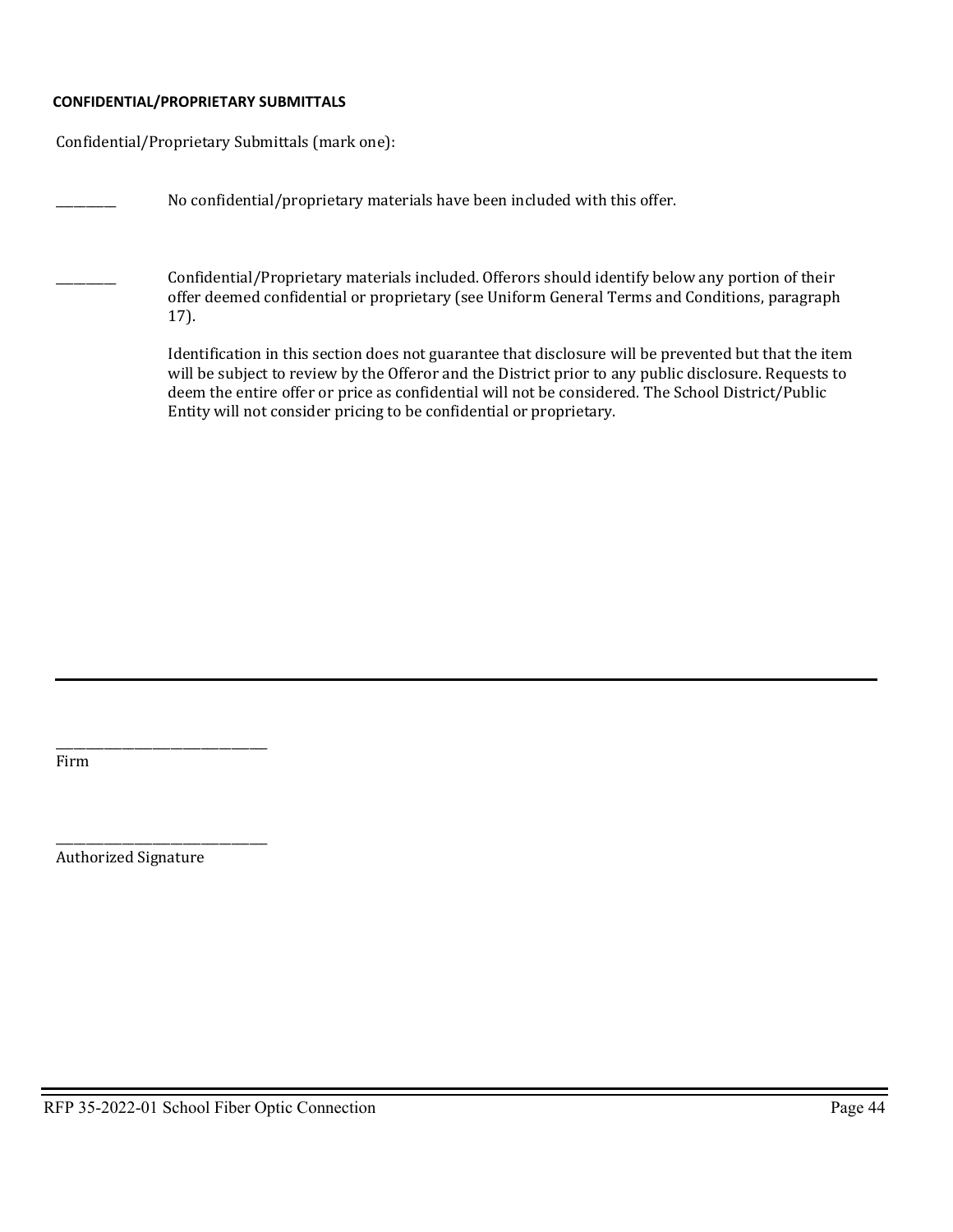**CONFIDENTIAL/PROPRIETARY SUBMITTALS**

Confidential/Proprietary Submittals (mark one):

\_\_\_\_\_\_\_\_\_\_ No confidential/proprietary materials have been included with this offer.

\_\_\_\_\_\_\_\_\_\_ Confidential/Proprietary materials included. Offerors should identify below any portion of their offer deemed confidential or proprietary (see Uniform General Terms and Conditions, paragraph 17).

Identification in this section does not guarantee that disclosure will be prevented but that the item will be subject to review by the Offeror and the District prior to any public disclosure. Requests to deem the entire offer or price as confidential will not be considered. The School District/Public Entity will not consider pricing to be confidential or proprietary.

---

\_\_\_\_\_\_\_\_\_\_\_\_\_\_\_\_\_\_\_\_\_\_\_\_\_\_\_\_\_\_\_\_\_\_
Firm

\_\_\_\_\_\_\_\_\_\_\_\_\_\_\_\_\_\_\_\_\_\_\_\_\_\_\_\_\_\_\_\_\_\_
Authorized Signature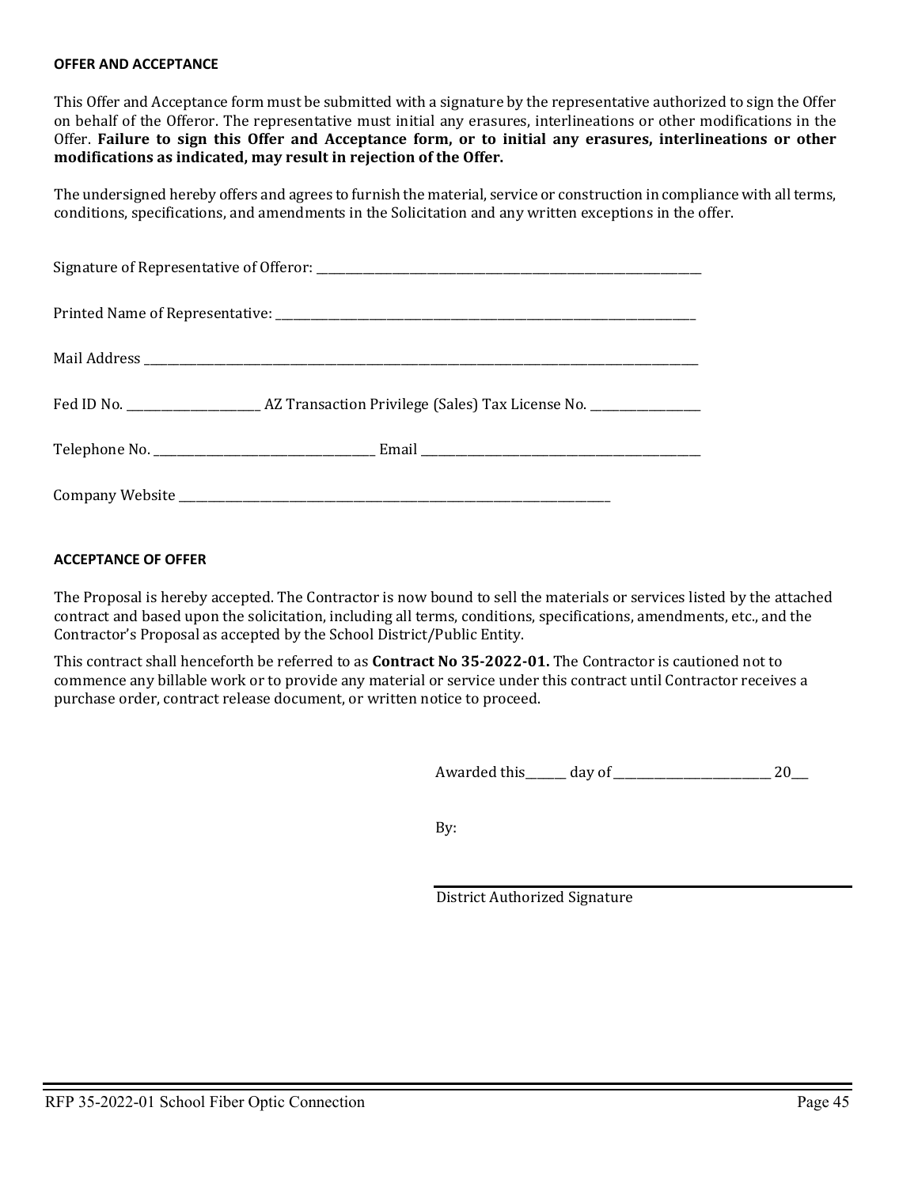**OFFER AND ACCEPTANCE**

This Offer and Acceptance form must be submitted with a signature by the representative authorized to sign the Offer on behalf of the Offeror. The representative must initial any erasures, interlineations or other modifications in the Offer. **Failure to sign this Offer and Acceptance form, or to initial any erasures, interlineations or other modifications as indicated, may result in rejection of the Offer.**

The undersigned hereby offers and agrees to furnish the material, service or construction in compliance with all terms, conditions, specifications, and amendments in the Solicitation and any written exceptions in the offer.

Signature of Representative of Offeror: ___________________________________________

Printed Name of Representative: ___________________________________________

Mail Address ___________________________________________

Fed ID No. _______________ AZ Transaction Privilege (Sales) Tax License No. _______________

Telephone No. _______________________ Email ___________________________

Company Website ___________________________________________

**ACCEPTANCE OF OFFER**

The Proposal is hereby accepted. The Contractor is now bound to sell the materials or services listed by the attached contract and based upon the solicitation, including all terms, conditions, specifications, amendments, etc., and the Contractor's Proposal as accepted by the School District/Public Entity.

This contract shall henceforth be referred to as **Contract No 35-2022-01.** The Contractor is cautioned not to commence any billable work or to provide any material or service under this contract until Contractor receives a purchase order, contract release document, or written notice to proceed.

Awarded this______ day of _________________ 20___

By:

___________________________________________

District Authorized Signature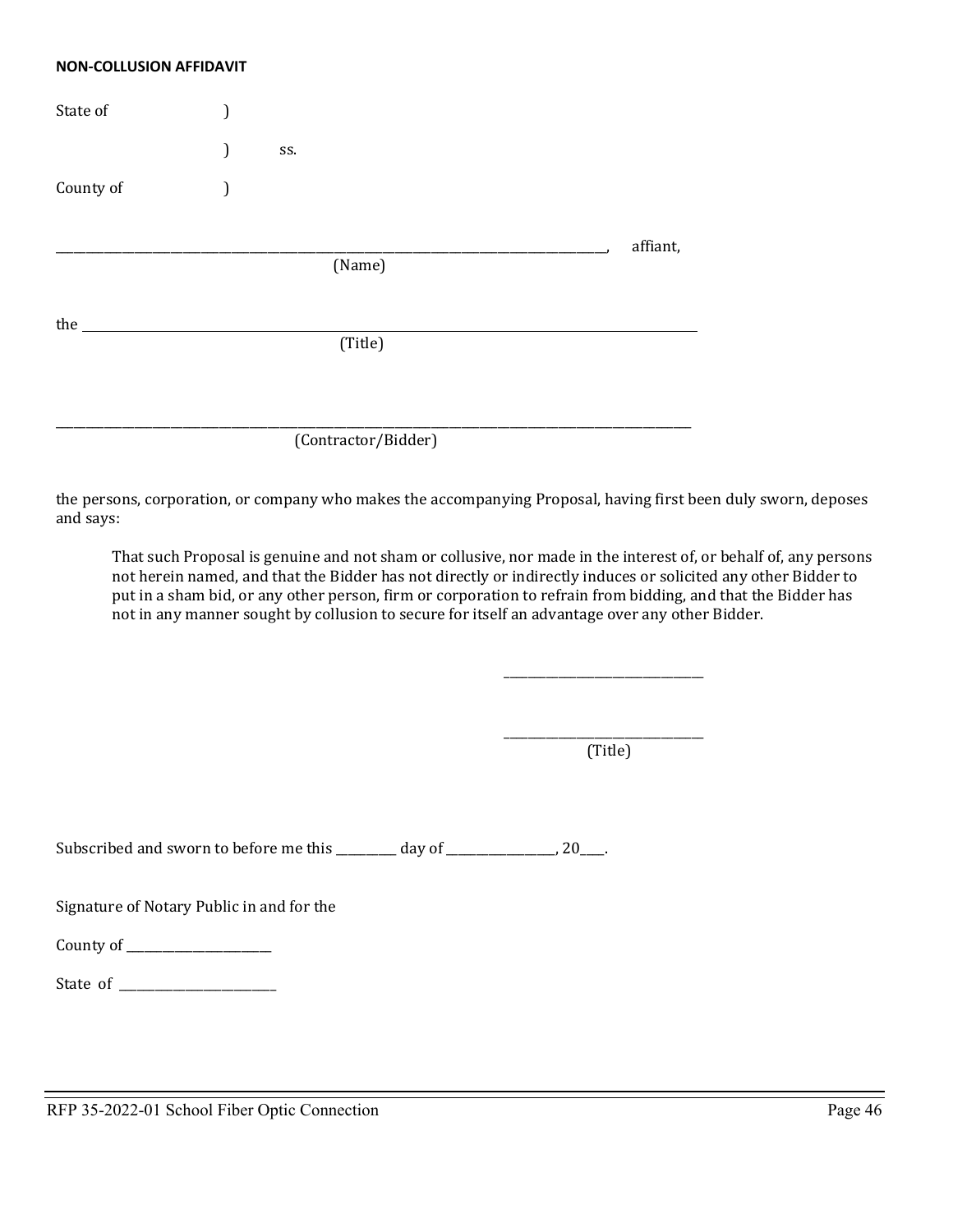**NON-COLLUSION AFFIDAVIT**

State of )

) ss.

County of )

_______________________________________________, affiant,
(Name)

the _______________________________________________
(Title)

_______________________________________________
(Contractor/Bidder)

the persons, corporation, or company who makes the accompanying Proposal, having first been duly sworn, deposes and says:

> That such Proposal is genuine and not sham or collusive, nor made in the interest of, or behalf of, any persons not herein named, and that the Bidder has not directly or indirectly induces or solicited any other Bidder to put in a sham bid, or any other person, firm or corporation to refrain from bidding, and that the Bidder has not in any manner sought by collusion to secure for itself an advantage over any other Bidder.

_______________________________

_______________________________
(Title)

Subscribed and sworn to before me this _________ day of _________________, 20____.

Signature of Notary Public in and for the

County of ______________________

State of ________________________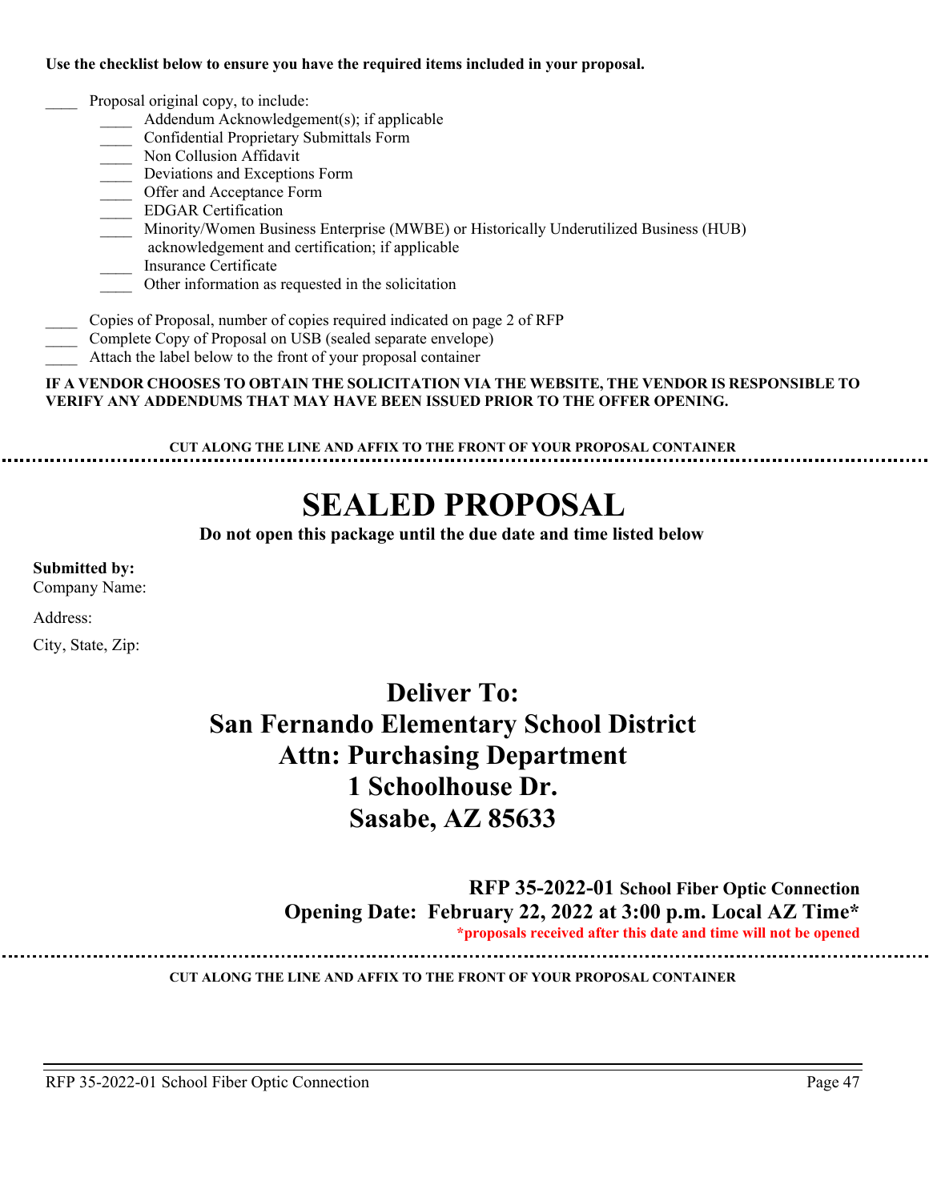**Use the checklist below to ensure you have the required items included in your proposal.**

- ____ Proposal original copy, to include:
  - ____ Addendum Acknowledgement(s); if applicable
  - ____ Confidential Proprietary Submittals Form
  - ____ Non Collusion Affidavit
  - ____ Deviations and Exceptions Form
  - ____ Offer and Acceptance Form
  - ____ EDGAR Certification
  - ____ Minority/Women Business Enterprise (MWBE) or Historically Underutilized Business (HUB) acknowledgement and certification; if applicable
  - ____ Insurance Certificate
  - ____ Other information as requested in the solicitation
- ____ Copies of Proposal, number of copies required indicated on page 2 of RFP
- ____ Complete Copy of Proposal on USB (sealed separate envelope)
- ____ Attach the label below to the front of your proposal container

**IF A VENDOR CHOOSES TO OBTAIN THE SOLICITATION VIA THE WEBSITE, THE VENDOR IS RESPONSIBLE TO VERIFY ANY ADDENDUMS THAT MAY HAVE BEEN ISSUED PRIOR TO THE OFFER OPENING.**

**CUT ALONG THE LINE AND AFFIX TO THE FRONT OF YOUR PROPOSAL CONTAINER**

---

# SEALED PROPOSAL

**Do not open this package until the due date and time listed below**

**Submitted by:**
Company Name:

Address:

City, State, Zip:

## Deliver To:
## San Fernando Elementary School District
## Attn: Purchasing Department
## 1 Schoolhouse Dr.
## Sasabe, AZ 85633

**RFP 35-2022-01 School Fiber Optic Connection**
**Opening Date: February 22, 2022 at 3:00 p.m. Local AZ Time***
***proposals received after this date and time will not be opened**

---

**CUT ALONG THE LINE AND AFFIX TO THE FRONT OF YOUR PROPOSAL CONTAINER**